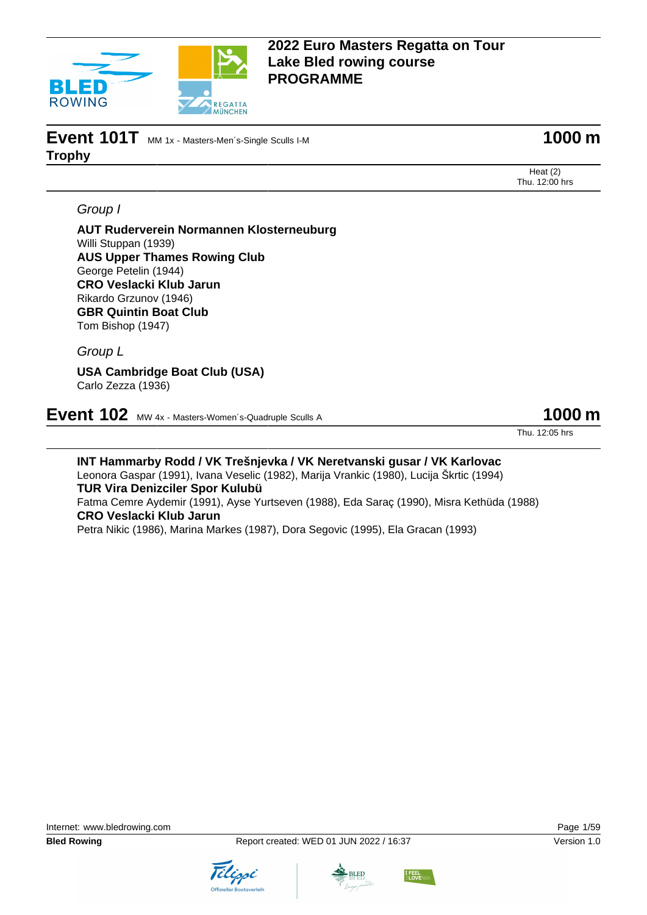# 2022 Euro Masters Regatta on Tour
# Lake Bled rowing course
# PROGRAMME

## Event 101T MM 1x - Masters-Men´s-Single Sculls I-M — 1000 m
**Trophy**

Heat (2)
Thu. 12:00 hrs

*Group I*

**AUT Ruderverein Normannen Klosterneuburg**
Willi Stuppan (1939)
**AUS Upper Thames Rowing Club**
George Petelin (1944)
**CRO Veslacki Klub Jarun**
Rikardo Grzunov (1946)
**GBR Quintin Boat Club**
Tom Bishop (1947)

*Group L*

**USA Cambridge Boat Club (USA)**
Carlo Zezza (1936)

## Event 102 MW 4x - Masters-Women´s-Quadruple Sculls A — 1000 m

Thu. 12:05 hrs

**INT Hammarby Rodd / VK Trešnjevka / VK Neretvanski gusar / VK Karlovac**
Leonora Gaspar (1991), Ivana Veselic (1982), Marija Vrankic (1980), Lucija Škrtic (1994)
**TUR Vira Denizciler Spor Kulubü**
Fatma Cemre Aydemir (1991), Ayse Yurtseven (1988), Eda Saraç (1990), Misra Kethüda (1988)
**CRO Veslacki Klub Jarun**
Petra Nikic (1986), Marina Markes (1987), Dora Segovic (1995), Ela Gracan (1993)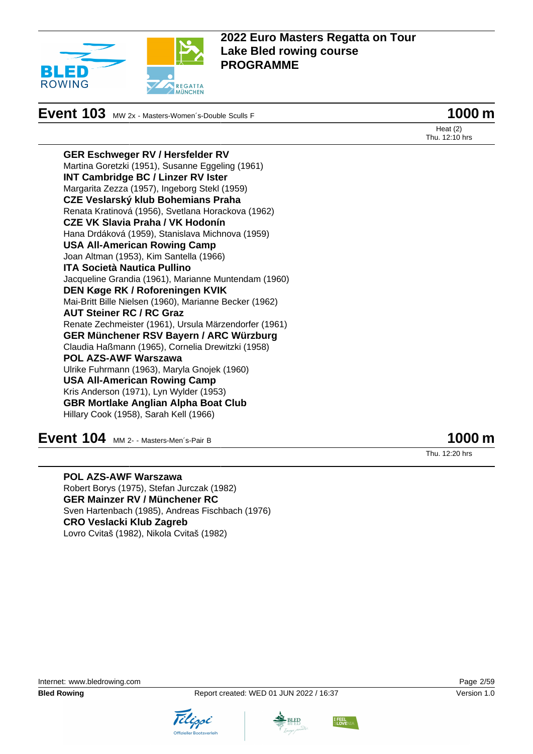## Event 103 MW 2x - Masters-Women´s-Double Sculls F — 1000 m

Heat (2)
Thu. 12:10 hrs

**GER Eschweger RV / Hersfelder RV**
Martina Goretzki (1951), Susanne Eggeling (1961)
**INT Cambridge BC / Linzer RV Ister**
Margarita Zezza (1957), Ingeborg Stekl (1959)
**CZE Veslarský klub Bohemians Praha**
Renata Kratinová (1956), Svetlana Horackova (1962)
**CZE VK Slavia Praha / VK Hodonín**
Hana Drdáková (1959), Stanislava Michnova (1959)
**USA All-American Rowing Camp**
Joan Altman (1953), Kim Santella (1966)
**ITA Società Nautica Pullino**
Jacqueline Grandia (1961), Marianne Muntendam (1960)
**DEN Køge RK / Roforeningen KVIK**
Mai-Britt Bille Nielsen (1960), Marianne Becker (1962)
**AUT Steiner RC / RC Graz**
Renate Zechmeister (1961), Ursula Märzendorfer (1961)
**GER Münchener RSV Bayern / ARC Würzburg**
Claudia Haßmann (1965), Cornelia Drewitzki (1958)
**POL AZS-AWF Warszawa**
Ulrike Fuhrmann (1963), Maryla Gnojek (1960)
**USA All-American Rowing Camp**
Kris Anderson (1971), Lyn Wylder (1953)
**GBR Mortlake Anglian Alpha Boat Club**
Hillary Cook (1958), Sarah Kell (1966)

## Event 104 MM 2- - Masters-Men´s-Pair B — 1000 m

Thu. 12:20 hrs

**POL AZS-AWF Warszawa**
Robert Borys (1975), Stefan Jurczak (1982)
**GER Mainzer RV / Münchener RC**
Sven Hartenbach (1985), Andreas Fischbach (1976)
**CRO Veslacki Klub Zagreb**
Lovro Cvitaš (1982), Nikola Cvitaš (1982)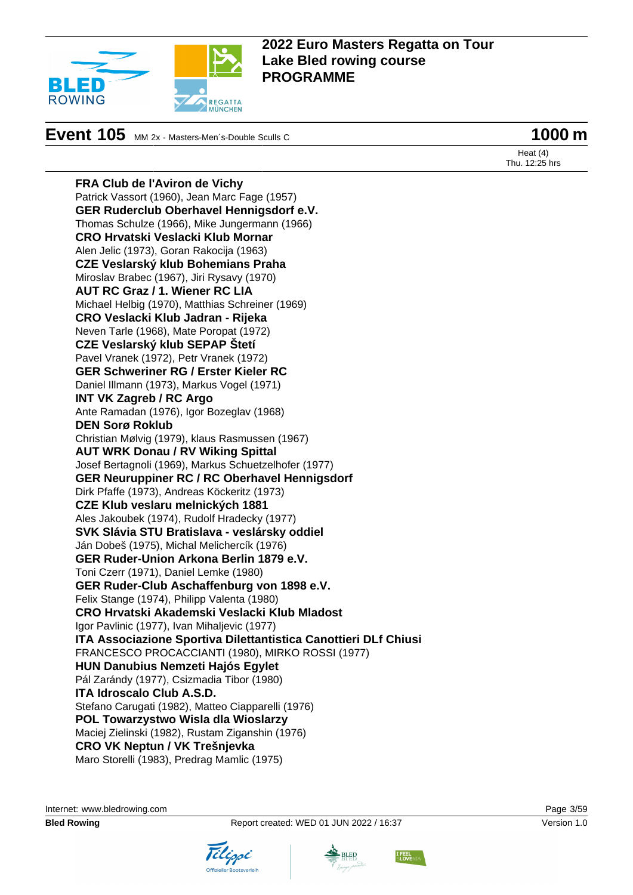# 2022 Euro Masters Regatta on Tour
# Lake Bled rowing course
# PROGRAMME

## Event 105 MM 2x - Masters-Men´s-Double Sculls C — 1000 m

Heat (4)
Thu. 12:25 hrs

**FRA Club de l'Aviron de Vichy**
Patrick Vassort (1960), Jean Marc Fage (1957)

**GER Ruderclub Oberhavel Hennigsdorf e.V.**
Thomas Schulze (1966), Mike Jungermann (1966)

**CRO Hrvatski Veslacki Klub Mornar**
Alen Jelic (1973), Goran Rakocija (1963)

**CZE Veslarský klub Bohemians Praha**
Miroslav Brabec (1967), Jiri Rysavy (1970)

**AUT RC Graz / 1. Wiener RC LIA**
Michael Helbig (1970), Matthias Schreiner (1969)

**CRO Veslacki Klub Jadran - Rijeka**
Neven Tarle (1968), Mate Poropat (1972)

**CZE Veslarský klub SEPAP Štetí**
Pavel Vranek (1972), Petr Vranek (1972)

**GER Schweriner RG / Erster Kieler RC**
Daniel Illmann (1973), Markus Vogel (1971)

**INT VK Zagreb / RC Argo**
Ante Ramadan (1976), Igor Bozeglav (1968)

**DEN Sorø Roklub**
Christian Mølvig (1979), klaus Rasmussen (1967)

**AUT WRK Donau / RV Wiking Spittal**
Josef Bertagnoli (1969), Markus Schuetzelhofer (1977)

**GER Neuruppiner RC / RC Oberhavel Hennigsdorf**
Dirk Pfaffe (1973), Andreas Köckeritz (1973)

**CZE Klub veslaru melnických 1881**
Ales Jakoubek (1974), Rudolf Hradecky (1977)

**SVK Slávia STU Bratislava - veslársky oddiel**
Ján Dobeš (1975), Michal Melichercík (1976)

**GER Ruder-Union Arkona Berlin 1879 e.V.**
Toni Czerr (1971), Daniel Lemke (1980)

**GER Ruder-Club Aschaffenburg von 1898 e.V.**
Felix Stange (1974), Philipp Valenta (1980)

**CRO Hrvatski Akademski Veslacki Klub Mladost**
Igor Pavlinic (1977), Ivan Mihaljevic (1977)

**ITA Associazione Sportiva Dilettantistica Canottieri DLf Chiusi**
FRANCESCO PROCACCIANTI (1980), MIRKO ROSSI (1977)

**HUN Danubius Nemzeti Hajós Egylet**
Pál Zarándy (1977), Csizmadia Tibor (1980)

**ITA Idroscalo Club A.S.D.**
Stefano Carugati (1982), Matteo Ciapparelli (1976)

**POL Towarzystwo Wisla dla Wioslarzy**
Maciej Zielinski (1982), Rustam Ziganshin (1976)

**CRO VK Neptun / VK Trešnjevka**
Maro Storelli (1983), Predrag Mamlic (1975)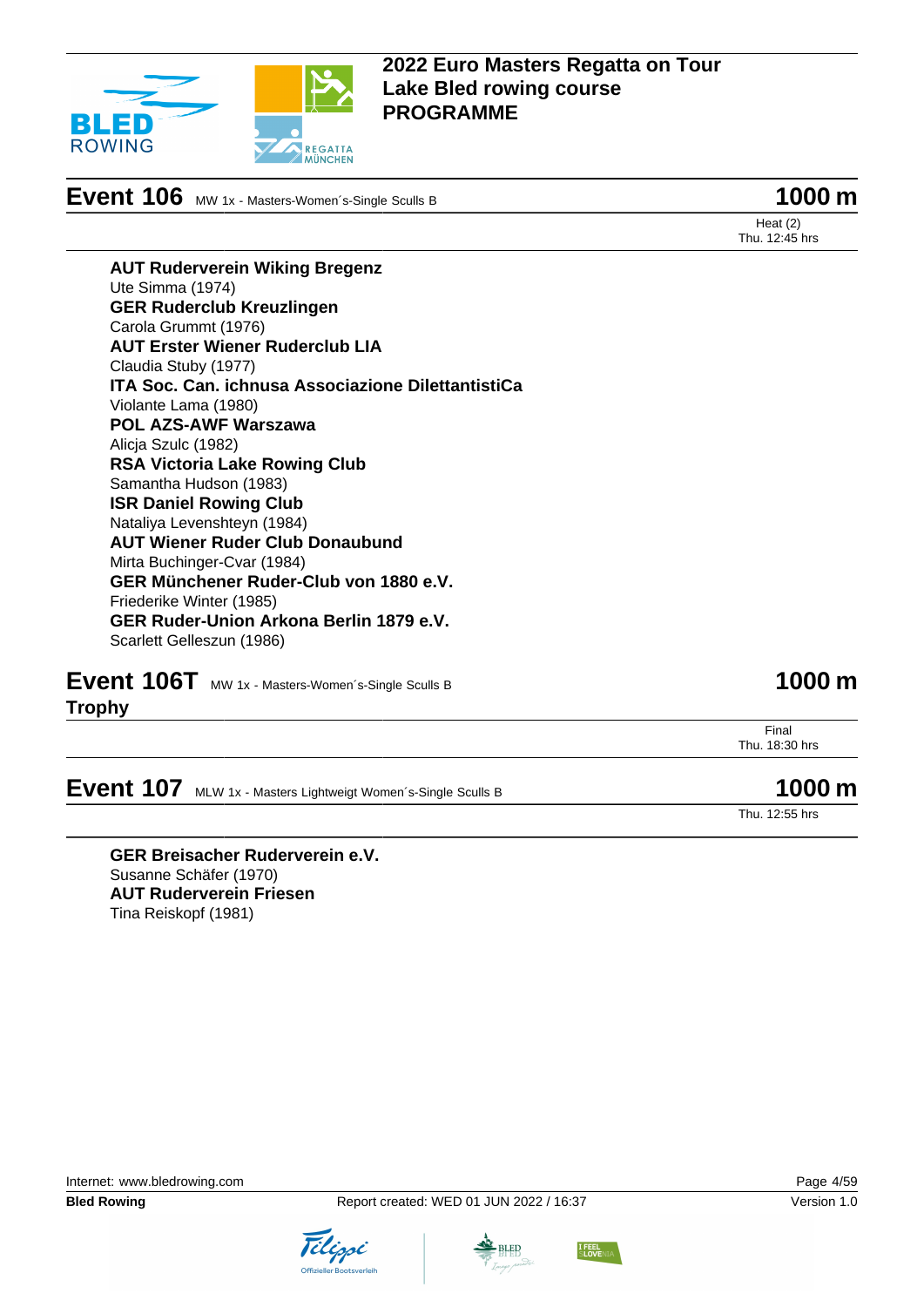# 2022 Euro Masters Regatta on Tour
# Lake Bled rowing course
# PROGRAMME

## Event 106 MW 1x - Masters-Women´s-Single Sculls B — 1000 m

Heat (2)
Thu. 12:45 hrs

**AUT Ruderverein Wiking Bregenz**
Ute Simma (1974)
**GER Ruderclub Kreuzlingen**
Carola Grummt (1976)
**AUT Erster Wiener Ruderclub LIA**
Claudia Stuby (1977)
**ITA Soc. Can. ichnusa Associazione DilettantistiCa**
Violante Lama (1980)
**POL AZS-AWF Warszawa**
Alicja Szulc (1982)
**RSA Victoria Lake Rowing Club**
Samantha Hudson (1983)
**ISR Daniel Rowing Club**
Nataliya Levenshteyn (1984)
**AUT Wiener Ruder Club Donaubund**
Mirta Buchinger-Cvar (1984)
**GER Münchener Ruder-Club von 1880 e.V.**
Friederike Winter (1985)
**GER Ruder-Union Arkona Berlin 1879 e.V.**
Scarlett Gelleszun (1986)

## Event 106T MW 1x - Masters-Women´s-Single Sculls B Trophy — 1000 m

Final
Thu. 18:30 hrs

## Event 107 MLW 1x - Masters Lightweigt Women´s-Single Sculls B — 1000 m

Thu. 12:55 hrs

**GER Breisacher Ruderverein e.V.**
Susanne Schäfer (1970)
**AUT Ruderverein Friesen**
Tina Reiskopf (1981)

Internet: www.bledrowing.com
**Bled Rowing** — Report created: WED 01 JUN 2022 / 16:37 — Version 1.0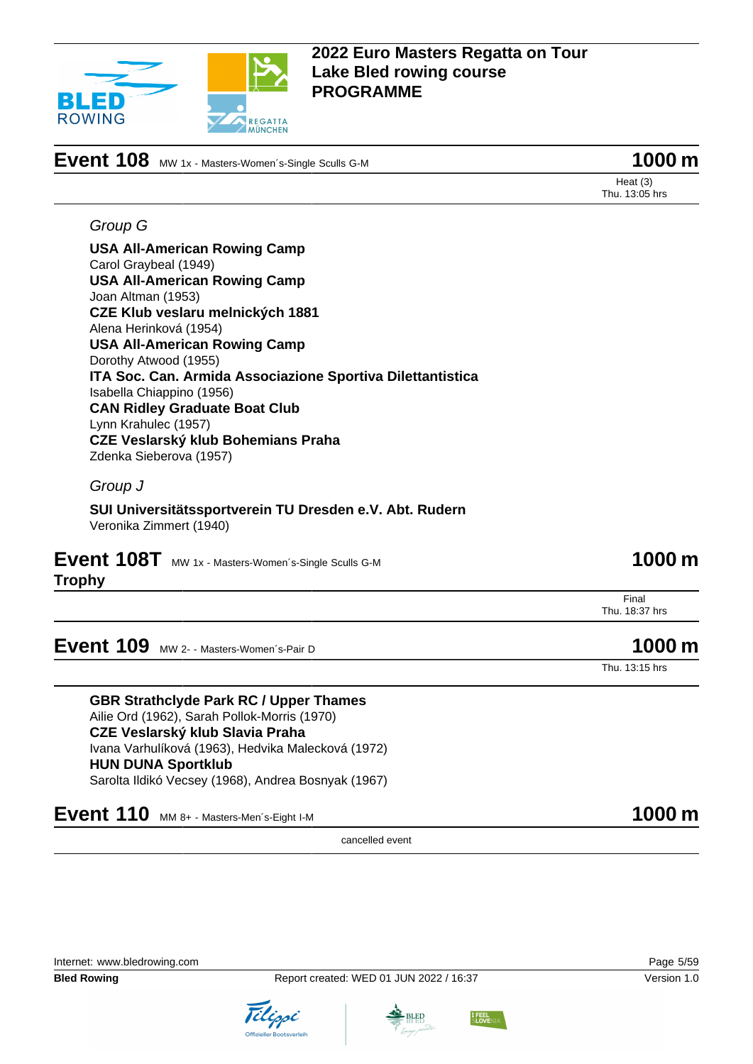## Event 108 MW 1x - Masters-Women´s-Single Sculls G-M — 1000 m

Heat (3)
Thu. 13:05 hrs

*Group G*

**USA All-American Rowing Camp**
Carol Graybeal (1949)
**USA All-American Rowing Camp**
Joan Altman (1953)
**CZE Klub veslaru melnických 1881**
Alena Herinková (1954)
**USA All-American Rowing Camp**
Dorothy Atwood (1955)
**ITA Soc. Can. Armida Associazione Sportiva Dilettantistica**
Isabella Chiappino (1956)
**CAN Ridley Graduate Boat Club**
Lynn Krahulec (1957)
**CZE Veslarský klub Bohemians Praha**
Zdenka Sieberova (1957)

*Group J*

**SUI Universitätssportverein TU Dresden e.V. Abt. Rudern**
Veronika Zimmert (1940)

## Event 108T MW 1x - Masters-Women´s-Single Sculls G-M Trophy — 1000 m

Final
Thu. 18:37 hrs

## Event 109 MW 2- - Masters-Women´s-Pair D — 1000 m

Thu. 13:15 hrs

**GBR Strathclyde Park RC / Upper Thames**
Ailie Ord (1962), Sarah Pollok-Morris (1970)
**CZE Veslarský klub Slavia Praha**
Ivana Varhulíková (1963), Hedvika Malecková (1972)
**HUN DUNA Sportklub**
Sarolta Ildikó Vecsey (1968), Andrea Bosnyak (1967)

## Event 110 MM 8+ - Masters-Men´s-Eight I-M — 1000 m

cancelled event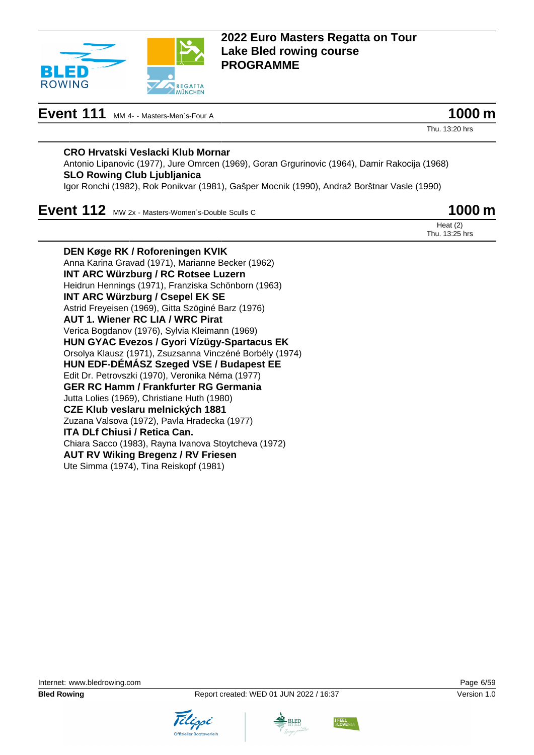## Event 111 MM 4- - Masters-Men´s-Four A — 1000 m

Thu. 13:20 hrs

**CRO Hrvatski Veslacki Klub Mornar**
Antonio Lipanovic (1977), Jure Omrcen (1969), Goran Grgurinovic (1964), Damir Rakocija (1968)

**SLO Rowing Club Ljubljanica**
Igor Ronchi (1982), Rok Ponikvar (1981), Gašper Mocnik (1990), Andraž Borštnar Vasle (1990)

## Event 112 MW 2x - Masters-Women´s-Double Sculls C — 1000 m

Heat (2)
Thu. 13:25 hrs

**DEN Køge RK / Roforeningen KVIK**
Anna Karina Gravad (1971), Marianne Becker (1962)

**INT ARC Würzburg / RC Rotsee Luzern**
Heidrun Hennings (1971), Franziska Schönborn (1963)

**INT ARC Würzburg / Csepel EK SE**
Astrid Freyeisen (1969), Gitta Szöginé Barz (1976)

**AUT 1. Wiener RC LIA / WRC Pirat**
Verica Bogdanov (1976), Sylvia Kleimann (1969)

**HUN GYAC Evezos / Gyori Vízügy-Spartacus EK**
Orsolya Klausz (1971), Zsuzsanna Vinczéné Borbély (1974)

**HUN EDF-DÉMÁSZ Szeged VSE / Budapest EE**
Edit Dr. Petrovszki (1970), Veronika Néma (1977)

**GER RC Hamm / Frankfurter RG Germania**
Jutta Lolies (1969), Christiane Huth (1980)

**CZE Klub veslaru melnických 1881**
Zuzana Valsova (1972), Pavla Hradecka (1977)

**ITA DLf Chiusi / Retica Can.**
Chiara Sacco (1983), Rayna Ivanova Stoytcheva (1972)

**AUT RV Wiking Bregenz / RV Friesen**
Ute Simma (1974), Tina Reiskopf (1981)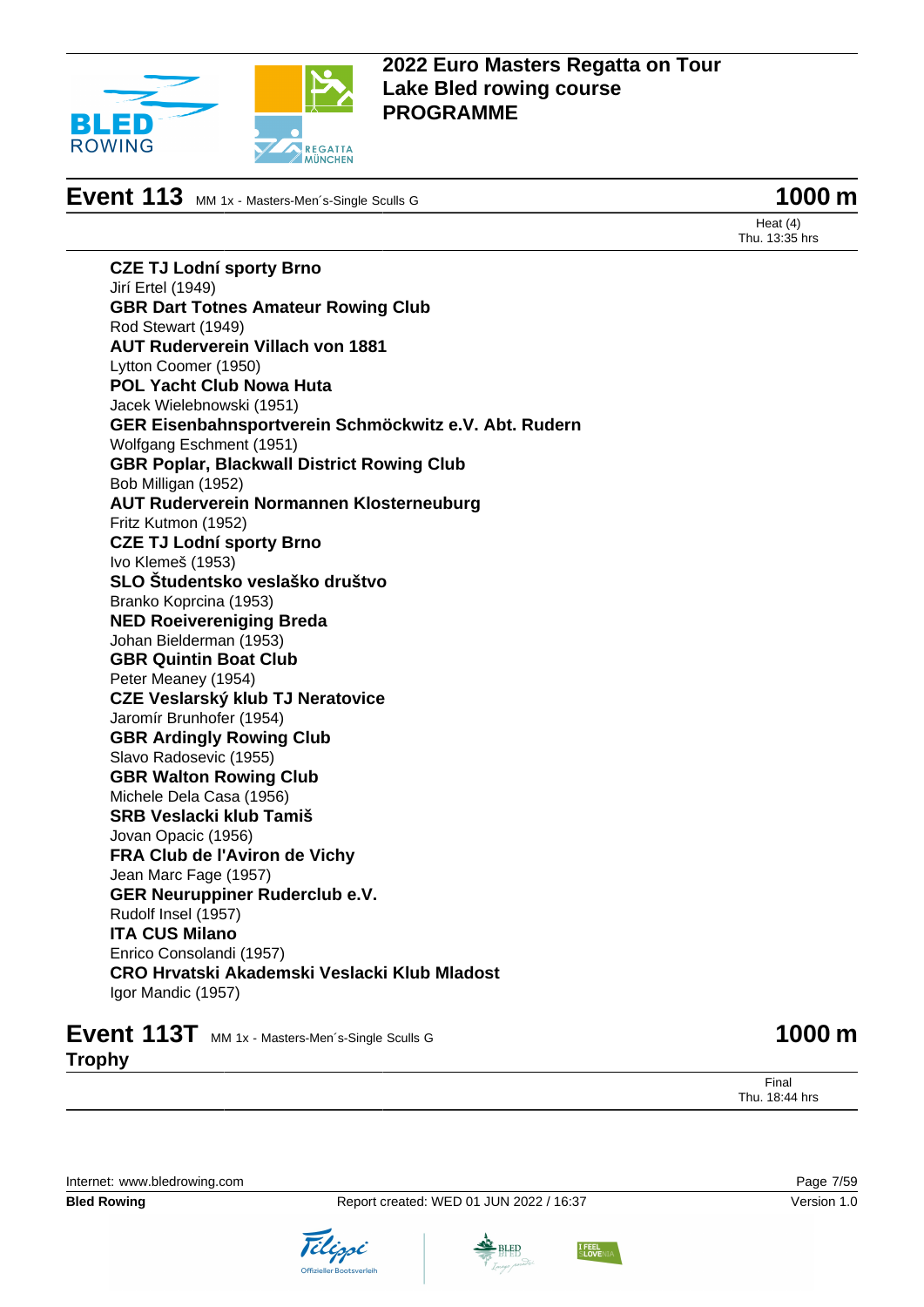# 2022 Euro Masters Regatta on Tour
# Lake Bled rowing course
# PROGRAMME

## Event 113 MM 1x - Masters-Men´s-Single Sculls G — 1000 m

Heat (4)
Thu. 13:35 hrs

**CZE TJ Lodní sporty Brno**
Jirí Ertel (1949)
**GBR Dart Totnes Amateur Rowing Club**
Rod Stewart (1949)
**AUT Ruderverein Villach von 1881**
Lytton Coomer (1950)
**POL Yacht Club Nowa Huta**
Jacek Wielebnowski (1951)
**GER Eisenbahnsportverein Schmöckwitz e.V. Abt. Rudern**
Wolfgang Eschment (1951)
**GBR Poplar, Blackwall District Rowing Club**
Bob Milligan (1952)
**AUT Ruderverein Normannen Klosterneuburg**
Fritz Kutmon (1952)
**CZE TJ Lodní sporty Brno**
Ivo Klemeš (1953)
**SLO Študentsko veslaško društvo**
Branko Koprcina (1953)
**NED Roeivereniging Breda**
Johan Bielderman (1953)
**GBR Quintin Boat Club**
Peter Meaney (1954)
**CZE Veslarský klub TJ Neratovice**
Jaromír Brunhofer (1954)
**GBR Ardingly Rowing Club**
Slavo Radosevic (1955)
**GBR Walton Rowing Club**
Michele Dela Casa (1956)
**SRB Veslacki klub Tamiš**
Jovan Opacic (1956)
**FRA Club de l'Aviron de Vichy**
Jean Marc Fage (1957)
**GER Neuruppiner Ruderclub e.V.**
Rudolf Insel (1957)
**ITA CUS Milano**
Enrico Consolandi (1957)
**CRO Hrvatski Akademski Veslacki Klub Mladost**
Igor Mandic (1957)

## Event 113T MM 1x - Masters-Men´s-Single Sculls G Trophy — 1000 m

Final
Thu. 18:44 hrs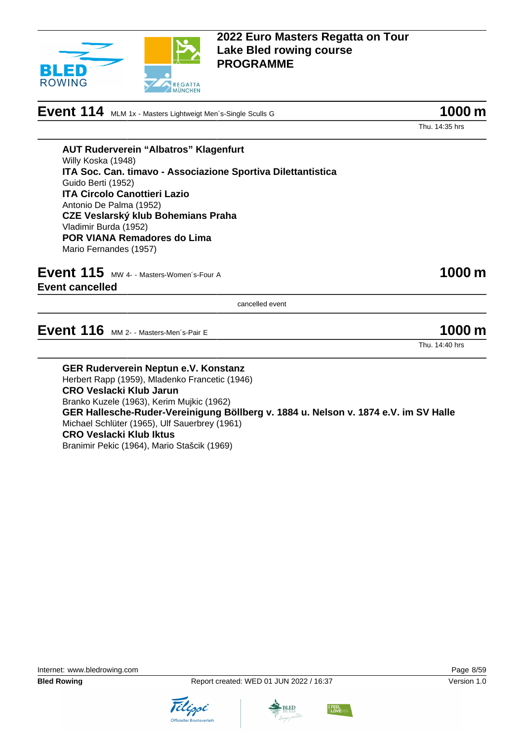# 2022 Euro Masters Regatta on Tour
# Lake Bled rowing course
# PROGRAMME

## Event 114 MLM 1x - Masters Lightweigt Men´s-Single Sculls G — 1000 m

Thu. 14:35 hrs

**AUT Ruderverein “Albatros” Klagenfurt**
Willy Koska (1948)
**ITA Soc. Can. timavo - Associazione Sportiva Dilettantistica**
Guido Berti (1952)
**ITA Circolo Canottieri Lazio**
Antonio De Palma (1952)
**CZE Veslarský klub Bohemians Praha**
Vladimir Burda (1952)
**POR VIANA Remadores do Lima**
Mario Fernandes (1957)

## Event 115 MW 4- - Masters-Women´s-Four A — 1000 m

**Event cancelled**

cancelled event

## Event 116 MM 2- - Masters-Men´s-Pair E — 1000 m

Thu. 14:40 hrs

**GER Ruderverein Neptun e.V. Konstanz**
Herbert Rapp (1959), Mladenko Francetic (1946)
**CRO Veslacki Klub Jarun**
Branko Kuzele (1963), Kerim Mujkic (1962)
**GER Hallesche-Ruder-Vereinigung Böllberg v. 1884 u. Nelson v. 1874 e.V. im SV Halle**
Michael Schlüter (1965), Ulf Sauerbrey (1961)
**CRO Veslacki Klub Iktus**
Branimir Pekic (1964), Mario Stašcik (1969)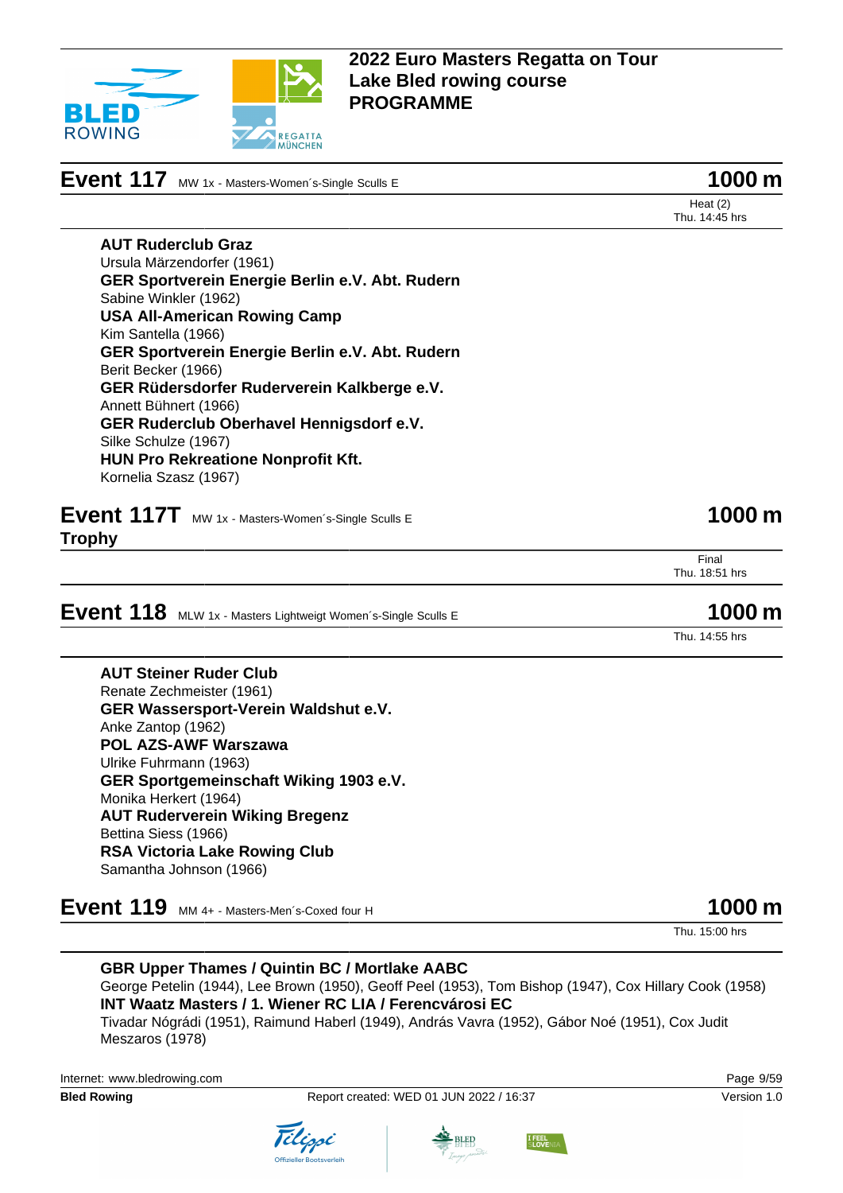## Event 117 MW 1x - Masters-Women´s-Single Sculls E — 1000 m

Heat (2)
Thu. 14:45 hrs

**AUT Ruderclub Graz**
Ursula Märzendorfer (1961)
**GER Sportverein Energie Berlin e.V. Abt. Rudern**
Sabine Winkler (1962)
**USA All-American Rowing Camp**
Kim Santella (1966)
**GER Sportverein Energie Berlin e.V. Abt. Rudern**
Berit Becker (1966)
**GER Rüdersdorfer Ruderverein Kalkberge e.V.**
Annett Bühnert (1966)
**GER Ruderclub Oberhavel Hennigsdorf e.V.**
Silke Schulze (1967)
**HUN Pro Rekreatione Nonprofit Kft.**
Kornelia Szasz (1967)

## Event 117T MW 1x - Masters-Women´s-Single Sculls E Trophy — 1000 m

Final
Thu. 18:51 hrs

## Event 118 MLW 1x - Masters Lightweigt Women´s-Single Sculls E — 1000 m

Thu. 14:55 hrs

**AUT Steiner Ruder Club**
Renate Zechmeister (1961)
**GER Wassersport-Verein Waldshut e.V.**
Anke Zantop (1962)
**POL AZS-AWF Warszawa**
Ulrike Fuhrmann (1963)
**GER Sportgemeinschaft Wiking 1903 e.V.**
Monika Herkert (1964)
**AUT Ruderverein Wiking Bregenz**
Bettina Siess (1966)
**RSA Victoria Lake Rowing Club**
Samantha Johnson (1966)

## Event 119 MM 4+ - Masters-Men´s-Coxed four H — 1000 m

Thu. 15:00 hrs

**GBR Upper Thames / Quintin BC / Mortlake AABC**
George Petelin (1944), Lee Brown (1950), Geoff Peel (1953), Tom Bishop (1947), Cox Hillary Cook (1958)
**INT Waatz Masters / 1. Wiener RC LIA / Ferencvárosi EC**
Tivadar Nógrádi (1951), Raimund Haberl (1949), András Vavra (1952), Gábor Noé (1951), Cox Judit Meszaros (1978)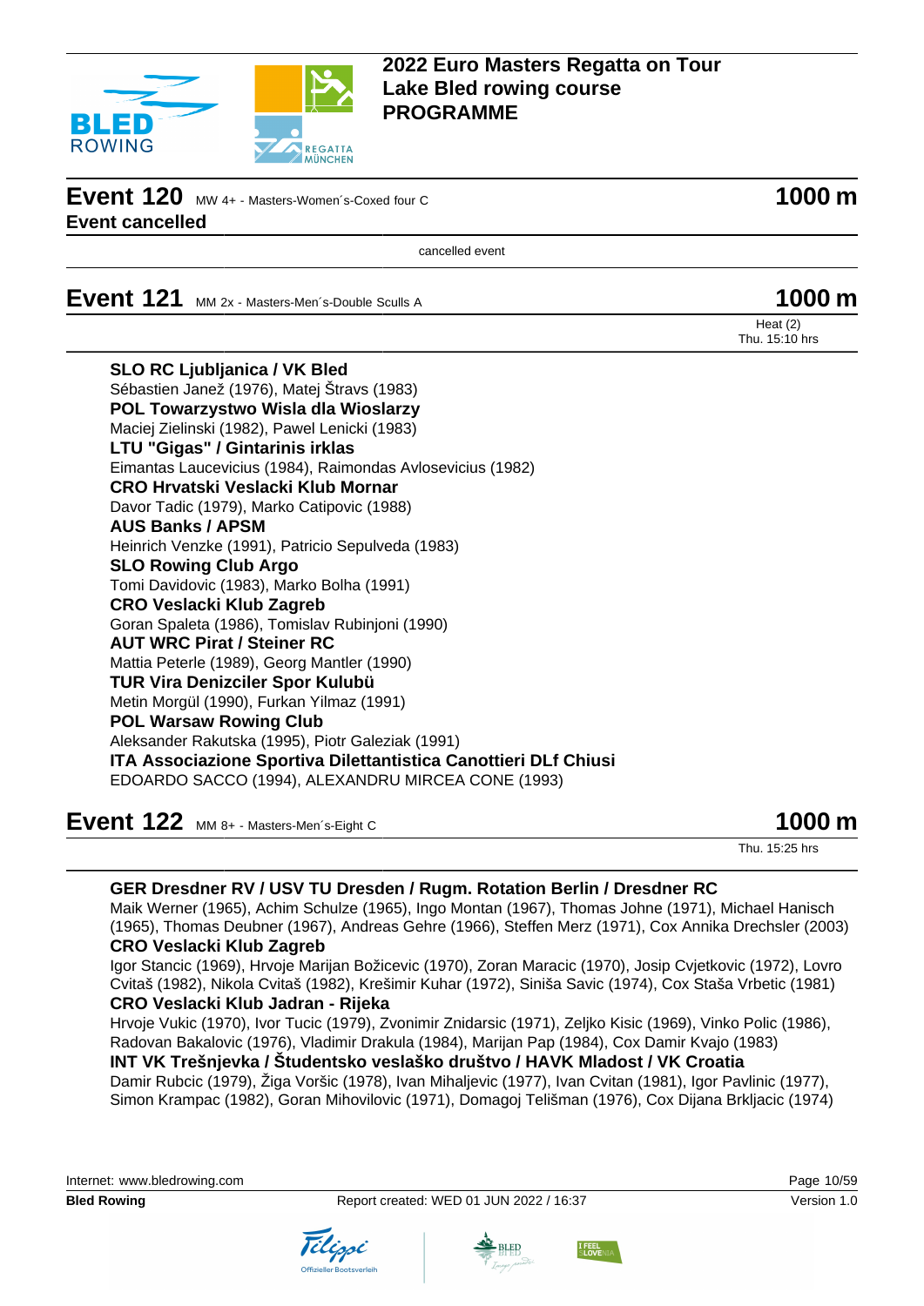# 2022 Euro Masters Regatta on Tour
# Lake Bled rowing course
# PROGRAMME

## Event 120 MW 4+ - Masters-Women´s-Coxed four C — 1000 m

**Event cancelled**

cancelled event

## Event 121 MM 2x - Masters-Men´s-Double Sculls A — 1000 m

Heat (2)
Thu. 15:10 hrs

**SLO RC Ljubljanica / VK Bled**
Sébastien Janež (1976), Matej Štravs (1983)

**POL Towarzystwo Wisla dla Wioslarzy**
Maciej Zielinski (1982), Pawel Lenicki (1983)

**LTU "Gigas" / Gintarinis irklas**
Eimantas Laucevicius (1984), Raimondas Avlosevicius (1982)

**CRO Hrvatski Veslacki Klub Mornar**
Davor Tadic (1979), Marko Catipovic (1988)

**AUS Banks / APSM**
Heinrich Venzke (1991), Patricio Sepulveda (1983)

**SLO Rowing Club Argo**
Tomi Davidovic (1983), Marko Bolha (1991)

**CRO Veslacki Klub Zagreb**
Goran Spaleta (1986), Tomislav Rubinjoni (1990)

**AUT WRC Pirat / Steiner RC**
Mattia Peterle (1989), Georg Mantler (1990)

**TUR Vira Denizciler Spor Kulubü**
Metin Morgül (1990), Furkan Yilmaz (1991)

**POL Warsaw Rowing Club**
Aleksander Rakutska (1995), Piotr Galeziak (1991)

**ITA Associazione Sportiva Dilettantistica Canottieri DLf Chiusi**
EDOARDO SACCO (1994), ALEXANDRU MIRCEA CONE (1993)

## Event 122 MM 8+ - Masters-Men´s-Eight C — 1000 m

Thu. 15:25 hrs

**GER Dresdner RV / USV TU Dresden / Rugm. Rotation Berlin / Dresdner RC**
Maik Werner (1965), Achim Schulze (1965), Ingo Montan (1967), Thomas Johne (1971), Michael Hanisch (1965), Thomas Deubner (1967), Andreas Gehre (1966), Steffen Merz (1971), Cox Annika Drechsler (2003)

**CRO Veslacki Klub Zagreb**
Igor Stancic (1969), Hrvoje Marijan Božicevic (1970), Zoran Maracic (1970), Josip Cvjetkovic (1972), Lovro Cvitaš (1982), Nikola Cvitaš (1982), Krešimir Kuhar (1972), Siniša Savic (1974), Cox Staša Vrbetic (1981)

**CRO Veslacki Klub Jadran - Rijeka**
Hrvoje Vukic (1970), Ivor Tucic (1979), Zvonimir Znidarsic (1971), Zeljko Kisic (1969), Vinko Polic (1986), Radovan Bakalovic (1976), Vladimir Drakula (1984), Marijan Pap (1984), Cox Damir Kvajo (1983)

**INT VK Trešnjevka / Študentsko veslaško društvo / HAVK Mladost / VK Croatia**
Damir Rubcic (1979), Žiga Voršic (1978), Ivan Mihaljevic (1977), Ivan Cvitan (1981), Igor Pavlinic (1977), Simon Krampac (1982), Goran Mihovilovic (1971), Domagoj Telišman (1976), Cox Dijana Brkljacic (1974)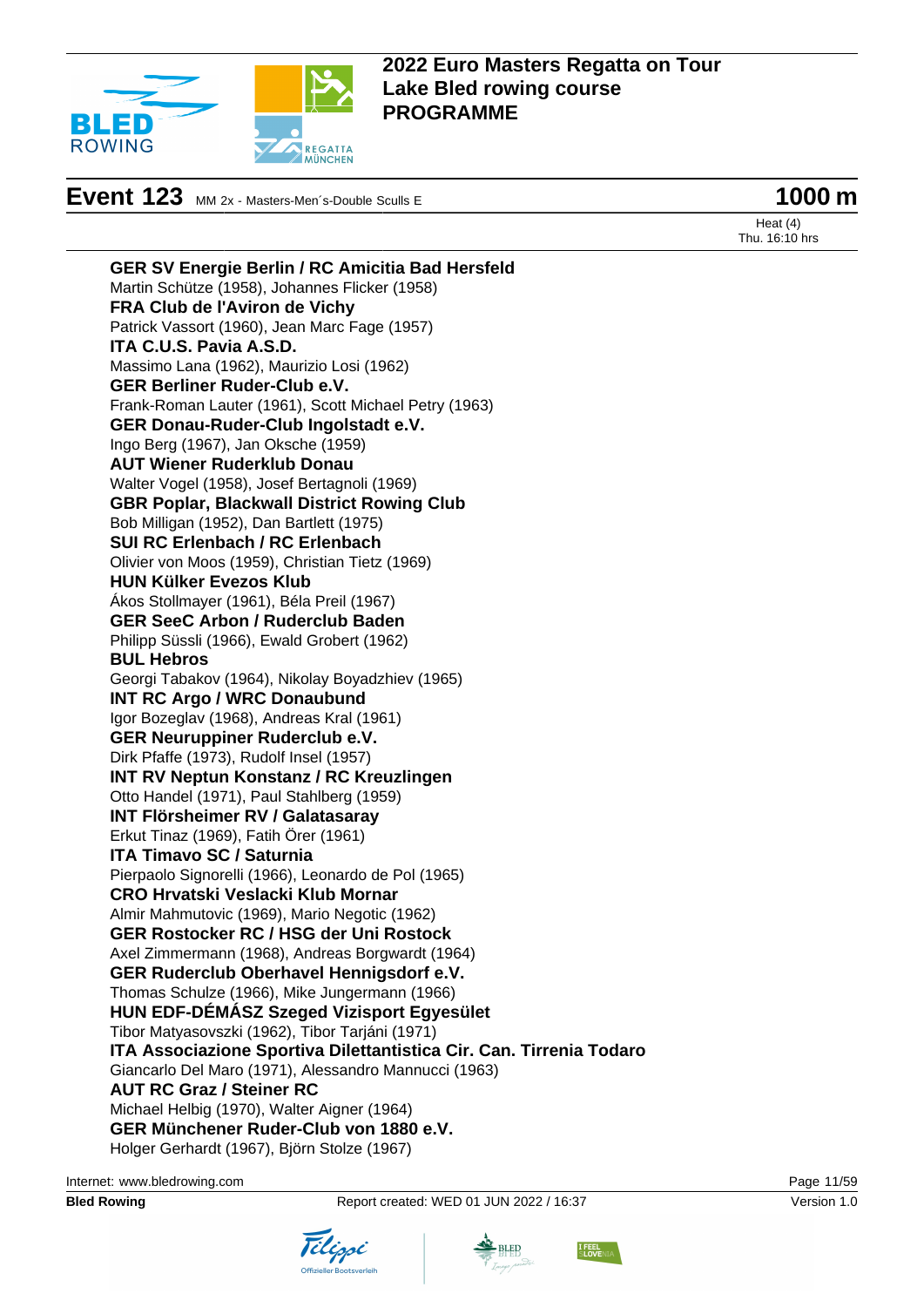# 2022 Euro Masters Regatta on Tour
# Lake Bled rowing course
# PROGRAMME

## Event 123 MM 2x - Masters-Men´s-Double Sculls E — 1000 m

Heat (4)
Thu. 16:10 hrs

**GER SV Energie Berlin / RC Amicitia Bad Hersfeld**
Martin Schütze (1958), Johannes Flicker (1958)

**FRA Club de l'Aviron de Vichy**
Patrick Vassort (1960), Jean Marc Fage (1957)

**ITA C.U.S. Pavia A.S.D.**
Massimo Lana (1962), Maurizio Losi (1962)

**GER Berliner Ruder-Club e.V.**
Frank-Roman Lauter (1961), Scott Michael Petry (1963)

**GER Donau-Ruder-Club Ingolstadt e.V.**
Ingo Berg (1967), Jan Oksche (1959)

**AUT Wiener Ruderklub Donau**
Walter Vogel (1958), Josef Bertagnoli (1969)

**GBR Poplar, Blackwall District Rowing Club**
Bob Milligan (1952), Dan Bartlett (1975)

**SUI RC Erlenbach / RC Erlenbach**
Olivier von Moos (1959), Christian Tietz (1969)

**HUN Külker Evezos Klub**
Ákos Stollmayer (1961), Béla Preil (1967)

**GER SeeC Arbon / Ruderclub Baden**
Philipp Süssli (1966), Ewald Grobert (1962)

**BUL Hebros**
Georgi Tabakov (1964), Nikolay Boyadzhiev (1965)

**INT RC Argo / WRC Donaubund**
Igor Bozeglav (1968), Andreas Kral (1961)

**GER Neuruppiner Ruderclub e.V.**
Dirk Pfaffe (1973), Rudolf Insel (1957)

**INT RV Neptun Konstanz / RC Kreuzlingen**
Otto Handel (1971), Paul Stahlberg (1959)

**INT Flörsheimer RV / Galatasaray**
Erkut Tinaz (1969), Fatih Örer (1961)

**ITA Timavo SC / Saturnia**
Pierpaolo Signorelli (1966), Leonardo de Pol (1965)

**CRO Hrvatski Veslacki Klub Mornar**
Almir Mahmutovic (1969), Mario Negotic (1962)

**GER Rostocker RC / HSG der Uni Rostock**
Axel Zimmermann (1968), Andreas Borgwardt (1964)

**GER Ruderclub Oberhavel Hennigsdorf e.V.**
Thomas Schulze (1966), Mike Jungermann (1966)

**HUN EDF-DÉMÁSZ Szeged Vizisport Egyesület**
Tibor Matyasovszki (1962), Tibor Tarjáni (1971)

**ITA Associazione Sportiva Dilettantistica Cir. Can. Tirrenia Todaro**
Giancarlo Del Maro (1971), Alessandro Mannucci (1963)

**AUT RC Graz / Steiner RC**
Michael Helbig (1970), Walter Aigner (1964)

**GER Münchener Ruder-Club von 1880 e.V.**
Holger Gerhardt (1967), Björn Stolze (1967)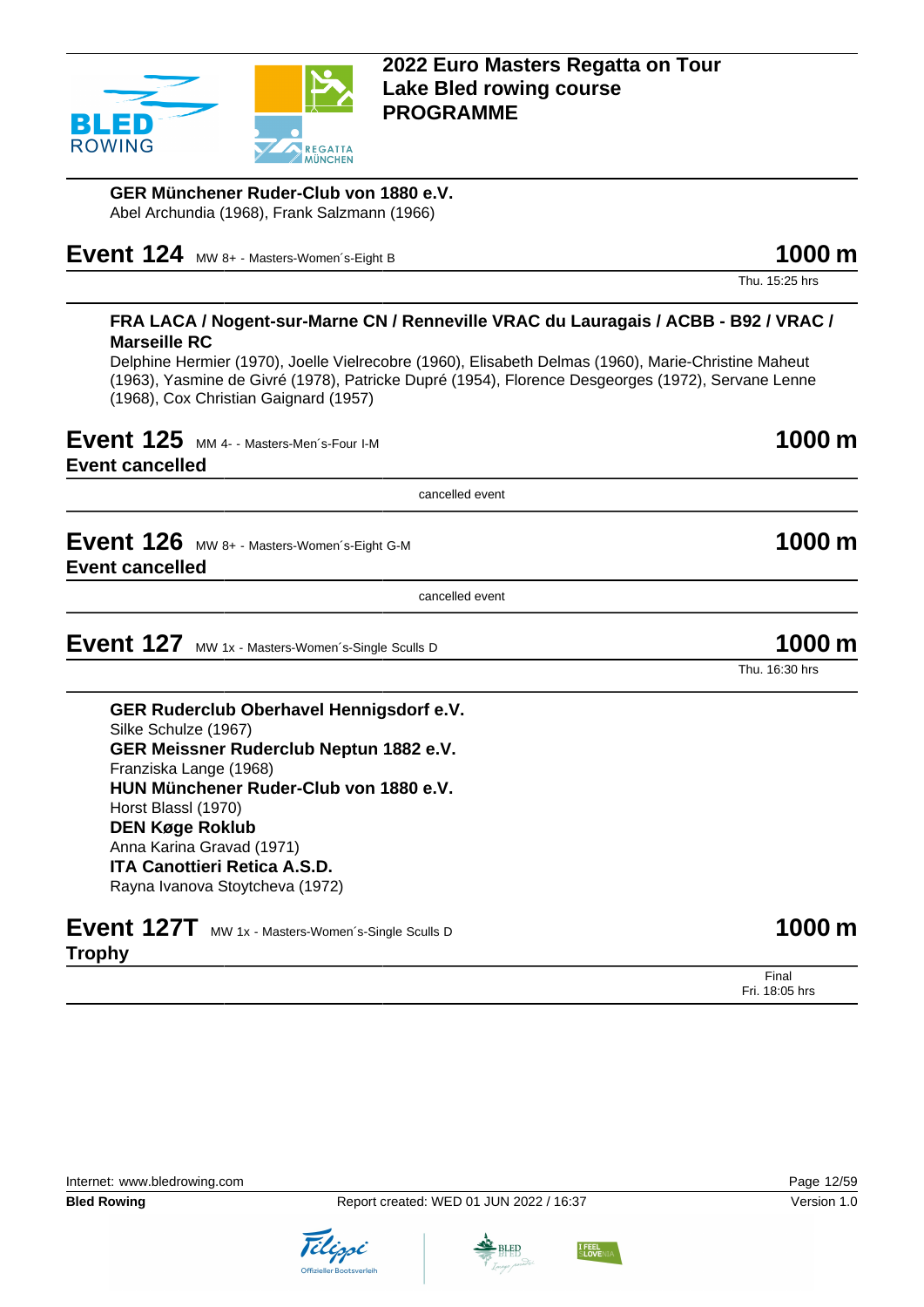**GER Münchener Ruder-Club von 1880 e.V.**
Abel Archundia (1968), Frank Salzmann (1966)

## Event 124 MW 8+ - Masters-Women´s-Eight B — 1000 m

Thu. 15:25 hrs

**FRA LACA / Nogent-sur-Marne CN / Renneville VRAC du Lauragais / ACBB - B92 / VRAC / Marseille RC**
Delphine Hermier (1970), Joelle Vielrecobre (1960), Elisabeth Delmas (1960), Marie-Christine Maheut (1963), Yasmine de Givré (1978), Patricke Dupré (1954), Florence Desgeorges (1972), Servane Lenne (1968), Cox Christian Gaignard (1957)

## Event 125 MM 4- - Masters-Men´s-Four I-M — 1000 m

**Event cancelled**

cancelled event

## Event 126 MW 8+ - Masters-Women´s-Eight G-M — 1000 m

**Event cancelled**

cancelled event

## Event 127 MW 1x - Masters-Women´s-Single Sculls D — 1000 m

Thu. 16:30 hrs

**GER Ruderclub Oberhavel Hennigsdorf e.V.**
Silke Schulze (1967)
**GER Meissner Ruderclub Neptun 1882 e.V.**
Franziska Lange (1968)
**HUN Münchener Ruder-Club von 1880 e.V.**
Horst Blassl (1970)
**DEN Køge Roklub**
Anna Karina Gravad (1971)
**ITA Canottieri Retica A.S.D.**
Rayna Ivanova Stoytcheva (1972)

## Event 127T MW 1x - Masters-Women´s-Single Sculls D — 1000 m

**Trophy**

Final
Fri. 18:05 hrs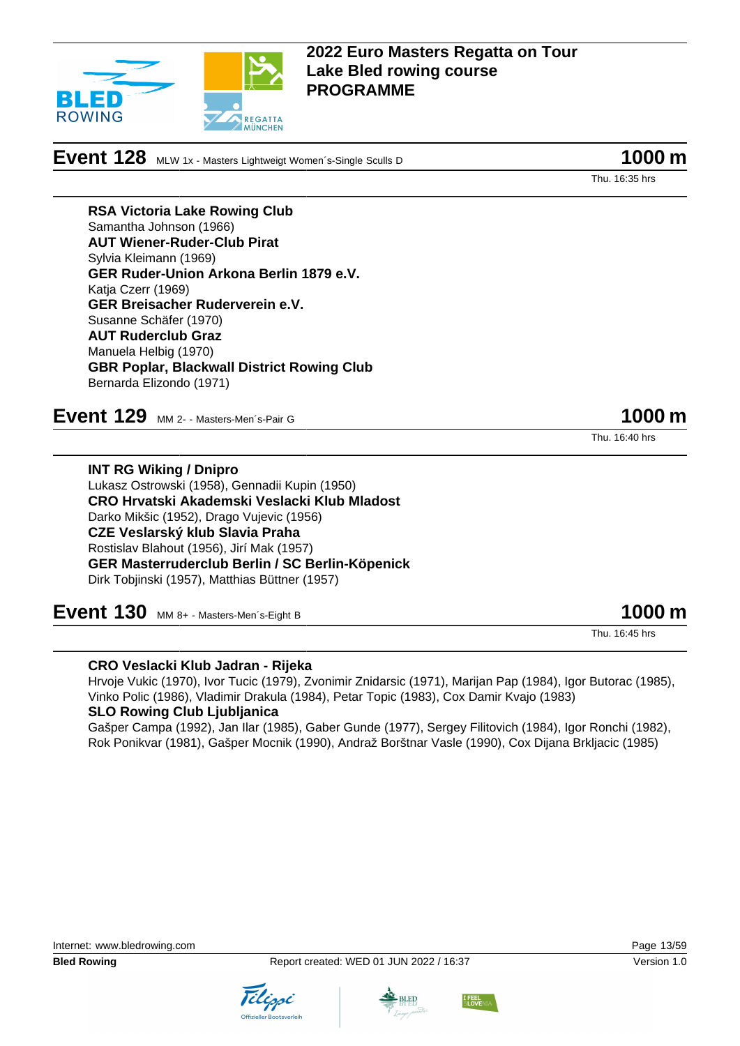## 2022 Euro Masters Regatta on Tour
## Lake Bled rowing course
## PROGRAMME

## Event 128 MLW 1x - Masters Lightweigt Women´s-Single Sculls D — 1000 m

Thu. 16:35 hrs

**RSA Victoria Lake Rowing Club**
Samantha Johnson (1966)
**AUT Wiener-Ruder-Club Pirat**
Sylvia Kleimann (1969)
**GER Ruder-Union Arkona Berlin 1879 e.V.**
Katja Czerr (1969)
**GER Breisacher Ruderverein e.V.**
Susanne Schäfer (1970)
**AUT Ruderclub Graz**
Manuela Helbig (1970)
**GBR Poplar, Blackwall District Rowing Club**
Bernarda Elizondo (1971)

## Event 129 MM 2- - Masters-Men´s-Pair G — 1000 m

Thu. 16:40 hrs

**INT RG Wiking / Dnipro**
Lukasz Ostrowski (1958), Gennadii Kupin (1950)
**CRO Hrvatski Akademski Veslacki Klub Mladost**
Darko Mikšic (1952), Drago Vujevic (1956)
**CZE Veslarský klub Slavia Praha**
Rostislav Blahout (1956), Jirí Mak (1957)
**GER Masterruderclub Berlin / SC Berlin-Köpenick**
Dirk Tobjinski (1957), Matthias Büttner (1957)

## Event 130 MM 8+ - Masters-Men´s-Eight B — 1000 m

Thu. 16:45 hrs

**CRO Veslacki Klub Jadran - Rijeka**
Hrvoje Vukic (1970), Ivor Tucic (1979), Zvonimir Znidarsic (1971), Marijan Pap (1984), Igor Butorac (1985), Vinko Polic (1986), Vladimir Drakula (1984), Petar Topic (1983), Cox Damir Kvajo (1983)
**SLO Rowing Club Ljubljanica**
Gašper Campa (1992), Jan Ilar (1985), Gaber Gunde (1977), Sergey Filitovich (1984), Igor Ronchi (1982), Rok Ponikvar (1981), Gašper Mocnik (1990), Andraž Borštnar Vasle (1990), Cox Dijana Brkljacic (1985)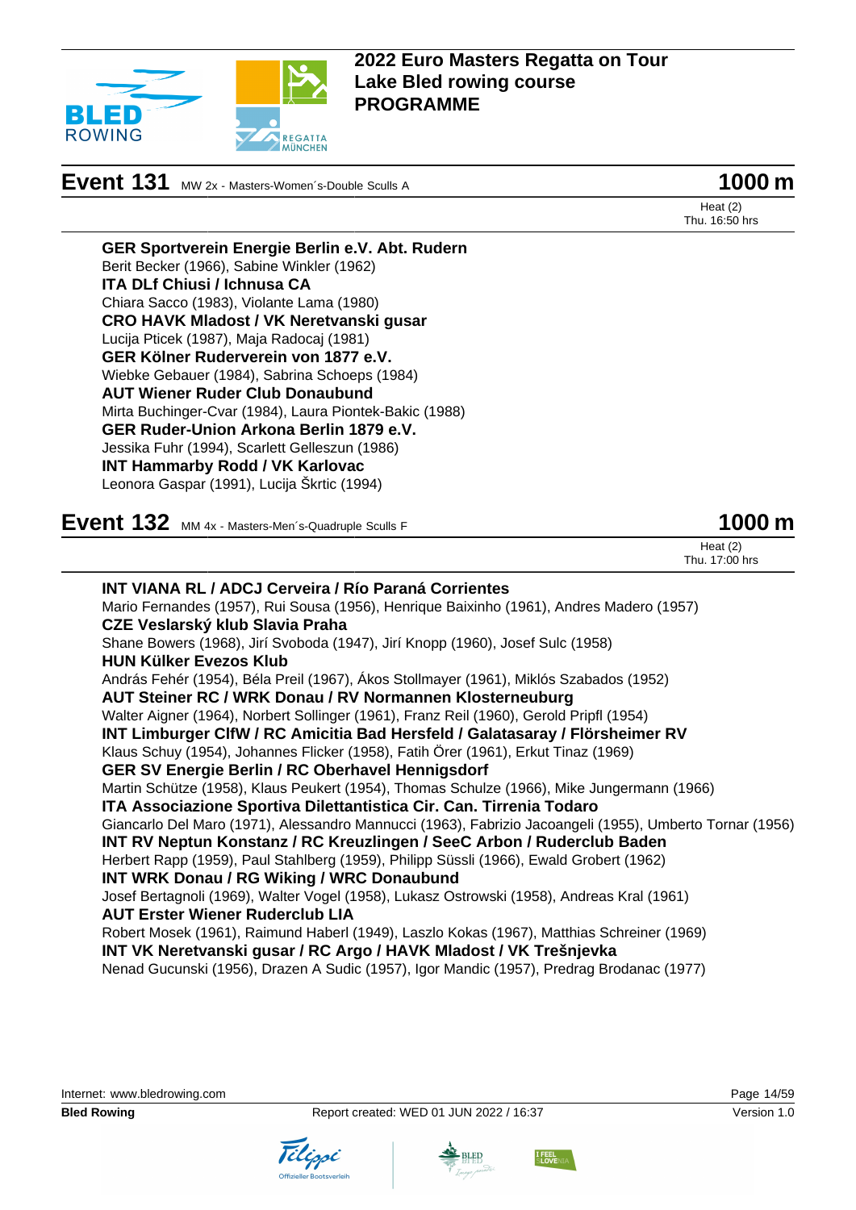## Event 131 MW 2x - Masters-Women´s-Double Sculls A — 1000 m

Heat (2)
Thu. 16:50 hrs

**GER Sportverein Energie Berlin e.V. Abt. Rudern**
Berit Becker (1966), Sabine Winkler (1962)
**ITA DLf Chiusi / Ichnusa CA**
Chiara Sacco (1983), Violante Lama (1980)
**CRO HAVK Mladost / VK Neretvanski gusar**
Lucija Pticek (1987), Maja Radocaj (1981)
**GER Kölner Ruderverein von 1877 e.V.**
Wiebke Gebauer (1984), Sabrina Schoeps (1984)
**AUT Wiener Ruder Club Donaubund**
Mirta Buchinger-Cvar (1984), Laura Piontek-Bakic (1988)
**GER Ruder-Union Arkona Berlin 1879 e.V.**
Jessika Fuhr (1994), Scarlett Gelleszun (1986)
**INT Hammarby Rodd / VK Karlovac**
Leonora Gaspar (1991), Lucija Škrtic (1994)

## Event 132 MM 4x - Masters-Men´s-Quadruple Sculls F — 1000 m

Heat (2)
Thu. 17:00 hrs

**INT VIANA RL / ADCJ Cerveira / Río Paraná Corrientes**
Mario Fernandes (1957), Rui Sousa (1956), Henrique Baixinho (1961), Andres Madero (1957)
**CZE Veslarský klub Slavia Praha**
Shane Bowers (1968), Jirí Svoboda (1947), Jirí Knopp (1960), Josef Sulc (1958)
**HUN Külker Evezos Klub**
András Fehér (1954), Béla Preil (1967), Ákos Stollmayer (1961), Miklós Szabados (1952)
**AUT Steiner RC / WRK Donau / RV Normannen Klosterneuburg**
Walter Aigner (1964), Norbert Sollinger (1961), Franz Reil (1960), Gerold Pripfl (1954)
**INT Limburger ClfW / RC Amicitia Bad Hersfeld / Galatasaray / Flörsheimer RV**
Klaus Schuy (1954), Johannes Flicker (1958), Fatih Örer (1961), Erkut Tinaz (1969)
**GER SV Energie Berlin / RC Oberhavel Hennigsdorf**
Martin Schütze (1958), Klaus Peukert (1954), Thomas Schulze (1966), Mike Jungermann (1966)
**ITA Associazione Sportiva Dilettantistica Cir. Can. Tirrenia Todaro**
Giancarlo Del Maro (1971), Alessandro Mannucci (1963), Fabrizio Jacoangeli (1955), Umberto Tornar (1956)
**INT RV Neptun Konstanz / RC Kreuzlingen / SeeC Arbon / Ruderclub Baden**
Herbert Rapp (1959), Paul Stahlberg (1959), Philipp Süssli (1966), Ewald Grobert (1962)
**INT WRK Donau / RG Wiking / WRC Donaubund**
Josef Bertagnoli (1969), Walter Vogel (1958), Lukasz Ostrowski (1958), Andreas Kral (1961)
**AUT Erster Wiener Ruderclub LIA**
Robert Mosek (1961), Raimund Haberl (1949), Laszlo Kokas (1967), Matthias Schreiner (1969)
**INT VK Neretvanski gusar / RC Argo / HAVK Mladost / VK Trešnjevka**
Nenad Gucunski (1956), Drazen A Sudic (1957), Igor Mandic (1957), Predrag Brodanac (1977)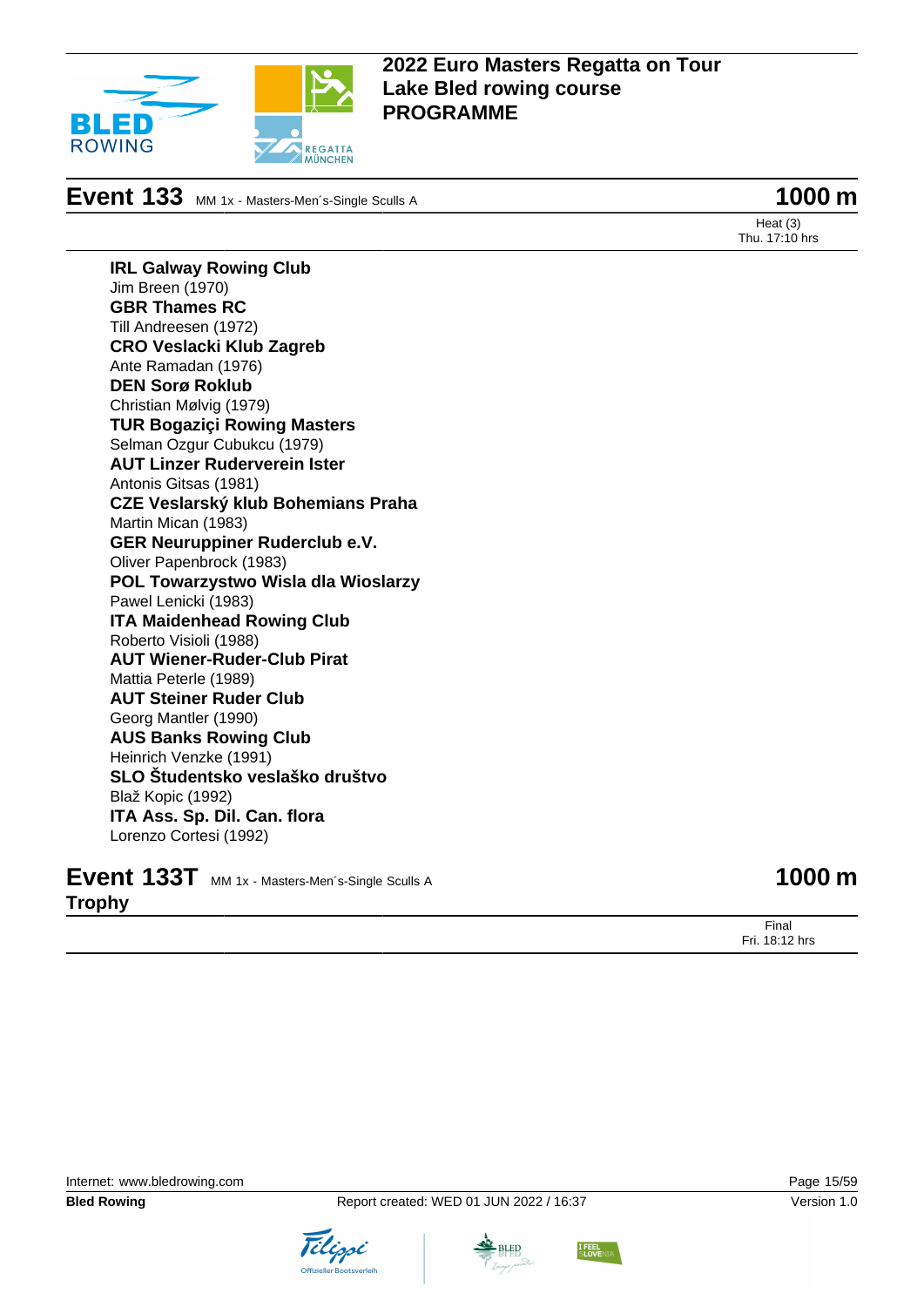## Event 133 MM 1x - Masters-Men´s-Single Sculls A — 1000 m

Heat (3)
Thu. 17:10 hrs

**IRL Galway Rowing Club**
Jim Breen (1970)
**GBR Thames RC**
Till Andreesen (1972)
**CRO Veslacki Klub Zagreb**
Ante Ramadan (1976)
**DEN Sorø Roklub**
Christian Mølvig (1979)
**TUR Bogaziçi Rowing Masters**
Selman Ozgur Cubukcu (1979)
**AUT Linzer Ruderverein Ister**
Antonis Gitsas (1981)
**CZE Veslarský klub Bohemians Praha**
Martin Mican (1983)
**GER Neuruppiner Ruderclub e.V.**
Oliver Papenbrock (1983)
**POL Towarzystwo Wisla dla Wioslarzy**
Pawel Lenicki (1983)
**ITA Maidenhead Rowing Club**
Roberto Visioli (1988)
**AUT Wiener-Ruder-Club Pirat**
Mattia Peterle (1989)
**AUT Steiner Ruder Club**
Georg Mantler (1990)
**AUS Banks Rowing Club**
Heinrich Venzke (1991)
**SLO Študentsko veslaško društvo**
Blaž Kopic (1992)
**ITA Ass. Sp. Dil. Can. flora**
Lorenzo Cortesi (1992)

## Event 133T MM 1x - Masters-Men´s-Single Sculls A Trophy — 1000 m

Final
Fri. 18:12 hrs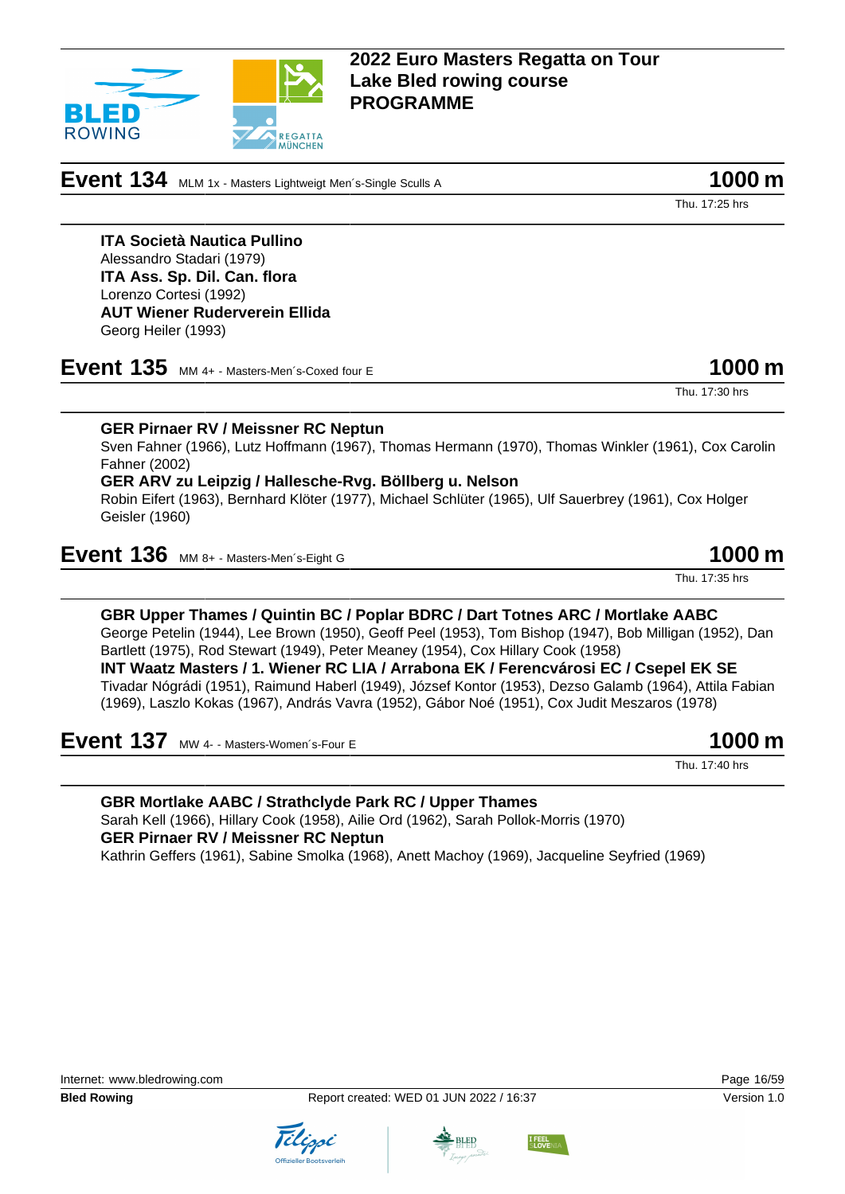## Event 134 MLM 1x - Masters Lightweigt Men´s-Single Sculls A — 1000 m

Thu. 17:25 hrs

**ITA Società Nautica Pullino**
Alessandro Stadari (1979)
**ITA Ass. Sp. Dil. Can. flora**
Lorenzo Cortesi (1992)
**AUT Wiener Ruderverein Ellida**
Georg Heiler (1993)

## Event 135 MM 4+ - Masters-Men´s-Coxed four E — 1000 m

Thu. 17:30 hrs

**GER Pirnaer RV / Meissner RC Neptun**
Sven Fahner (1966), Lutz Hoffmann (1967), Thomas Hermann (1970), Thomas Winkler (1961), Cox Carolin Fahner (2002)
**GER ARV zu Leipzig / Hallesche-Rvg. Böllberg u. Nelson**
Robin Eifert (1963), Bernhard Klöter (1977), Michael Schlüter (1965), Ulf Sauerbrey (1961), Cox Holger Geisler (1960)

## Event 136 MM 8+ - Masters-Men´s-Eight G — 1000 m

Thu. 17:35 hrs

**GBR Upper Thames / Quintin BC / Poplar BDRC / Dart Totnes ARC / Mortlake AABC**
George Petelin (1944), Lee Brown (1950), Geoff Peel (1953), Tom Bishop (1947), Bob Milligan (1952), Dan Bartlett (1975), Rod Stewart (1949), Peter Meaney (1954), Cox Hillary Cook (1958)
**INT Waatz Masters / 1. Wiener RC LIA / Arrabona EK / Ferencvárosi EC / Csepel EK SE**
Tivadar Nógrádi (1951), Raimund Haberl (1949), József Kontor (1953), Dezso Galamb (1964), Attila Fabian (1969), Laszlo Kokas (1967), András Vavra (1952), Gábor Noé (1951), Cox Judit Meszaros (1978)

## Event 137 MW 4- - Masters-Women´s-Four E — 1000 m

Thu. 17:40 hrs

**GBR Mortlake AABC / Strathclyde Park RC / Upper Thames**
Sarah Kell (1966), Hillary Cook (1958), Ailie Ord (1962), Sarah Pollok-Morris (1970)
**GER Pirnaer RV / Meissner RC Neptun**
Kathrin Geffers (1961), Sabine Smolka (1968), Anett Machoy (1969), Jacqueline Seyfried (1969)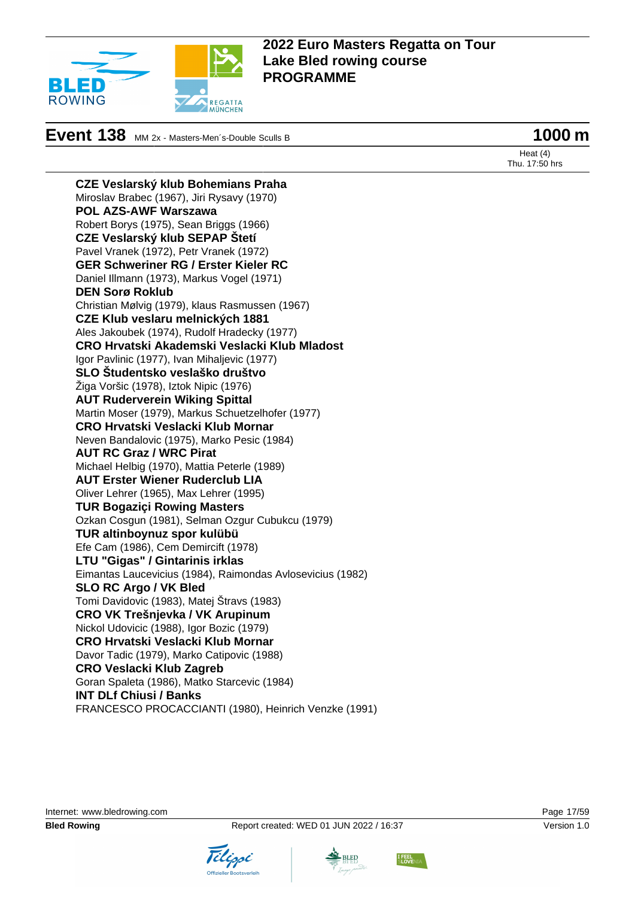# 2022 Euro Masters Regatta on Tour
# Lake Bled rowing course
# PROGRAMME

## Event 138 MM 2x - Masters-Men´s-Double Sculls B — 1000 m

Heat (4)
Thu. 17:50 hrs

**CZE Veslarský klub Bohemians Praha**
Miroslav Brabec (1967), Jiri Rysavy (1970)

**POL AZS-AWF Warszawa**
Robert Borys (1975), Sean Briggs (1966)

**CZE Veslarský klub SEPAP Štetí**
Pavel Vranek (1972), Petr Vranek (1972)

**GER Schweriner RG / Erster Kieler RC**
Daniel Illmann (1973), Markus Vogel (1971)

**DEN Sorø Roklub**
Christian Mølvig (1979), klaus Rasmussen (1967)

**CZE Klub veslaru melnických 1881**
Ales Jakoubek (1974), Rudolf Hradecky (1977)

**CRO Hrvatski Akademski Veslacki Klub Mladost**
Igor Pavlinic (1977), Ivan Mihaljevic (1977)

**SLO Študentsko veslaško društvo**
Žiga Voršic (1978), Iztok Nipic (1976)

**AUT Ruderverein Wiking Spittal**
Martin Moser (1979), Markus Schuetzelhofer (1977)

**CRO Hrvatski Veslacki Klub Mornar**
Neven Bandalovic (1975), Marko Pesic (1984)

**AUT RC Graz / WRC Pirat**
Michael Helbig (1970), Mattia Peterle (1989)

**AUT Erster Wiener Ruderclub LIA**
Oliver Lehrer (1965), Max Lehrer (1995)

**TUR Bogaziçi Rowing Masters**
Ozkan Cosgun (1981), Selman Ozgur Cubukcu (1979)

**TUR altinboynuz spor kulübü**
Efe Cam (1986), Cem Demircift (1978)

**LTU "Gigas" / Gintarinis irklas**
Eimantas Laucevicius (1984), Raimondas Avlosevicius (1982)

**SLO RC Argo / VK Bled**
Tomi Davidovic (1983), Matej Štravs (1983)

**CRO VK Trešnjevka / VK Arupinum**
Nickol Udovicic (1988), Igor Bozic (1979)

**CRO Hrvatski Veslacki Klub Mornar**
Davor Tadic (1979), Marko Catipovic (1988)

**CRO Veslacki Klub Zagreb**
Goran Spaleta (1986), Matko Starcevic (1984)

**INT DLf Chiusi / Banks**
FRANCESCO PROCACCIANTI (1980), Heinrich Venzke (1991)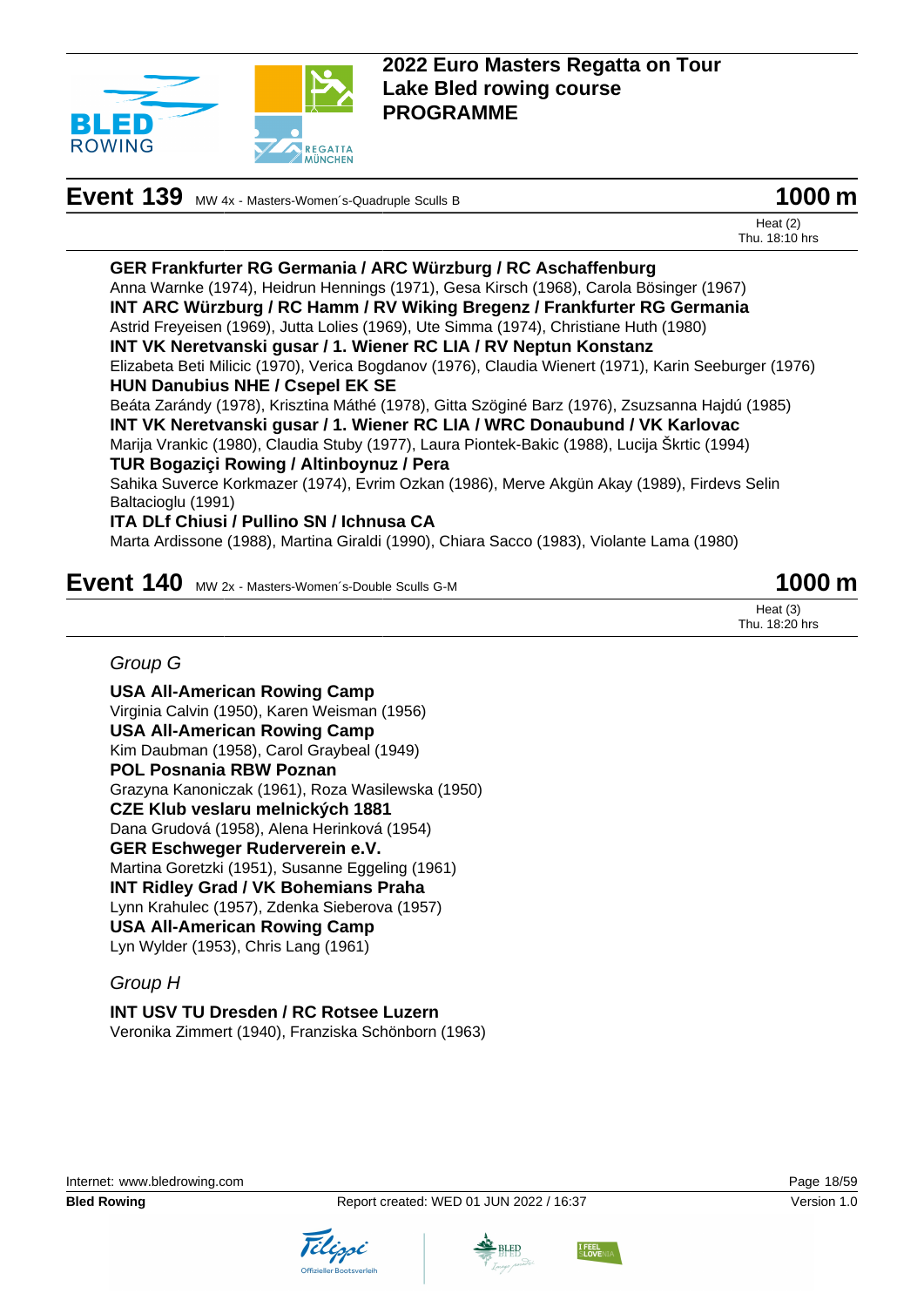## Event 139 MW 4x - Masters-Women´s-Quadruple Sculls B

**1000 m**

Heat (2)
Thu. 18:10 hrs

**GER Frankfurter RG Germania / ARC Würzburg / RC Aschaffenburg**
Anna Warnke (1974), Heidrun Hennings (1971), Gesa Kirsch (1968), Carola Bösinger (1967)

**INT ARC Würzburg / RC Hamm / RV Wiking Bregenz / Frankfurter RG Germania**
Astrid Freyeisen (1969), Jutta Lolies (1969), Ute Simma (1974), Christiane Huth (1980)

**INT VK Neretvanski gusar / 1. Wiener RC LIA / RV Neptun Konstanz**
Elizabeta Beti Milicic (1970), Verica Bogdanov (1976), Claudia Wienert (1971), Karin Seeburger (1976)

**HUN Danubius NHE / Csepel EK SE**
Beáta Zarándy (1978), Krisztina Máthé (1978), Gitta Szöginé Barz (1976), Zsuzsanna Hajdú (1985)

**INT VK Neretvanski gusar / 1. Wiener RC LIA / WRC Donaubund / VK Karlovac**
Marija Vrankic (1980), Claudia Stuby (1977), Laura Piontek-Bakic (1988), Lucija Škrtic (1994)

**TUR Bogaziçi Rowing / Altinboynuz / Pera**
Sahika Suverce Korkmazer (1974), Evrim Ozkan (1986), Merve Akgün Akay (1989), Firdevs Selin Baltacioglu (1991)

**ITA DLf Chiusi / Pullino SN / Ichnusa CA**
Marta Ardissone (1988), Martina Giraldi (1990), Chiara Sacco (1983), Violante Lama (1980)

## Event 140 MW 2x - Masters-Women´s-Double Sculls G-M

**1000 m**

Heat (3)
Thu. 18:20 hrs

*Group G*

**USA All-American Rowing Camp**
Virginia Calvin (1950), Karen Weisman (1956)

**USA All-American Rowing Camp**
Kim Daubman (1958), Carol Graybeal (1949)

**POL Posnania RBW Poznan**
Grazyna Kanoniczak (1961), Roza Wasilewska (1950)

**CZE Klub veslaru melnických 1881**
Dana Grudová (1958), Alena Herinková (1954)

**GER Eschweger Ruderverein e.V.**
Martina Goretzki (1951), Susanne Eggeling (1961)

**INT Ridley Grad / VK Bohemians Praha**
Lynn Krahulec (1957), Zdenka Sieberova (1957)

**USA All-American Rowing Camp**
Lyn Wylder (1953), Chris Lang (1961)

*Group H*

**INT USV TU Dresden / RC Rotsee Luzern**
Veronika Zimmert (1940), Franziska Schönborn (1963)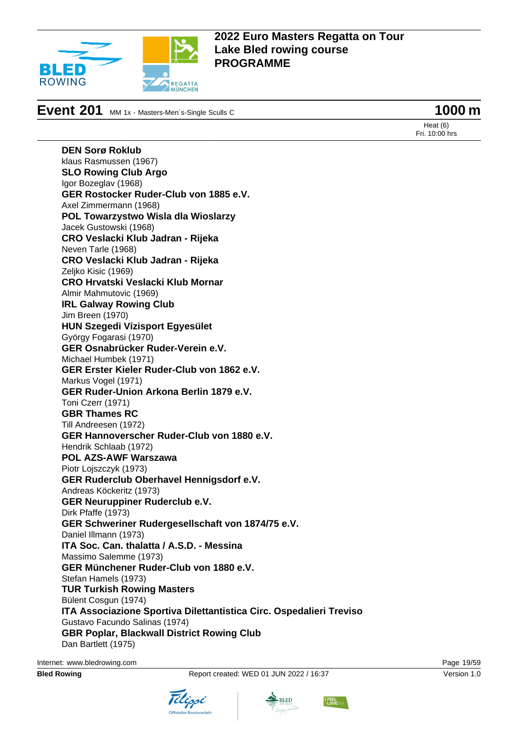# 2022 Euro Masters Regatta on Tour
# Lake Bled rowing course
# PROGRAMME

## Event 201 MM 1x - Masters-Men´s-Single Sculls C — 1000 m

Heat (6)
Fri. 10:00 hrs

**DEN Sorø Roklub**
klaus Rasmussen (1967)
**SLO Rowing Club Argo**
Igor Bozeglav (1968)
**GER Rostocker Ruder-Club von 1885 e.V.**
Axel Zimmermann (1968)
**POL Towarzystwo Wisla dla Wioslarzy**
Jacek Gustowski (1968)
**CRO Veslacki Klub Jadran - Rijeka**
Neven Tarle (1968)
**CRO Veslacki Klub Jadran - Rijeka**
Zeljko Kisic (1969)
**CRO Hrvatski Veslacki Klub Mornar**
Almir Mahmutovic (1969)
**IRL Galway Rowing Club**
Jim Breen (1970)
**HUN Szegedi Vízisport Egyesület**
György Fogarasi (1970)
**GER Osnabrücker Ruder-Verein e.V.**
Michael Humbek (1971)
**GER Erster Kieler Ruder-Club von 1862 e.V.**
Markus Vogel (1971)
**GER Ruder-Union Arkona Berlin 1879 e.V.**
Toni Czerr (1971)
**GBR Thames RC**
Till Andreesen (1972)
**GER Hannoverscher Ruder-Club von 1880 e.V.**
Hendrik Schlaab (1972)
**POL AZS-AWF Warszawa**
Piotr Lojszczyk (1973)
**GER Ruderclub Oberhavel Hennigsdorf e.V.**
Andreas Köckeritz (1973)
**GER Neuruppiner Ruderclub e.V.**
Dirk Pfaffe (1973)
**GER Schweriner Rudergesellschaft von 1874/75 e.V.**
Daniel Illmann (1973)
**ITA Soc. Can. thalatta / A.S.D. - Messina**
Massimo Salemme (1973)
**GER Münchener Ruder-Club von 1880 e.V.**
Stefan Hamels (1973)
**TUR Turkish Rowing Masters**
Bülent Cosgun (1974)
**ITA Associazione Sportiva Dilettantistica Circ. Ospedalieri Treviso**
Gustavo Facundo Salinas (1974)
**GBR Poplar, Blackwall District Rowing Club**
Dan Bartlett (1975)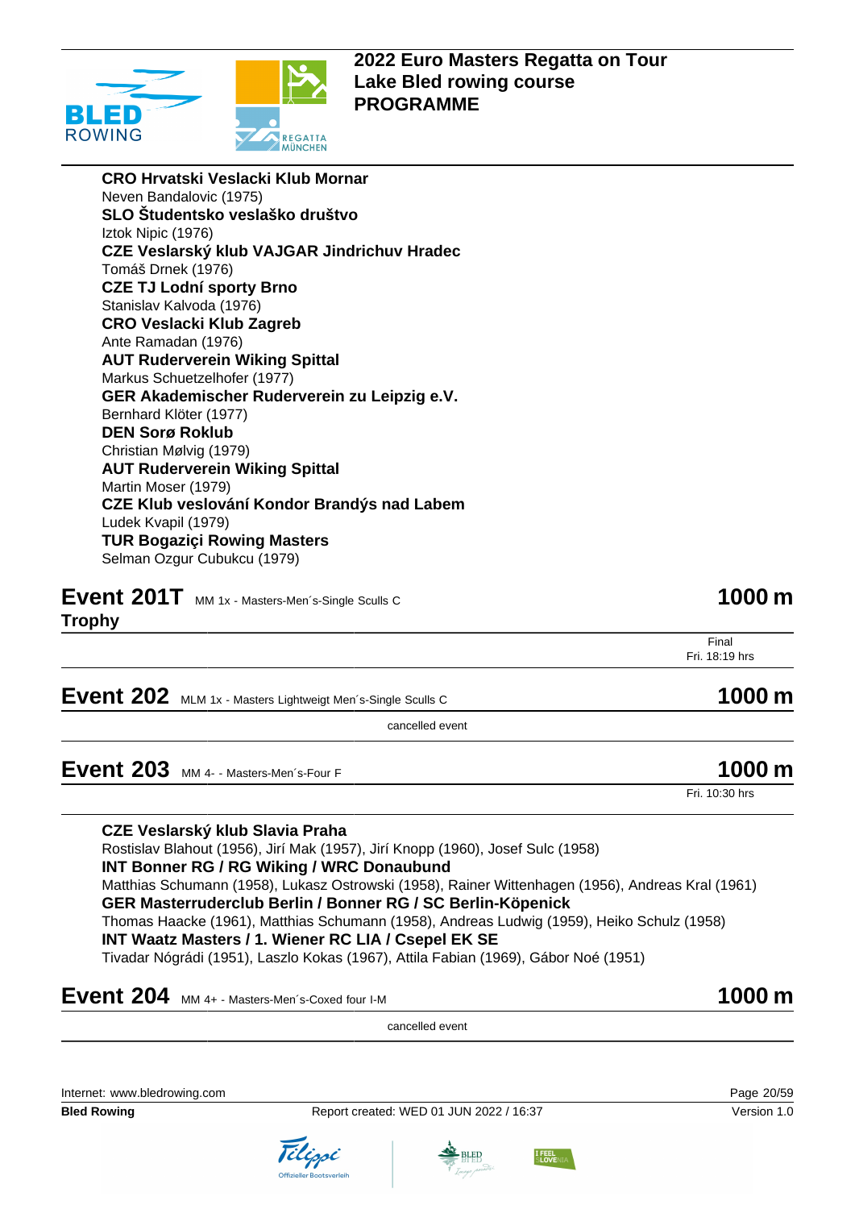**CRO Hrvatski Veslacki Klub Mornar**
Neven Bandalovic (1975)
**SLO Študentsko veslaško društvo**
Iztok Nipic (1976)
**CZE Veslarský klub VAJGAR Jindrichuv Hradec**
Tomáš Drnek (1976)
**CZE TJ Lodní sporty Brno**
Stanislav Kalvoda (1976)
**CRO Veslacki Klub Zagreb**
Ante Ramadan (1976)
**AUT Ruderverein Wiking Spittal**
Markus Schuetzelhofer (1977)
**GER Akademischer Ruderverein zu Leipzig e.V.**
Bernhard Klöter (1977)
**DEN Sorø Roklub**
Christian Mølvig (1979)
**AUT Ruderverein Wiking Spittal**
Martin Moser (1979)
**CZE Klub veslování Kondor Brandýs nad Labem**
Ludek Kvapil (1979)
**TUR Bogaziçi Rowing Masters**
Selman Ozgur Cubukcu (1979)

## Event 201T Trophy — MM 1x - Masters-Men´s-Single Sculls C — 1000 m

Final
Fri. 18:19 hrs

## Event 202 — MLM 1x - Masters Lightweigt Men´s-Single Sculls C — 1000 m

cancelled event

## Event 203 — MM 4- - Masters-Men´s-Four F — 1000 m

Fri. 10:30 hrs

**CZE Veslarský klub Slavia Praha**
Rostislav Blahout (1956), Jirí Mak (1957), Jirí Knopp (1960), Josef Sulc (1958)
**INT Bonner RG / RG Wiking / WRC Donaubund**
Matthias Schumann (1958), Lukasz Ostrowski (1958), Rainer Wittenhagen (1956), Andreas Kral (1961)
**GER Masterruderclub Berlin / Bonner RG / SC Berlin-Köpenick**
Thomas Haacke (1961), Matthias Schumann (1958), Andreas Ludwig (1959), Heiko Schulz (1958)
**INT Waatz Masters / 1. Wiener RC LIA / Csepel EK SE**
Tivadar Nógrádi (1951), Laszlo Kokas (1967), Attila Fabian (1969), Gábor Noé (1951)

## Event 204 — MM 4+ - Masters-Men´s-Coxed four I-M — 1000 m

cancelled event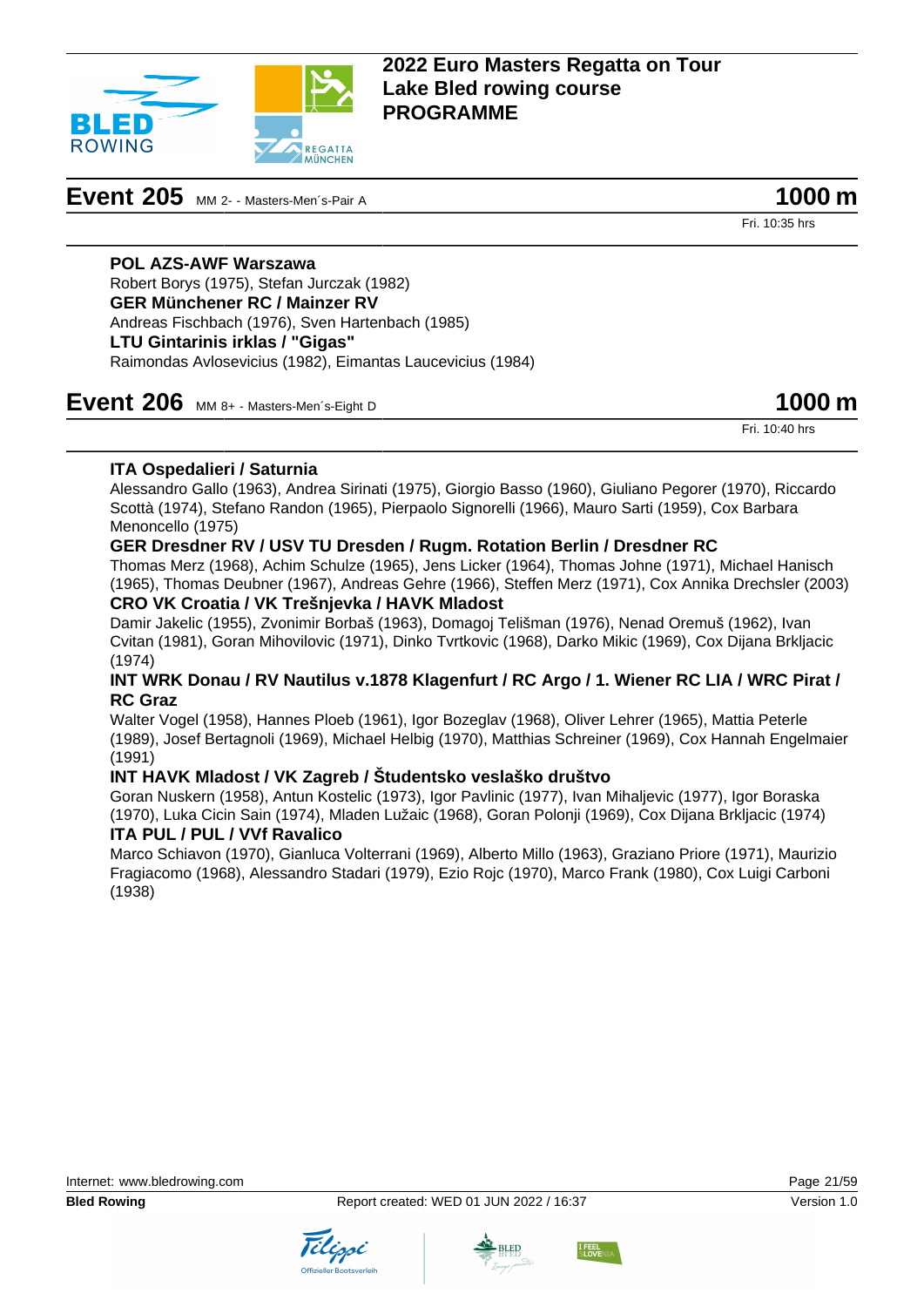## Event 205 MM 2- - Masters-Men´s-Pair A

**1000 m**

Fri. 10:35 hrs

**POL AZS-AWF Warszawa**
Robert Borys (1975), Stefan Jurczak (1982)
**GER Münchener RC / Mainzer RV**
Andreas Fischbach (1976), Sven Hartenbach (1985)
**LTU Gintarinis irklas / "Gigas"**
Raimondas Avlosevicius (1982), Eimantas Laucevicius (1984)

## Event 206 MM 8+ - Masters-Men´s-Eight D

**1000 m**

Fri. 10:40 hrs

**ITA Ospedalieri / Saturnia**
Alessandro Gallo (1963), Andrea Sirinati (1975), Giorgio Basso (1960), Giuliano Pegorer (1970), Riccardo Scottà (1974), Stefano Randon (1965), Pierpaolo Signorelli (1966), Mauro Sarti (1959), Cox Barbara Menoncello (1975)
**GER Dresdner RV / USV TU Dresden / Rugm. Rotation Berlin / Dresdner RC**
Thomas Merz (1968), Achim Schulze (1965), Jens Licker (1964), Thomas Johne (1971), Michael Hanisch (1965), Thomas Deubner (1967), Andreas Gehre (1966), Steffen Merz (1971), Cox Annika Drechsler (2003)
**CRO VK Croatia / VK Trešnjevka / HAVK Mladost**
Damir Jakelic (1955), Zvonimir Borbaš (1963), Domagoj Telišman (1976), Nenad Oremuš (1962), Ivan Cvitan (1981), Goran Mihovilovic (1971), Dinko Tvrtkovic (1968), Darko Mikic (1969), Cox Dijana Brkljacic (1974)
**INT WRK Donau / RV Nautilus v.1878 Klagenfurt / RC Argo / 1. Wiener RC LIA / WRC Pirat / RC Graz**
Walter Vogel (1958), Hannes Ploeb (1961), Igor Bozeglav (1968), Oliver Lehrer (1965), Mattia Peterle (1989), Josef Bertagnoli (1969), Michael Helbig (1970), Matthias Schreiner (1969), Cox Hannah Engelmaier (1991)
**INT HAVK Mladost / VK Zagreb / Študentsko veslaško društvo**
Goran Nuskern (1958), Antun Kostelic (1973), Igor Pavlinic (1977), Ivan Mihaljevic (1977), Igor Boraska (1970), Luka Cicin Sain (1974), Mladen Lužaic (1968), Goran Polonji (1969), Cox Dijana Brkljacic (1974)
**ITA PUL / PUL / VVf Ravalico**
Marco Schiavon (1970), Gianluca Volterrani (1969), Alberto Millo (1963), Graziano Priore (1971), Maurizio Fragiacomo (1968), Alessandro Stadari (1979), Ezio Rojc (1970), Marco Frank (1980), Cox Luigi Carboni (1938)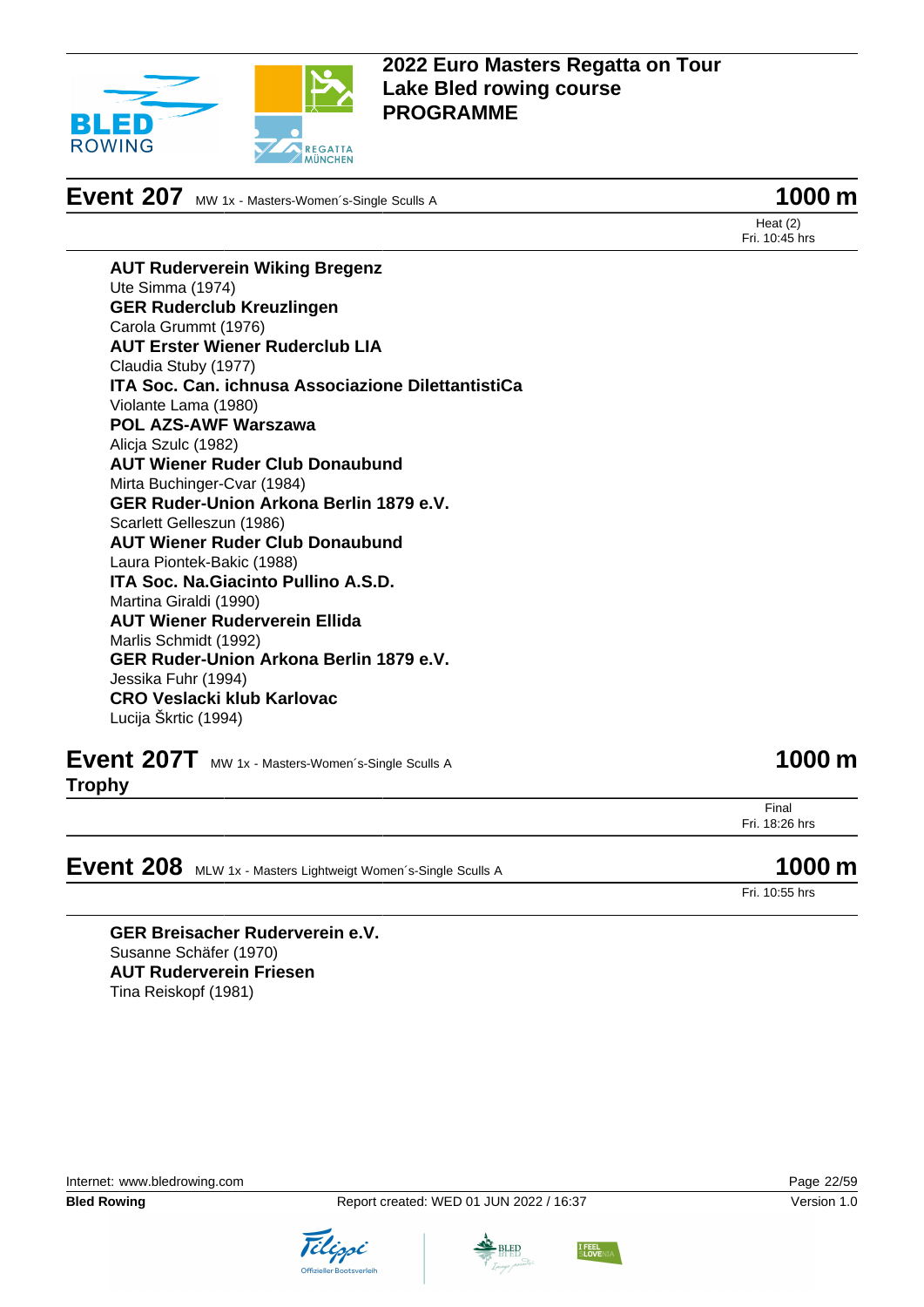# 2022 Euro Masters Regatta on Tour
# Lake Bled rowing course
# PROGRAMME

## Event 207 MW 1x - Masters-Women´s-Single Sculls A — 1000 m

Heat (2)
Fri. 10:45 hrs

**AUT Ruderverein Wiking Bregenz**
Ute Simma (1974)
**GER Ruderclub Kreuzlingen**
Carola Grummt (1976)
**AUT Erster Wiener Ruderclub LIA**
Claudia Stuby (1977)
**ITA Soc. Can. ichnusa Associazione DilettantistiCa**
Violante Lama (1980)
**POL AZS-AWF Warszawa**
Alicja Szulc (1982)
**AUT Wiener Ruder Club Donaubund**
Mirta Buchinger-Cvar (1984)
**GER Ruder-Union Arkona Berlin 1879 e.V.**
Scarlett Gelleszun (1986)
**AUT Wiener Ruder Club Donaubund**
Laura Piontek-Bakic (1988)
**ITA Soc. Na.Giacinto Pullino A.S.D.**
Martina Giraldi (1990)
**AUT Wiener Ruderverein Ellida**
Marlis Schmidt (1992)
**GER Ruder-Union Arkona Berlin 1879 e.V.**
Jessika Fuhr (1994)
**CRO Veslacki klub Karlovac**
Lucija Škrtic (1994)

## Event 207T MW 1x - Masters-Women´s-Single Sculls A Trophy — 1000 m

Final
Fri. 18:26 hrs

## Event 208 MLW 1x - Masters Lightweigt Women´s-Single Sculls A — 1000 m

Fri. 10:55 hrs

**GER Breisacher Ruderverein e.V.**
Susanne Schäfer (1970)
**AUT Ruderverein Friesen**
Tina Reiskopf (1981)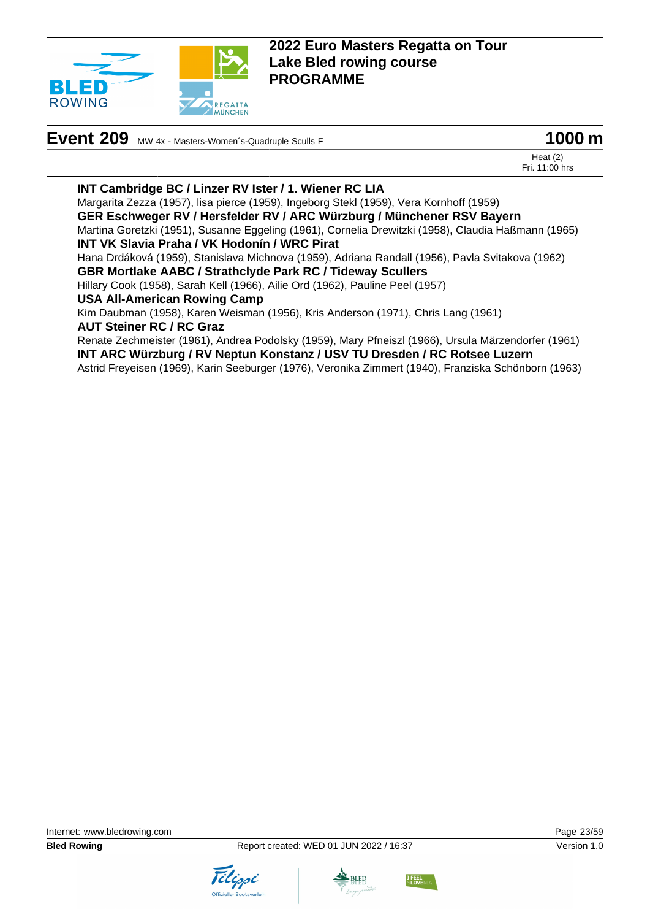# 2022 Euro Masters Regatta on Tour
# Lake Bled rowing course
# PROGRAMME

## Event 209 MW 4x - Masters-Women´s-Quadruple Sculls F — 1000 m

Heat (2)
Fri. 11:00 hrs

**INT Cambridge BC / Linzer RV Ister / 1. Wiener RC LIA**
Margarita Zezza (1957), lisa pierce (1959), Ingeborg Stekl (1959), Vera Kornhoff (1959)

**GER Eschweger RV / Hersfelder RV / ARC Würzburg / Münchener RSV Bayern**
Martina Goretzki (1951), Susanne Eggeling (1961), Cornelia Drewitzki (1958), Claudia Haßmann (1965)

**INT VK Slavia Praha / VK Hodonín / WRC Pirat**
Hana Drdáková (1959), Stanislava Michnova (1959), Adriana Randall (1956), Pavla Svitakova (1962)

**GBR Mortlake AABC / Strathclyde Park RC / Tideway Scullers**
Hillary Cook (1958), Sarah Kell (1966), Ailie Ord (1962), Pauline Peel (1957)

**USA All-American Rowing Camp**
Kim Daubman (1958), Karen Weisman (1956), Kris Anderson (1971), Chris Lang (1961)

**AUT Steiner RC / RC Graz**
Renate Zechmeister (1961), Andrea Podolsky (1959), Mary Pfneiszl (1966), Ursula Märzendorfer (1961)

**INT ARC Würzburg / RV Neptun Konstanz / USV TU Dresden / RC Rotsee Luzern**
Astrid Freyeisen (1969), Karin Seeburger (1976), Veronika Zimmert (1940), Franziska Schönborn (1963)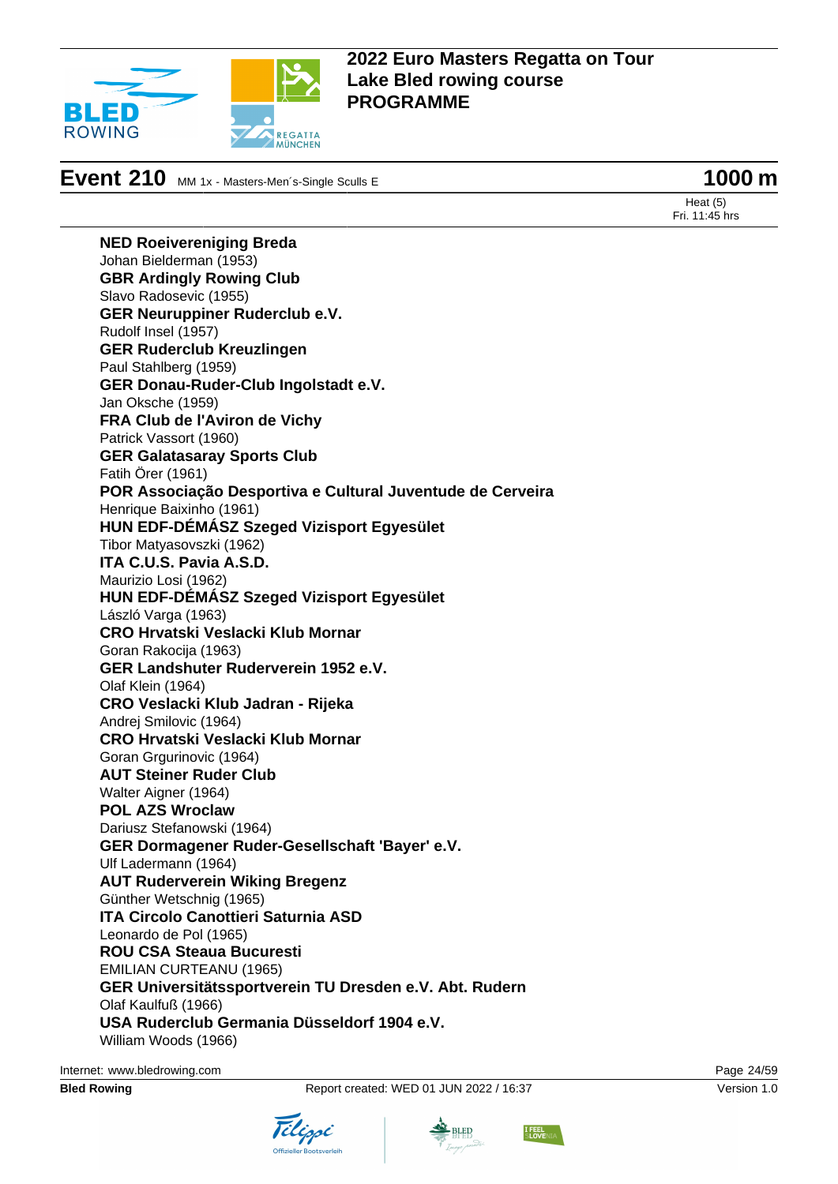# 2022 Euro Masters Regatta on Tour
# Lake Bled rowing course
# PROGRAMME

## Event 210 MM 1x - Masters-Men´s-Single Sculls E — 1000 m

Heat (5)
Fri. 11:45 hrs

**NED Roeivereniging Breda**
Johan Bielderman (1953)
**GBR Ardingly Rowing Club**
Slavo Radosevic (1955)
**GER Neuruppiner Ruderclub e.V.**
Rudolf Insel (1957)
**GER Ruderclub Kreuzlingen**
Paul Stahlberg (1959)
**GER Donau-Ruder-Club Ingolstadt e.V.**
Jan Oksche (1959)
**FRA Club de l'Aviron de Vichy**
Patrick Vassort (1960)
**GER Galatasaray Sports Club**
Fatih Örer (1961)
**POR Associação Desportiva e Cultural Juventude de Cerveira**
Henrique Baixinho (1961)
**HUN EDF-DÉMÁSZ Szeged Vizisport Egyesület**
Tibor Matyasovszki (1962)
**ITA C.U.S. Pavia A.S.D.**
Maurizio Losi (1962)
**HUN EDF-DÉMÁSZ Szeged Vizisport Egyesület**
László Varga (1963)
**CRO Hrvatski Veslacki Klub Mornar**
Goran Rakocija (1963)
**GER Landshuter Ruderverein 1952 e.V.**
Olaf Klein (1964)
**CRO Veslacki Klub Jadran - Rijeka**
Andrej Smilovic (1964)
**CRO Hrvatski Veslacki Klub Mornar**
Goran Grgurinovic (1964)
**AUT Steiner Ruder Club**
Walter Aigner (1964)
**POL AZS Wroclaw**
Dariusz Stefanowski (1964)
**GER Dormagener Ruder-Gesellschaft 'Bayer' e.V.**
Ulf Ladermann (1964)
**AUT Ruderverein Wiking Bregenz**
Günther Wetschnig (1965)
**ITA Circolo Canottieri Saturnia ASD**
Leonardo de Pol (1965)
**ROU CSA Steaua Bucuresti**
EMILIAN CURTEANU (1965)
**GER Universitätssportverein TU Dresden e.V. Abt. Rudern**
Olaf Kaulfuß (1966)
**USA Ruderclub Germania Düsseldorf 1904 e.V.**
William Woods (1966)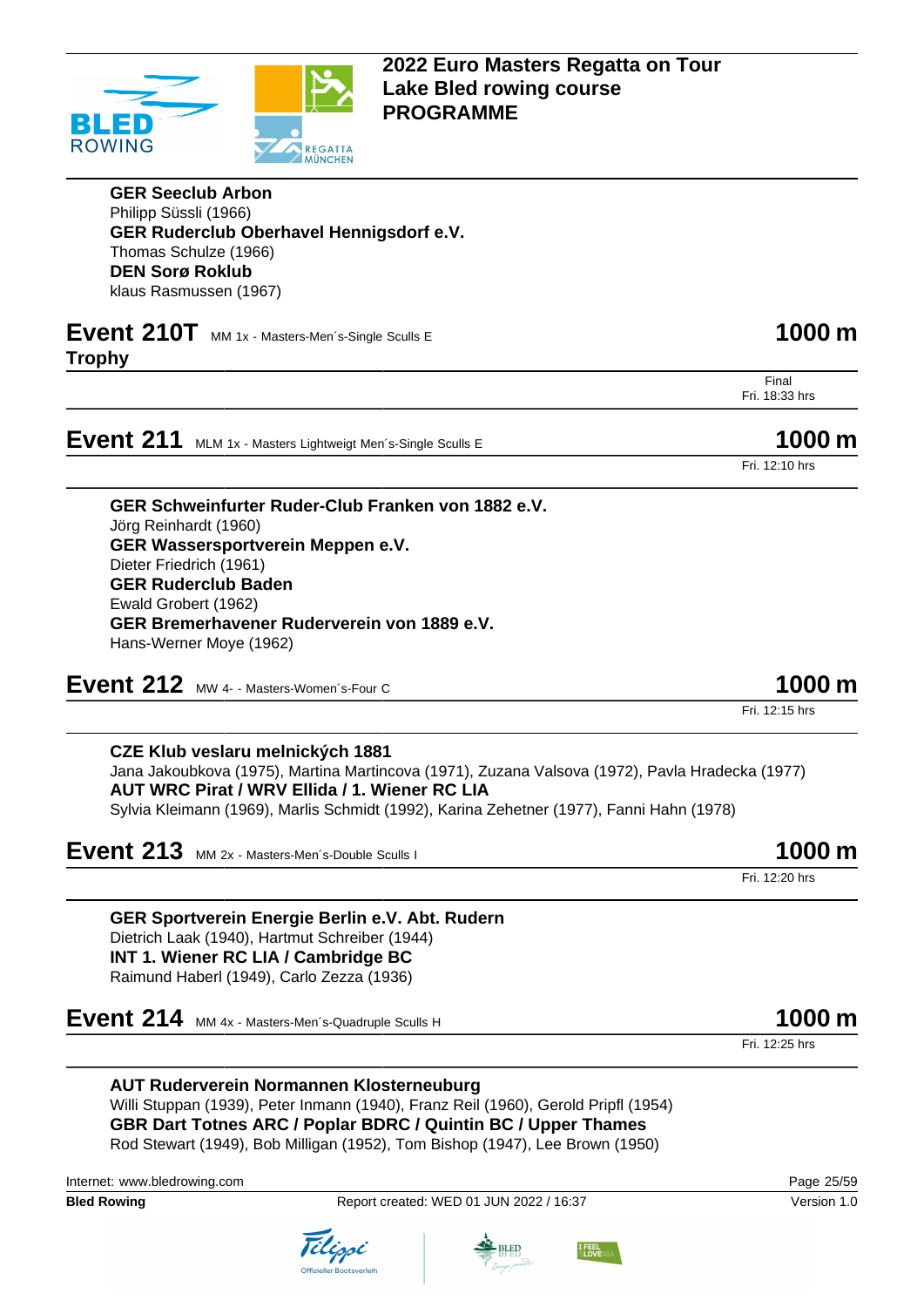**GER Seeclub Arbon**
Philipp Süssli (1966)
**GER Ruderclub Oberhavel Hennigsdorf e.V.**
Thomas Schulze (1966)
**DEN Sorø Roklub**
klaus Rasmussen (1967)

## Event 210T MM 1x - Masters-Men´s-Single Sculls E Trophy — 1000 m

Final
Fri. 18:33 hrs

## Event 211 MLM 1x - Masters Lightweigt Men´s-Single Sculls E — 1000 m

Fri. 12:10 hrs

**GER Schweinfurter Ruder-Club Franken von 1882 e.V.**
Jörg Reinhardt (1960)
**GER Wassersportverein Meppen e.V.**
Dieter Friedrich (1961)
**GER Ruderclub Baden**
Ewald Grobert (1962)
**GER Bremerhavener Ruderverein von 1889 e.V.**
Hans-Werner Moye (1962)

## Event 212 MW 4- - Masters-Women´s-Four C — 1000 m

Fri. 12:15 hrs

**CZE Klub veslaru melnických 1881**
Jana Jakoubkova (1975), Martina Martincova (1971), Zuzana Valsova (1972), Pavla Hradecka (1977)
**AUT WRC Pirat / WRV Ellida / 1. Wiener RC LIA**
Sylvia Kleimann (1969), Marlis Schmidt (1992), Karina Zehetner (1977), Fanni Hahn (1978)

## Event 213 MM 2x - Masters-Men´s-Double Sculls I — 1000 m

Fri. 12:20 hrs

**GER Sportverein Energie Berlin e.V. Abt. Rudern**
Dietrich Laak (1940), Hartmut Schreiber (1944)
**INT 1. Wiener RC LIA / Cambridge BC**
Raimund Haberl (1949), Carlo Zezza (1936)

## Event 214 MM 4x - Masters-Men´s-Quadruple Sculls H — 1000 m

Fri. 12:25 hrs

**AUT Ruderverein Normannen Klosterneuburg**
Willi Stuppan (1939), Peter Inmann (1940), Franz Reil (1960), Gerold Pripfl (1954)
**GBR Dart Totnes ARC / Poplar BDRC / Quintin BC / Upper Thames**
Rod Stewart (1949), Bob Milligan (1952), Tom Bishop (1947), Lee Brown (1950)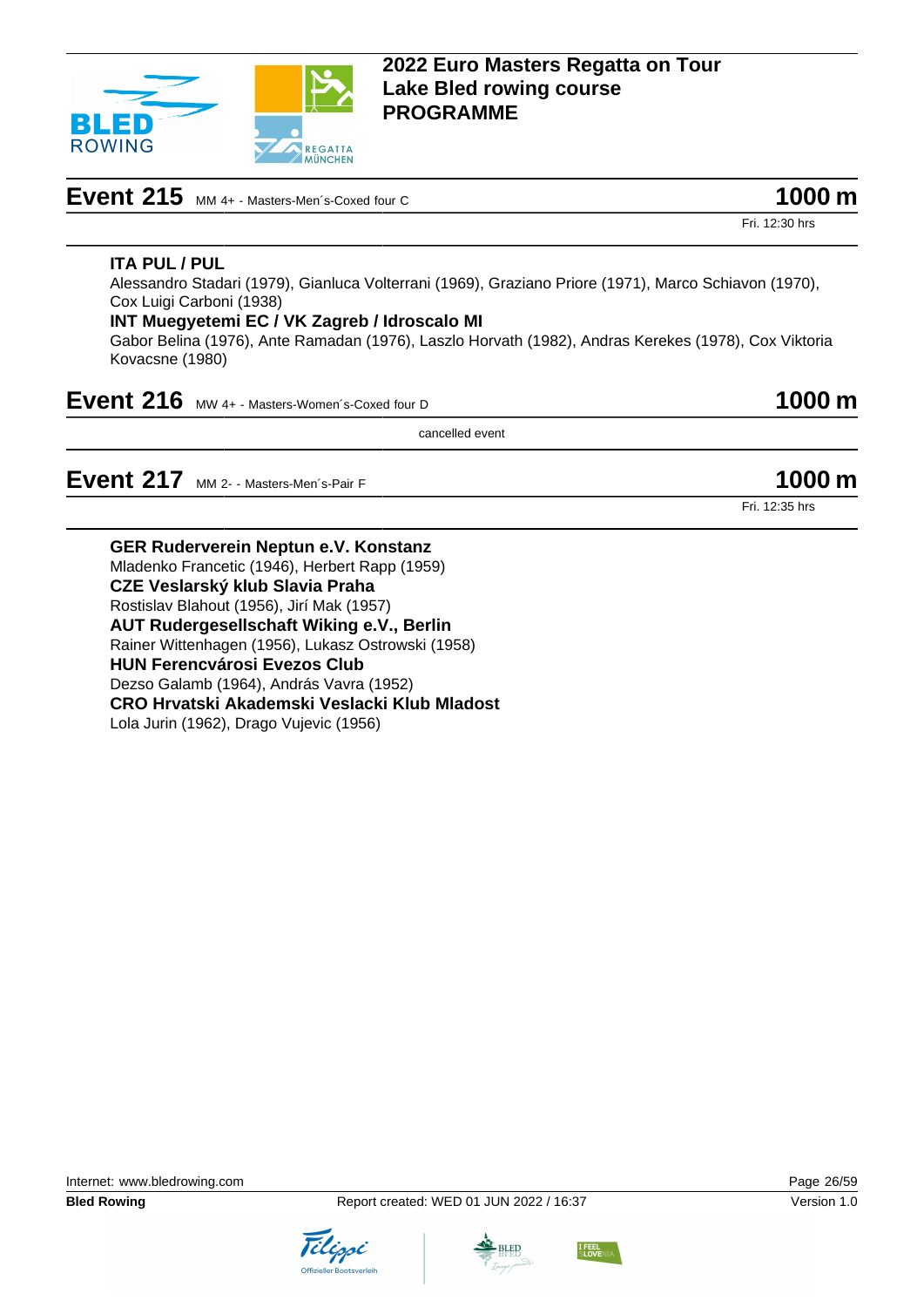# 2022 Euro Masters Regatta on Tour
# Lake Bled rowing course
# PROGRAMME

## Event 215 MM 4+ - Masters-Men´s-Coxed four C — 1000 m

Fri. 12:30 hrs

**ITA PUL / PUL**
Alessandro Stadari (1979), Gianluca Volterrani (1969), Graziano Priore (1971), Marco Schiavon (1970), Cox Luigi Carboni (1938)

**INT Muegyetemi EC / VK Zagreb / Idroscalo MI**
Gabor Belina (1976), Ante Ramadan (1976), Laszlo Horvath (1982), Andras Kerekes (1978), Cox Viktoria Kovacsne (1980)

## Event 216 MW 4+ - Masters-Women´s-Coxed four D — 1000 m

cancelled event

## Event 217 MM 2- - Masters-Men´s-Pair F — 1000 m

Fri. 12:35 hrs

**GER Ruderverein Neptun e.V. Konstanz**
Mladenko Francetic (1946), Herbert Rapp (1959)

**CZE Veslarský klub Slavia Praha**
Rostislav Blahout (1956), Jirí Mak (1957)

**AUT Rudergesellschaft Wiking e.V., Berlin**
Rainer Wittenhagen (1956), Lukasz Ostrowski (1958)

**HUN Ferencvárosi Evezos Club**
Dezso Galamb (1964), András Vavra (1952)

**CRO Hrvatski Akademski Veslacki Klub Mladost**
Lola Jurin (1962), Drago Vujevic (1956)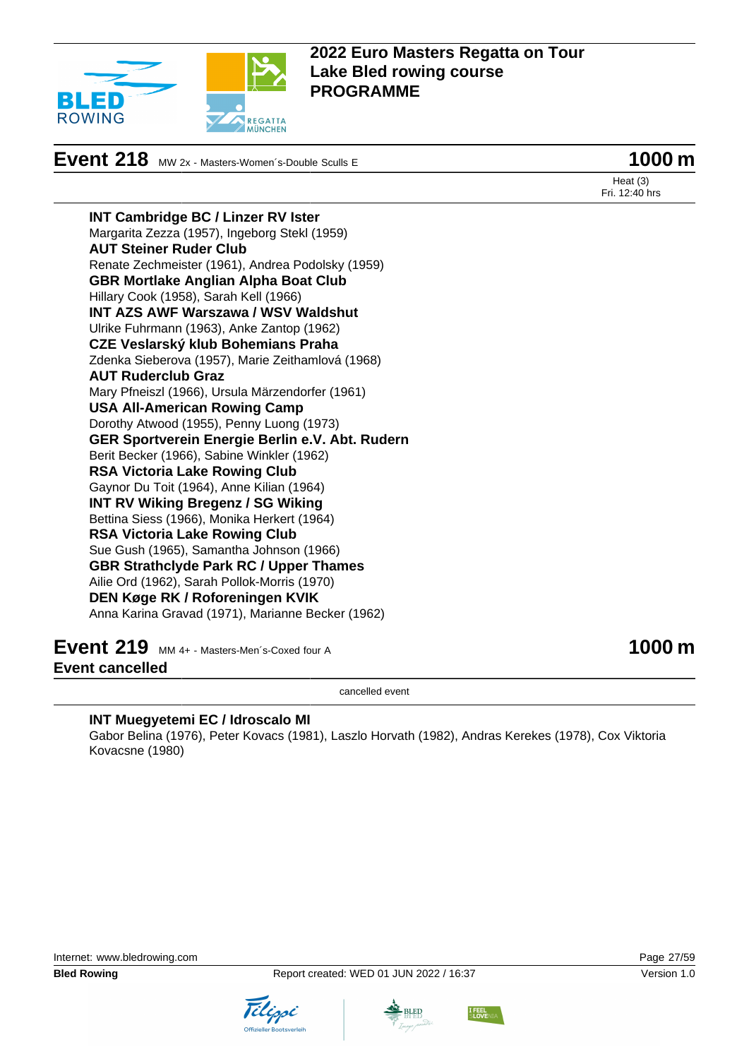## Event 218 MW 2x - Masters-Women´s-Double Sculls E — 1000 m

Heat (3)
Fri. 12:40 hrs

**INT Cambridge BC / Linzer RV Ister**
Margarita Zezza (1957), Ingeborg Stekl (1959)

**AUT Steiner Ruder Club**
Renate Zechmeister (1961), Andrea Podolsky (1959)

**GBR Mortlake Anglian Alpha Boat Club**
Hillary Cook (1958), Sarah Kell (1966)

**INT AZS AWF Warszawa / WSV Waldshut**
Ulrike Fuhrmann (1963), Anke Zantop (1962)

**CZE Veslarský klub Bohemians Praha**
Zdenka Sieberova (1957), Marie Zeithamlová (1968)

**AUT Ruderclub Graz**
Mary Pfneiszl (1966), Ursula Märzendorfer (1961)

**USA All-American Rowing Camp**
Dorothy Atwood (1955), Penny Luong (1973)

**GER Sportverein Energie Berlin e.V. Abt. Rudern**
Berit Becker (1966), Sabine Winkler (1962)

**RSA Victoria Lake Rowing Club**
Gaynor Du Toit (1964), Anne Kilian (1964)

**INT RV Wiking Bregenz / SG Wiking**
Bettina Siess (1966), Monika Herkert (1964)

**RSA Victoria Lake Rowing Club**
Sue Gush (1965), Samantha Johnson (1966)

**GBR Strathclyde Park RC / Upper Thames**
Ailie Ord (1962), Sarah Pollok-Morris (1970)

**DEN Køge RK / Roforeningen KVIK**
Anna Karina Gravad (1971), Marianne Becker (1962)

## Event 219 MM 4+ - Masters-Men´s-Coxed four A — 1000 m

**Event cancelled**

cancelled event

**INT Muegyetemi EC / Idroscalo MI**
Gabor Belina (1976), Peter Kovacs (1981), Laszlo Horvath (1982), Andras Kerekes (1978), Cox Viktoria Kovacsne (1980)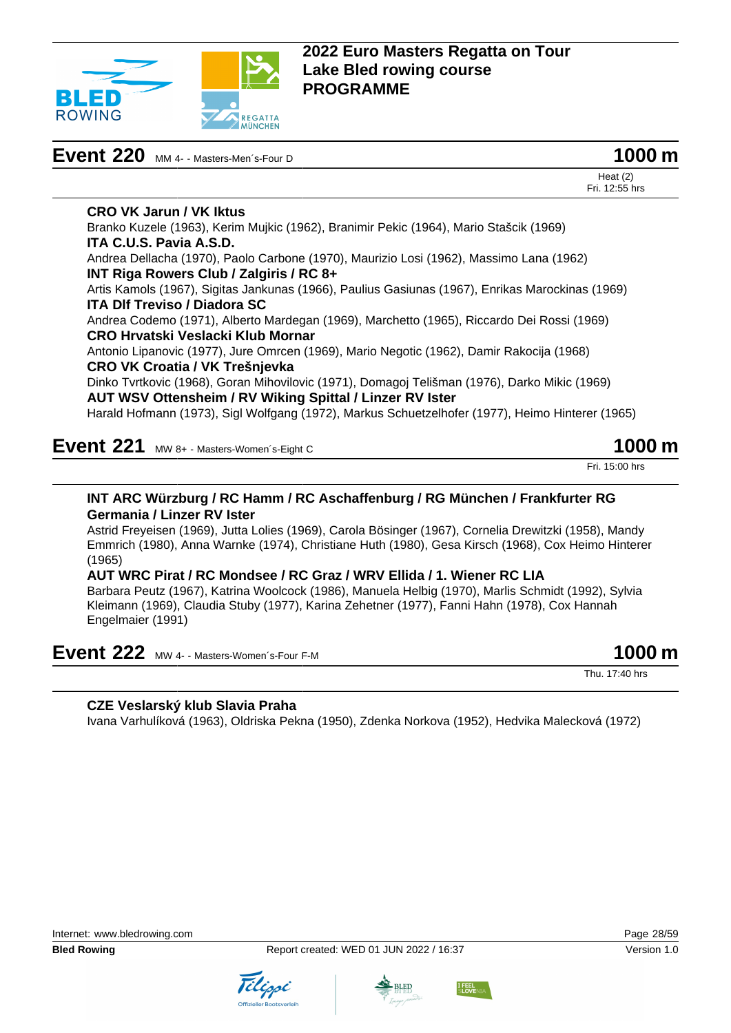# 2022 Euro Masters Regatta on Tour
# Lake Bled rowing course
# PROGRAMME

## Event 220 MM 4- - Masters-Men´s-Four D — 1000 m

Heat (2)
Fri. 12:55 hrs

**CRO VK Jarun / VK Iktus**
Branko Kuzele (1963), Kerim Mujkic (1962), Branimir Pekic (1964), Mario Stašcik (1969)

**ITA C.U.S. Pavia A.S.D.**
Andrea Dellacha (1970), Paolo Carbone (1970), Maurizio Losi (1962), Massimo Lana (1962)

**INT Riga Rowers Club / Zalgiris / RC 8+**
Artis Kamols (1967), Sigitas Jankunas (1966), Paulius Gasiunas (1967), Enrikas Marockinas (1969)

**ITA Dlf Treviso / Diadora SC**
Andrea Codemo (1971), Alberto Mardegan (1969), Marchetto (1965), Riccardo Dei Rossi (1969)

**CRO Hrvatski Veslacki Klub Mornar**
Antonio Lipanovic (1977), Jure Omrcen (1969), Mario Negotic (1962), Damir Rakocija (1968)

**CRO VK Croatia / VK Trešnjevka**
Dinko Tvrtkovic (1968), Goran Mihovilovic (1971), Domagoj Telišman (1976), Darko Mikic (1969)

**AUT WSV Ottensheim / RV Wiking Spittal / Linzer RV Ister**
Harald Hofmann (1973), Sigl Wolfgang (1972), Markus Schuetzelhofer (1977), Heimo Hinterer (1965)

## Event 221 MW 8+ - Masters-Women´s-Eight C — 1000 m

Fri. 15:00 hrs

**INT ARC Würzburg / RC Hamm / RC Aschaffenburg / RG München / Frankfurter RG Germania / Linzer RV Ister**
Astrid Freyeisen (1969), Jutta Lolies (1969), Carola Bösinger (1967), Cornelia Drewitzki (1958), Mandy Emmrich (1980), Anna Warnke (1974), Christiane Huth (1980), Gesa Kirsch (1968), Cox Heimo Hinterer (1965)

**AUT WRC Pirat / RC Mondsee / RC Graz / WRV Ellida / 1. Wiener RC LIA**
Barbara Peutz (1967), Katrina Woolcock (1986), Manuela Helbig (1970), Marlis Schmidt (1992), Sylvia Kleimann (1969), Claudia Stuby (1977), Karina Zehetner (1977), Fanni Hahn (1978), Cox Hannah Engelmaier (1991)

## Event 222 MW 4- - Masters-Women´s-Four F-M — 1000 m

Thu. 17:40 hrs

**CZE Veslarský klub Slavia Praha**
Ivana Varhulíková (1963), Oldriska Pekna (1950), Zdenka Norkova (1952), Hedvika Malecková (1972)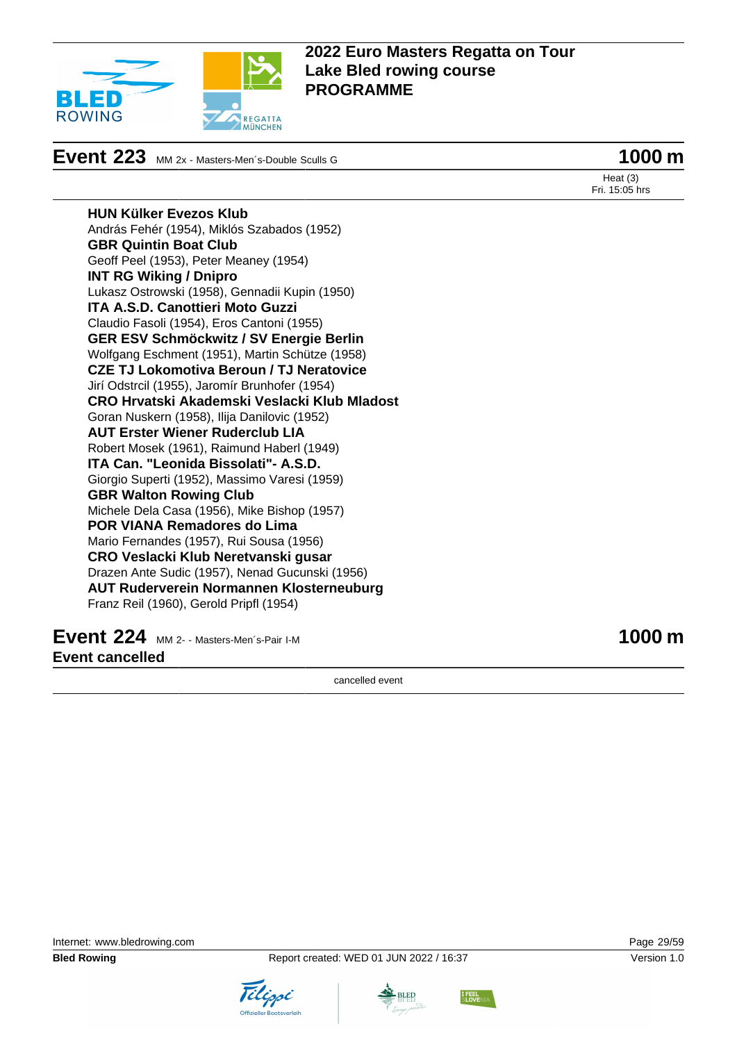# 2022 Euro Masters Regatta on Tour
# Lake Bled rowing course
# PROGRAMME

## Event 223 MM 2x - Masters-Men´s-Double Sculls G — 1000 m

Heat (3)
Fri. 15:05 hrs

**HUN Külker Evezos Klub**
András Fehér (1954), Miklós Szabados (1952)
**GBR Quintin Boat Club**
Geoff Peel (1953), Peter Meaney (1954)
**INT RG Wiking / Dnipro**
Lukasz Ostrowski (1958), Gennadii Kupin (1950)
**ITA A.S.D. Canottieri Moto Guzzi**
Claudio Fasoli (1954), Eros Cantoni (1955)
**GER ESV Schmöckwitz / SV Energie Berlin**
Wolfgang Eschment (1951), Martin Schütze (1958)
**CZE TJ Lokomotiva Beroun / TJ Neratovice**
Jirí Odstrcil (1955), Jaromír Brunhofer (1954)
**CRO Hrvatski Akademski Veslacki Klub Mladost**
Goran Nuskern (1958), Ilija Danilovic (1952)
**AUT Erster Wiener Ruderclub LIA**
Robert Mosek (1961), Raimund Haberl (1949)
**ITA Can. "Leonida Bissolati"- A.S.D.**
Giorgio Superti (1952), Massimo Varesi (1959)
**GBR Walton Rowing Club**
Michele Dela Casa (1956), Mike Bishop (1957)
**POR VIANA Remadores do Lima**
Mario Fernandes (1957), Rui Sousa (1956)
**CRO Veslacki Klub Neretvanski gusar**
Drazen Ante Sudic (1957), Nenad Gucunski (1956)
**AUT Ruderverein Normannen Klosterneuburg**
Franz Reil (1960), Gerold Pripfl (1954)

## Event 224 MM 2- - Masters-Men´s-Pair I-M — 1000 m

**Event cancelled**

cancelled event

Internet: www.bledrowing.com
**Bled Rowing** Report created: WED 01 JUN 2022 / 16:37 Version 1.0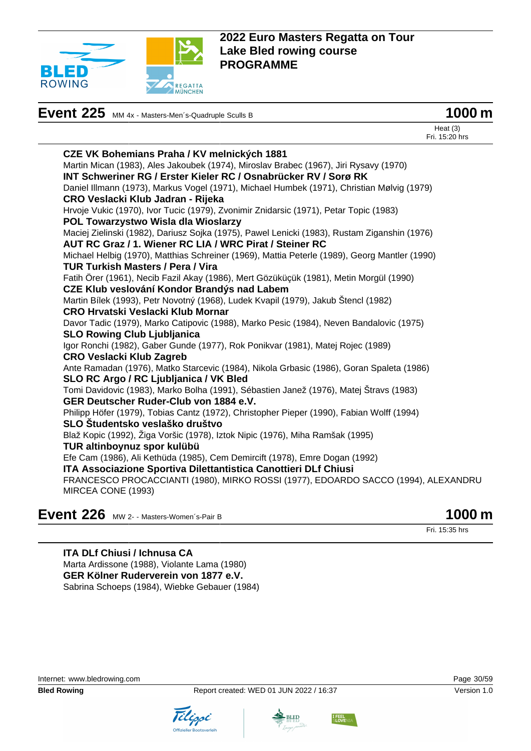## Event 225 MM 4x - Masters-Men´s-Quadruple Sculls B — 1000 m

Heat (3)
Fri. 15:20 hrs

**CZE VK Bohemians Praha / KV melnických 1881**
Martin Mican (1983), Ales Jakoubek (1974), Miroslav Brabec (1967), Jiri Rysavy (1970)

**INT Schweriner RG / Erster Kieler RC / Osnabrücker RV / Sorø RK**
Daniel Illmann (1973), Markus Vogel (1971), Michael Humbek (1971), Christian Mølvig (1979)

**CRO Veslacki Klub Jadran - Rijeka**
Hrvoje Vukic (1970), Ivor Tucic (1979), Zvonimir Znidarsic (1971), Petar Topic (1983)

**POL Towarzystwo Wisla dla Wioslarzy**
Maciej Zielinski (1982), Dariusz Sojka (1975), Pawel Lenicki (1983), Rustam Ziganshin (1976)

**AUT RC Graz / 1. Wiener RC LIA / WRC Pirat / Steiner RC**
Michael Helbig (1970), Matthias Schreiner (1969), Mattia Peterle (1989), Georg Mantler (1990)

**TUR Turkish Masters / Pera / Vira**
Fatih Örer (1961), Necib Fazil Akay (1986), Mert Gözüküçük (1981), Metin Morgül (1990)

**CZE Klub veslování Kondor Brandýs nad Labem**
Martin Bílek (1993), Petr Novotný (1968), Ludek Kvapil (1979), Jakub Štencl (1982)

**CRO Hrvatski Veslacki Klub Mornar**
Davor Tadic (1979), Marko Catipovic (1988), Marko Pesic (1984), Neven Bandalovic (1975)

**SLO Rowing Club Ljubljanica**
Igor Ronchi (1982), Gaber Gunde (1977), Rok Ponikvar (1981), Matej Rojec (1989)

**CRO Veslacki Klub Zagreb**
Ante Ramadan (1976), Matko Starcevic (1984), Nikola Grbasic (1986), Goran Spaleta (1986)

**SLO RC Argo / RC Ljubljanica / VK Bled**
Tomi Davidovic (1983), Marko Bolha (1991), Sébastien Janež (1976), Matej Štravs (1983)

**GER Deutscher Ruder-Club von 1884 e.V.**
Philipp Höfer (1979), Tobias Cantz (1972), Christopher Pieper (1990), Fabian Wolff (1994)

**SLO Študentsko veslaško društvo**
Blaž Kopic (1992), Žiga Voršic (1978), Iztok Nipic (1976), Miha Ramšak (1995)

**TUR altinboynuz spor kulübü**
Efe Cam (1986), Ali Kethüda (1985), Cem Demircift (1978), Emre Dogan (1992)

**ITA Associazione Sportiva Dilettantistica Canottieri DLf Chiusi**
FRANCESCO PROCACCIANTI (1980), MIRKO ROSSI (1977), EDOARDO SACCO (1994), ALEXANDRU MIRCEA CONE (1993)

## Event 226 MW 2- - Masters-Women´s-Pair B — 1000 m

Fri. 15:35 hrs

**ITA DLf Chiusi / Ichnusa CA**
Marta Ardissone (1988), Violante Lama (1980)

**GER Kölner Ruderverein von 1877 e.V.**
Sabrina Schoeps (1984), Wiebke Gebauer (1984)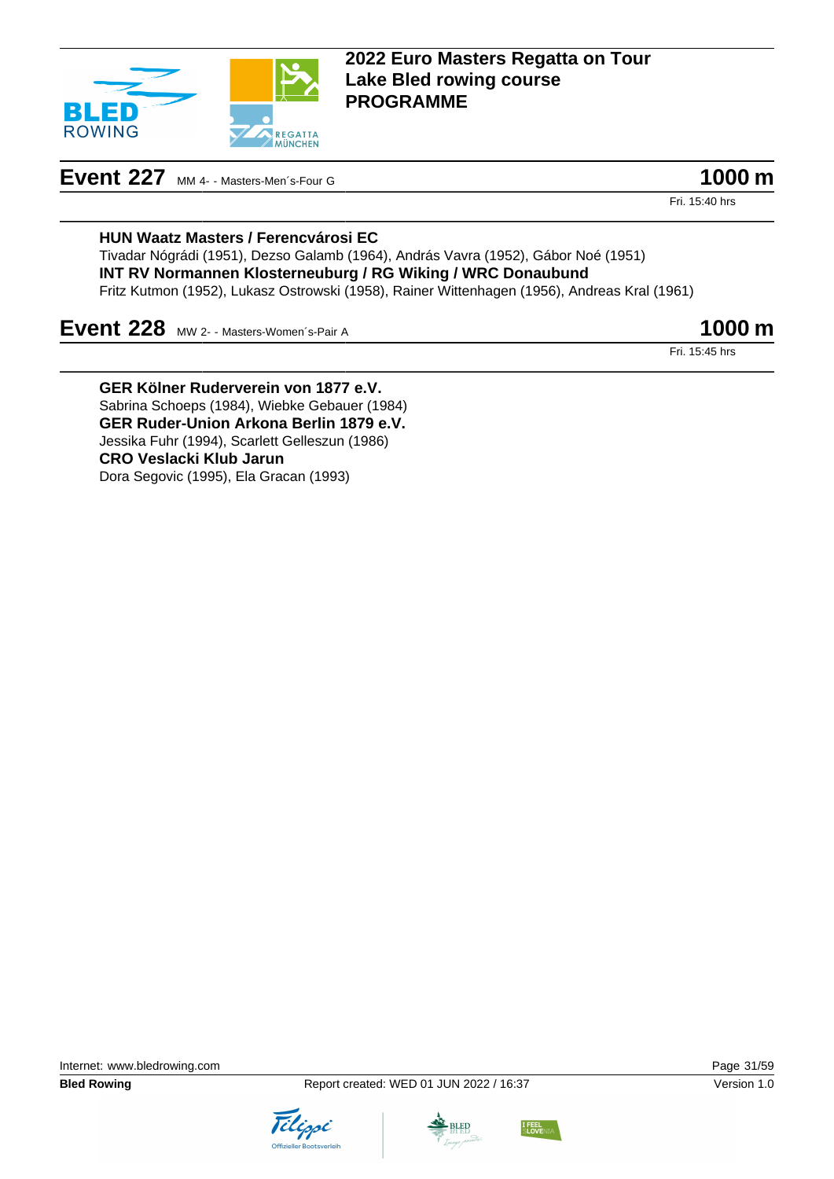## Event 227 MM 4- - Masters-Men´s-Four G

**1000 m**

Fri. 15:40 hrs

**HUN Waatz Masters / Ferencvárosi EC**
Tivadar Nógrádi (1951), Dezso Galamb (1964), András Vavra (1952), Gábor Noé (1951)

**INT RV Normannen Klosterneuburg / RG Wiking / WRC Donaubund**
Fritz Kutmon (1952), Lukasz Ostrowski (1958), Rainer Wittenhagen (1956), Andreas Kral (1961)

## Event 228 MW 2- - Masters-Women´s-Pair A

**1000 m**

Fri. 15:45 hrs

**GER Kölner Ruderverein von 1877 e.V.**
Sabrina Schoeps (1984), Wiebke Gebauer (1984)

**GER Ruder-Union Arkona Berlin 1879 e.V.**
Jessika Fuhr (1994), Scarlett Gelleszun (1986)

**CRO Veslacki Klub Jarun**
Dora Segovic (1995), Ela Gracan (1993)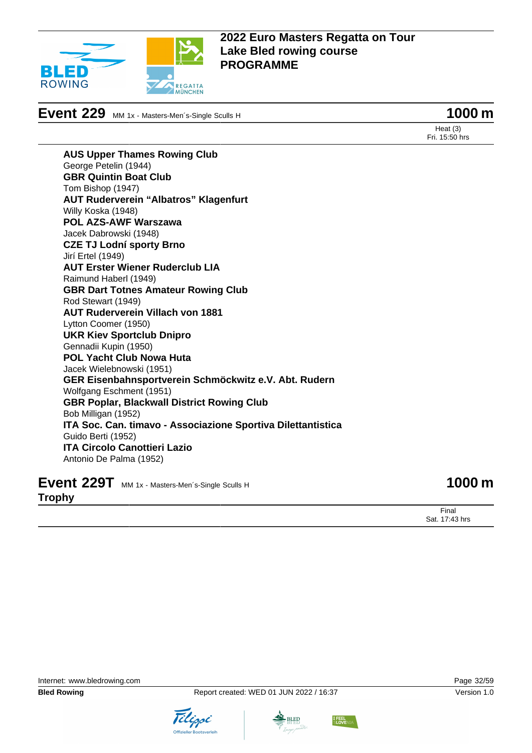## Event 229 MM 1x - Masters-Men´s-Single Sculls H — 1000 m

Heat (3)
Fri. 15:50 hrs

**AUS Upper Thames Rowing Club**
George Petelin (1944)
**GBR Quintin Boat Club**
Tom Bishop (1947)
**AUT Ruderverein "Albatros" Klagenfurt**
Willy Koska (1948)
**POL AZS-AWF Warszawa**
Jacek Dabrowski (1948)
**CZE TJ Lodní sporty Brno**
Jirí Ertel (1949)
**AUT Erster Wiener Ruderclub LIA**
Raimund Haberl (1949)
**GBR Dart Totnes Amateur Rowing Club**
Rod Stewart (1949)
**AUT Ruderverein Villach von 1881**
Lytton Coomer (1950)
**UKR Kiev Sportclub Dnipro**
Gennadii Kupin (1950)
**POL Yacht Club Nowa Huta**
Jacek Wielebnowski (1951)
**GER Eisenbahnsportverein Schmöckwitz e.V. Abt. Rudern**
Wolfgang Eschment (1951)
**GBR Poplar, Blackwall District Rowing Club**
Bob Milligan (1952)
**ITA Soc. Can. timavo - Associazione Sportiva Dilettantistica**
Guido Berti (1952)
**ITA Circolo Canottieri Lazio**
Antonio De Palma (1952)

## Event 229T MM 1x - Masters-Men´s-Single Sculls H — 1000 m

**Trophy**

Final
Sat. 17:43 hrs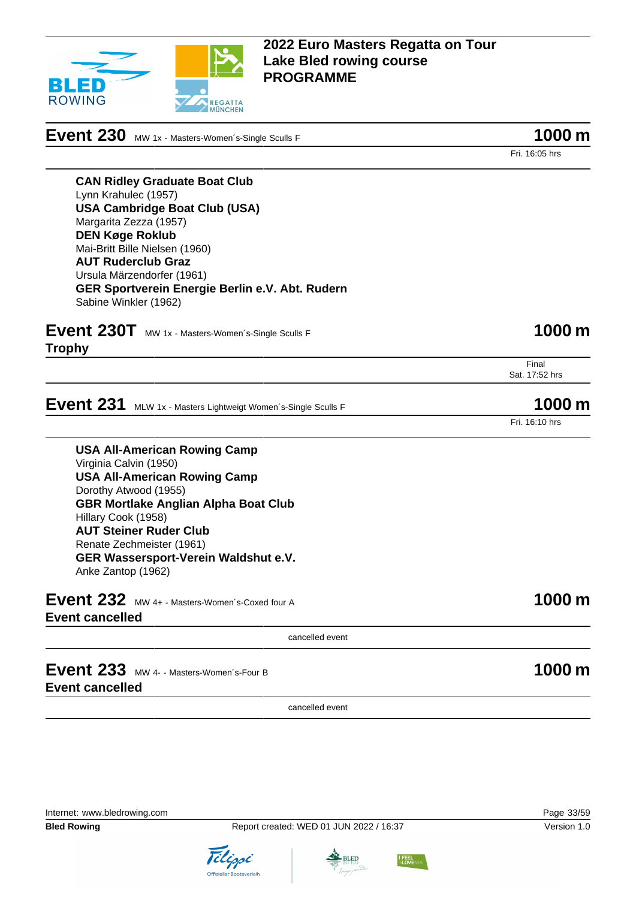# 2022 Euro Masters Regatta on Tour
# Lake Bled rowing course
# PROGRAMME

## Event 230 MW 1x - Masters-Women´s-Single Sculls F — 1000 m

Fri. 16:05 hrs

**CAN Ridley Graduate Boat Club**
Lynn Krahulec (1957)
**USA Cambridge Boat Club (USA)**
Margarita Zezza (1957)
**DEN Køge Roklub**
Mai-Britt Bille Nielsen (1960)
**AUT Ruderclub Graz**
Ursula Märzendorfer (1961)
**GER Sportverein Energie Berlin e.V. Abt. Rudern**
Sabine Winkler (1962)

## Event 230T MW 1x - Masters-Women´s-Single Sculls F — 1000 m

**Trophy**

Final
Sat. 17:52 hrs

## Event 231 MLW 1x - Masters Lightweigt Women´s-Single Sculls F — 1000 m

Fri. 16:10 hrs

**USA All-American Rowing Camp**
Virginia Calvin (1950)
**USA All-American Rowing Camp**
Dorothy Atwood (1955)
**GBR Mortlake Anglian Alpha Boat Club**
Hillary Cook (1958)
**AUT Steiner Ruder Club**
Renate Zechmeister (1961)
**GER Wassersport-Verein Waldshut e.V.**
Anke Zantop (1962)

## Event 232 MW 4+ - Masters-Women´s-Coxed four A — 1000 m

**Event cancelled**

cancelled event

## Event 233 MW 4- - Masters-Women´s-Four B — 1000 m

**Event cancelled**

cancelled event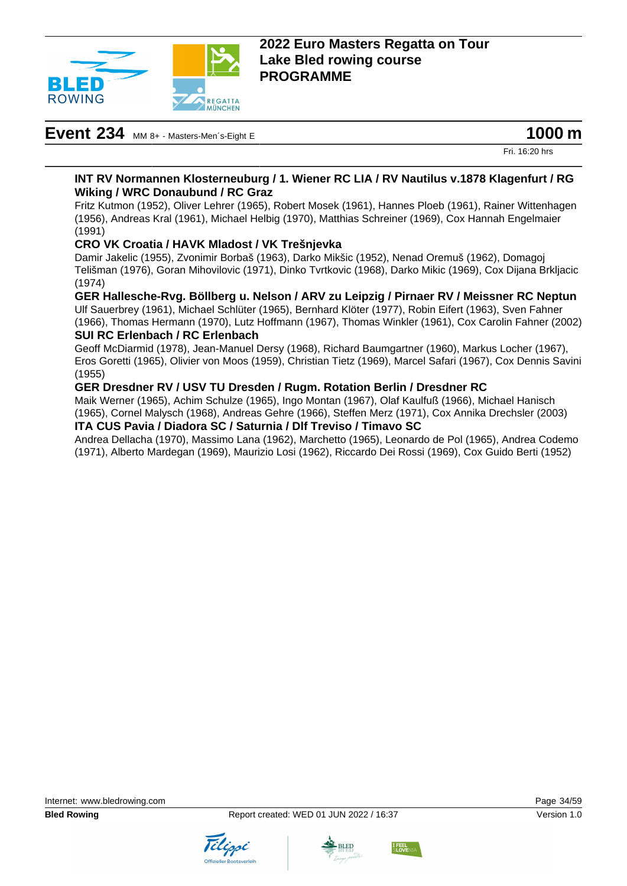**2022 Euro Masters Regatta on Tour**
**Lake Bled rowing course**
**PROGRAMME**

# Event 234 MM 8+ - Masters-Men´s-Eight E — 1000 m

Fri. 16:20 hrs

**INT RV Normannen Klosterneuburg / 1. Wiener RC LIA / RV Nautilus v.1878 Klagenfurt / RG Wiking / WRC Donaubund / RC Graz**
Fritz Kutmon (1952), Oliver Lehrer (1965), Robert Mosek (1961), Hannes Ploeb (1961), Rainer Wittenhagen (1956), Andreas Kral (1961), Michael Helbig (1970), Matthias Schreiner (1969), Cox Hannah Engelmaier (1991)

**CRO VK Croatia / HAVK Mladost / VK Trešnjevka**
Damir Jakelic (1955), Zvonimir Borbaš (1963), Darko Mikšic (1952), Nenad Oremuš (1962), Domagoj Telišman (1976), Goran Mihovilovic (1971), Dinko Tvrtkovic (1968), Darko Mikic (1969), Cox Dijana Brkljacic (1974)

**GER Hallesche-Rvg. Böllberg u. Nelson / ARV zu Leipzig / Pirnaer RV / Meissner RC Neptun**
Ulf Sauerbrey (1961), Michael Schlüter (1965), Bernhard Klöter (1977), Robin Eifert (1963), Sven Fahner (1966), Thomas Hermann (1970), Lutz Hoffmann (1967), Thomas Winkler (1961), Cox Carolin Fahner (2002)

**SUI RC Erlenbach / RC Erlenbach**
Geoff McDiarmid (1978), Jean-Manuel Dersy (1968), Richard Baumgartner (1960), Markus Locher (1967), Eros Goretti (1965), Olivier von Moos (1959), Christian Tietz (1969), Marcel Safari (1967), Cox Dennis Savini (1955)

**GER Dresdner RV / USV TU Dresden / Rugm. Rotation Berlin / Dresdner RC**
Maik Werner (1965), Achim Schulze (1965), Ingo Montan (1967), Olaf Kaulfuß (1966), Michael Hanisch (1965), Cornel Malysch (1968), Andreas Gehre (1966), Steffen Merz (1971), Cox Annika Drechsler (2003)

**ITA CUS Pavia / Diadora SC / Saturnia / Dlf Treviso / Timavo SC**
Andrea Dellacha (1970), Massimo Lana (1962), Marchetto (1965), Leonardo de Pol (1965), Andrea Codemo (1971), Alberto Mardegan (1969), Maurizio Losi (1962), Riccardo Dei Rossi (1969), Cox Guido Berti (1952)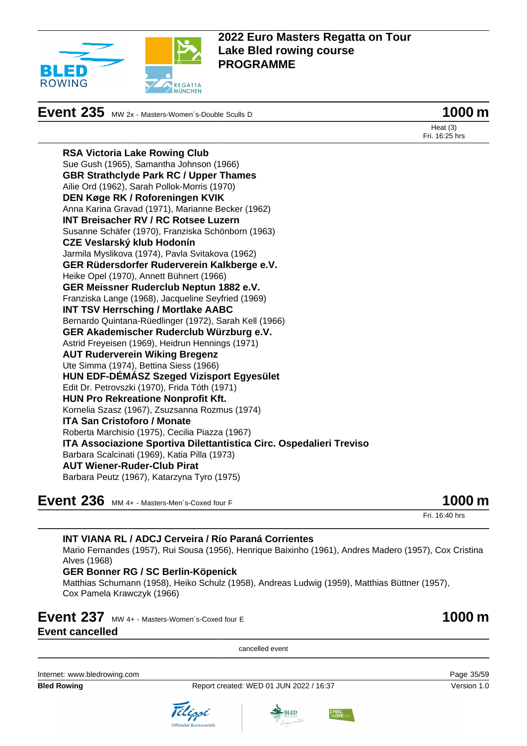# 2022 Euro Masters Regatta on Tour
# Lake Bled rowing course
# PROGRAMME

## Event 235 MW 2x - Masters-Women´s-Double Sculls D — 1000 m

Heat (3)
Fri. 16:25 hrs

**RSA Victoria Lake Rowing Club**
Sue Gush (1965), Samantha Johnson (1966)
**GBR Strathclyde Park RC / Upper Thames**
Ailie Ord (1962), Sarah Pollok-Morris (1970)
**DEN Køge RK / Roforeningen KVIK**
Anna Karina Gravad (1971), Marianne Becker (1962)
**INT Breisacher RV / RC Rotsee Luzern**
Susanne Schäfer (1970), Franziska Schönborn (1963)
**CZE Veslarský klub Hodonín**
Jarmila Myslikova (1974), Pavla Svitakova (1962)
**GER Rüdersdorfer Ruderverein Kalkberge e.V.**
Heike Opel (1970), Annett Bühnert (1966)
**GER Meissner Ruderclub Neptun 1882 e.V.**
Franziska Lange (1968), Jacqueline Seyfried (1969)
**INT TSV Herrsching / Mortlake AABC**
Bernardo Quintana-Rüedlinger (1972), Sarah Kell (1966)
**GER Akademischer Ruderclub Würzburg e.V.**
Astrid Freyeisen (1969), Heidrun Hennings (1971)
**AUT Ruderverein Wiking Bregenz**
Ute Simma (1974), Bettina Siess (1966)
**HUN EDF-DÉMÁSZ Szeged Vizisport Egyesület**
Edit Dr. Petrovszki (1970), Frida Tóth (1971)
**HUN Pro Rekreatione Nonprofit Kft.**
Kornelia Szasz (1967), Zsuzsanna Rozmus (1974)
**ITA San Cristoforo / Monate**
Roberta Marchisio (1975), Cecilia Piazza (1967)
**ITA Associazione Sportiva Dilettantistica Circ. Ospedalieri Treviso**
Barbara Scalcinati (1969), Katia Pilla (1973)
**AUT Wiener-Ruder-Club Pirat**
Barbara Peutz (1967), Katarzyna Tyro (1975)

## Event 236 MM 4+ - Masters-Men´s-Coxed four F — 1000 m

Fri. 16:40 hrs

**INT VIANA RL / ADCJ Cerveira / Río Paraná Corrientes**
Mario Fernandes (1957), Rui Sousa (1956), Henrique Baixinho (1961), Andres Madero (1957), Cox Cristina Alves (1968)
**GER Bonner RG / SC Berlin-Köpenick**
Matthias Schumann (1958), Heiko Schulz (1958), Andreas Ludwig (1959), Matthias Büttner (1957), Cox Pamela Krawczyk (1966)

## Event 237 MW 4+ - Masters-Women´s-Coxed four E — 1000 m
**Event cancelled**

cancelled event

Internet: www.bledrowing.com
**Bled Rowing** Report created: WED 01 JUN 2022 / 16:37 Version 1.0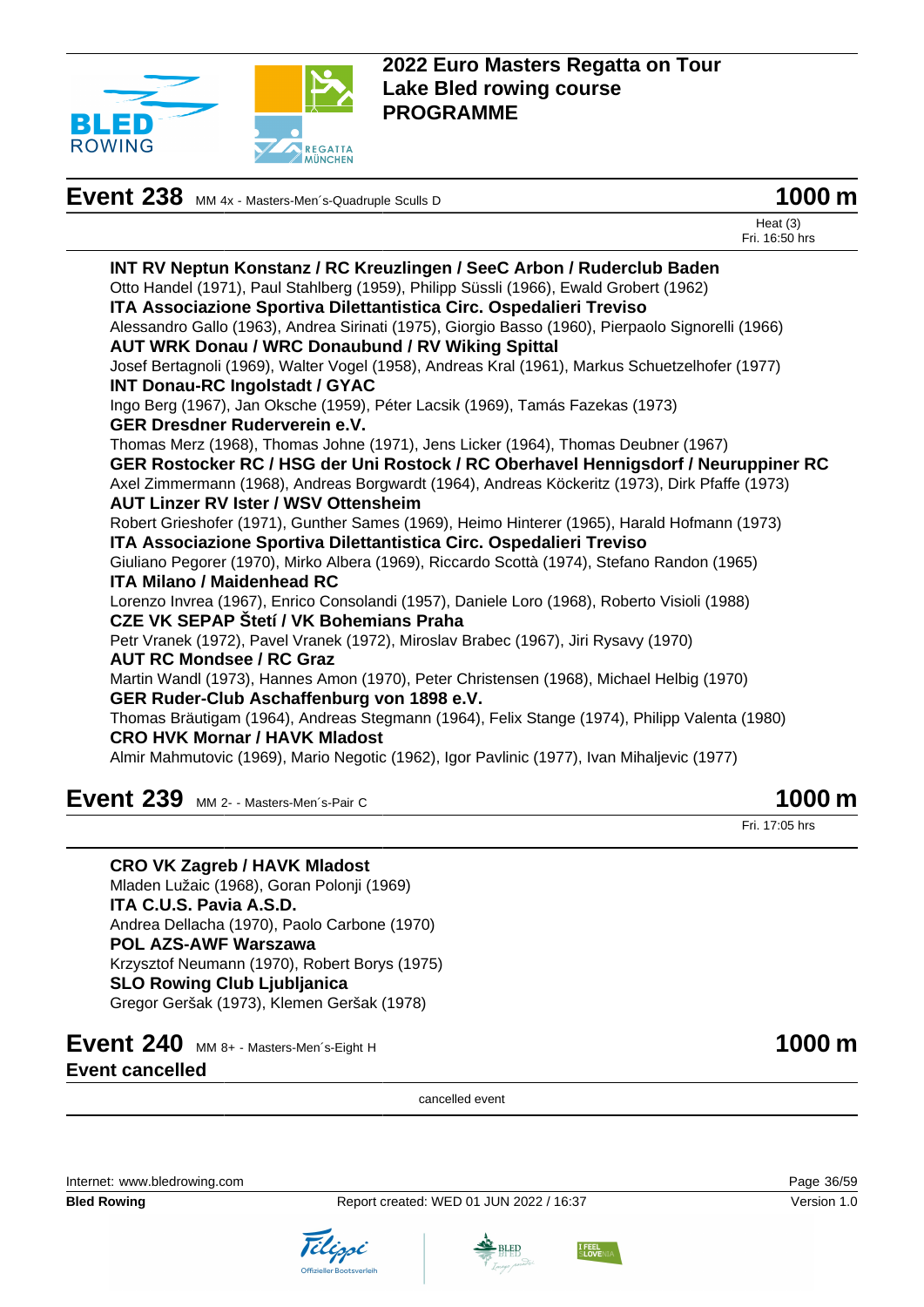# 2022 Euro Masters Regatta on Tour
# Lake Bled rowing course
# PROGRAMME

## Event 238 MM 4x - Masters-Men´s-Quadruple Sculls D — 1000 m

Heat (3)
Fri. 16:50 hrs

**INT RV Neptun Konstanz / RC Kreuzlingen / SeeC Arbon / Ruderclub Baden**
Otto Handel (1971), Paul Stahlberg (1959), Philipp Süssli (1966), Ewald Grobert (1962)

**ITA Associazione Sportiva Dilettantistica Circ. Ospedalieri Treviso**
Alessandro Gallo (1963), Andrea Sirinati (1975), Giorgio Basso (1960), Pierpaolo Signorelli (1966)

**AUT WRK Donau / WRC Donaubund / RV Wiking Spittal**
Josef Bertagnoli (1969), Walter Vogel (1958), Andreas Kral (1961), Markus Schuetzelhofer (1977)

**INT Donau-RC Ingolstadt / GYAC**
Ingo Berg (1967), Jan Oksche (1959), Péter Lacsik (1969), Tamás Fazekas (1973)

**GER Dresdner Ruderverein e.V.**
Thomas Merz (1968), Thomas Johne (1971), Jens Licker (1964), Thomas Deubner (1967)

**GER Rostocker RC / HSG der Uni Rostock / RC Oberhavel Hennigsdorf / Neuruppiner RC**
Axel Zimmermann (1968), Andreas Borgwardt (1964), Andreas Köckeritz (1973), Dirk Pfaffe (1973)

**AUT Linzer RV Ister / WSV Ottensheim**
Robert Grieshofer (1971), Gunther Sames (1969), Heimo Hinterer (1965), Harald Hofmann (1973)

**ITA Associazione Sportiva Dilettantistica Circ. Ospedalieri Treviso**
Giuliano Pegorer (1970), Mirko Albera (1969), Riccardo Scottà (1974), Stefano Randon (1965)

**ITA Milano / Maidenhead RC**
Lorenzo Invrea (1967), Enrico Consolandi (1957), Daniele Loro (1968), Roberto Visioli (1988)

**CZE VK SEPAP Štetí / VK Bohemians Praha**
Petr Vranek (1972), Pavel Vranek (1972), Miroslav Brabec (1967), Jiri Rysavy (1970)

**AUT RC Mondsee / RC Graz**
Martin Wandl (1973), Hannes Amon (1970), Peter Christensen (1968), Michael Helbig (1970)

**GER Ruder-Club Aschaffenburg von 1898 e.V.**
Thomas Bräutigam (1964), Andreas Stegmann (1964), Felix Stange (1974), Philipp Valenta (1980)

**CRO HVK Mornar / HAVK Mladost**
Almir Mahmutovic (1969), Mario Negotic (1962), Igor Pavlinic (1977), Ivan Mihaljevic (1977)

## Event 239 MM 2- - Masters-Men´s-Pair C — 1000 m

Fri. 17:05 hrs

**CRO VK Zagreb / HAVK Mladost**
Mladen Lužaic (1968), Goran Polonji (1969)

**ITA C.U.S. Pavia A.S.D.**
Andrea Dellacha (1970), Paolo Carbone (1970)

**POL AZS-AWF Warszawa**
Krzysztof Neumann (1970), Robert Borys (1975)

**SLO Rowing Club Ljubljanica**
Gregor Geršak (1973), Klemen Geršak (1978)

## Event 240 MM 8+ - Masters-Men´s-Eight H — 1000 m

**Event cancelled**

cancelled event

Internet: www.bledrowing.com
**Bled Rowing** — Report created: WED 01 JUN 2022 / 16:37 — Version 1.0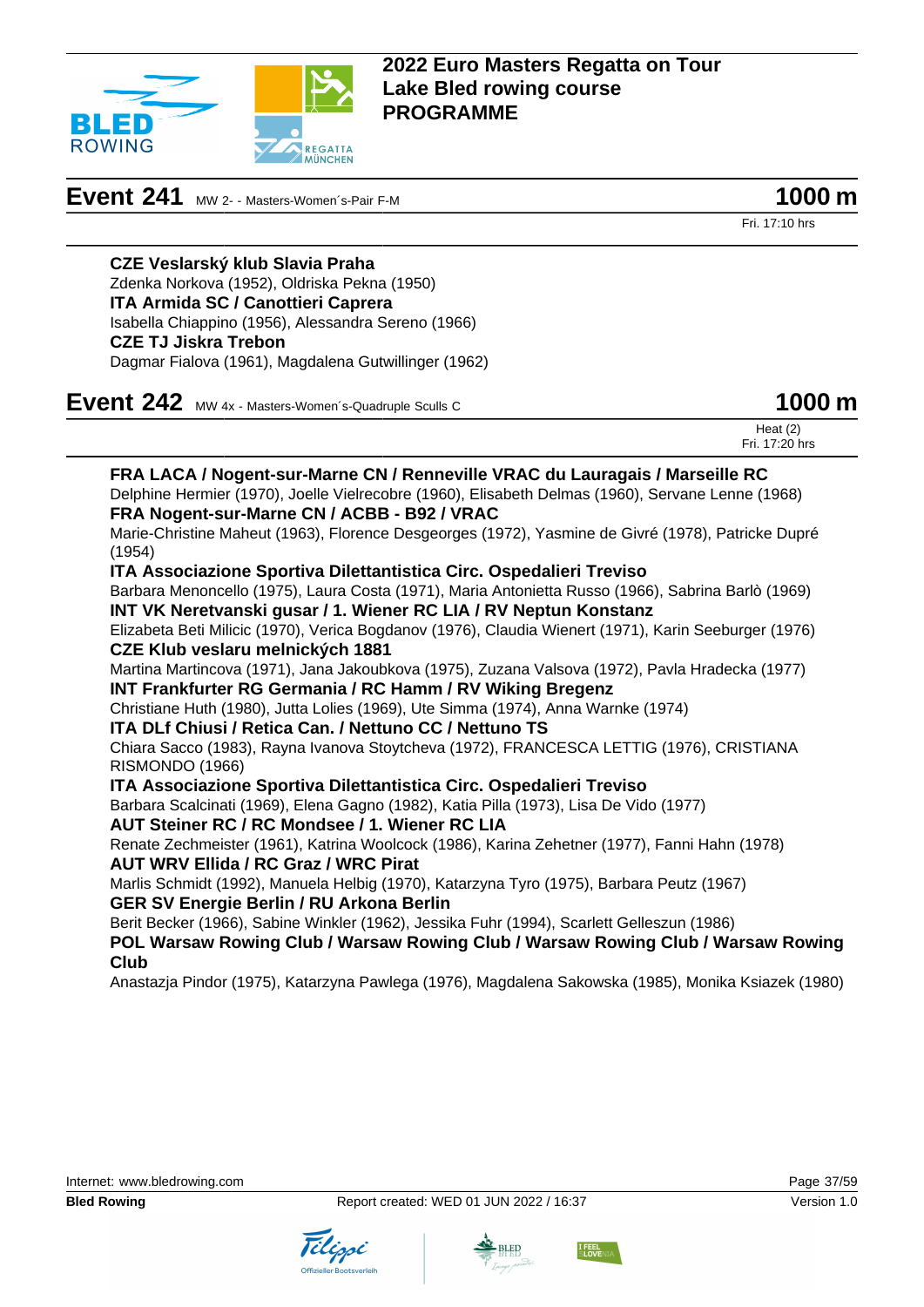# 2022 Euro Masters Regatta on Tour
# Lake Bled rowing course
# PROGRAMME

## Event 241 MW 2- - Masters-Women´s-Pair F-M — 1000 m

Fri. 17:10 hrs

**CZE Veslarský klub Slavia Praha**
Zdenka Norkova (1952), Oldriska Pekna (1950)

**ITA Armida SC / Canottieri Caprera**
Isabella Chiappino (1956), Alessandra Sereno (1966)

**CZE TJ Jiskra Trebon**
Dagmar Fialova (1961), Magdalena Gutwillinger (1962)

## Event 242 MW 4x - Masters-Women´s-Quadruple Sculls C — 1000 m

Heat (2)
Fri. 17:20 hrs

**FRA LACA / Nogent-sur-Marne CN / Renneville VRAC du Lauragais / Marseille RC**
Delphine Hermier (1970), Joelle Vielrecobre (1960), Elisabeth Delmas (1960), Servane Lenne (1968)

**FRA Nogent-sur-Marne CN / ACBB - B92 / VRAC**
Marie-Christine Maheut (1963), Florence Desgeorges (1972), Yasmine de Givré (1978), Patricke Dupré (1954)

**ITA Associazione Sportiva Dilettantistica Circ. Ospedalieri Treviso**
Barbara Menoncello (1975), Laura Costa (1971), Maria Antonietta Russo (1966), Sabrina Barlò (1969)

**INT VK Neretvanski gusar / 1. Wiener RC LIA / RV Neptun Konstanz**
Elizabeta Beti Milicic (1970), Verica Bogdanov (1976), Claudia Wienert (1971), Karin Seeburger (1976)

**CZE Klub veslaru melnických 1881**
Martina Martincova (1971), Jana Jakoubkova (1975), Zuzana Valsova (1972), Pavla Hradecka (1977)

**INT Frankfurter RG Germania / RC Hamm / RV Wiking Bregenz**
Christiane Huth (1980), Jutta Lolies (1969), Ute Simma (1974), Anna Warnke (1974)

**ITA DLf Chiusi / Retica Can. / Nettuno CC / Nettuno TS**
Chiara Sacco (1983), Rayna Ivanova Stoytcheva (1972), FRANCESCA LETTIG (1976), CRISTIANA RISMONDO (1966)

**ITA Associazione Sportiva Dilettantistica Circ. Ospedalieri Treviso**
Barbara Scalcinati (1969), Elena Gagno (1982), Katia Pilla (1973), Lisa De Vido (1977)

**AUT Steiner RC / RC Mondsee / 1. Wiener RC LIA**
Renate Zechmeister (1961), Katrina Woolcock (1986), Karina Zehetner (1977), Fanni Hahn (1978)

**AUT WRV Ellida / RC Graz / WRC Pirat**
Marlis Schmidt (1992), Manuela Helbig (1970), Katarzyna Tyro (1975), Barbara Peutz (1967)

**GER SV Energie Berlin / RU Arkona Berlin**
Berit Becker (1966), Sabine Winkler (1962), Jessika Fuhr (1994), Scarlett Gelleszun (1986)

**POL Warsaw Rowing Club / Warsaw Rowing Club / Warsaw Rowing Club / Warsaw Rowing Club**
Anastazja Pindor (1975), Katarzyna Pawlega (1976), Magdalena Sakowska (1985), Monika Ksiazek (1980)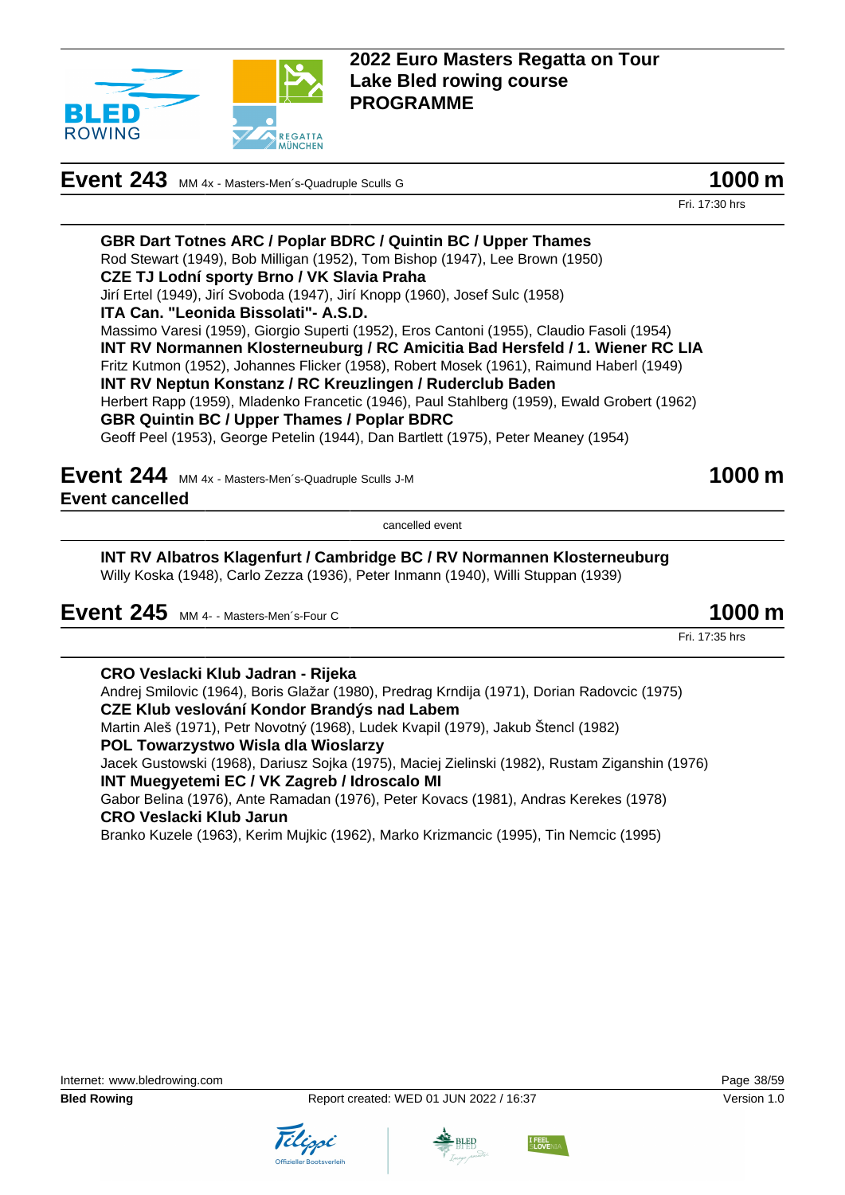## 2022 Euro Masters Regatta on Tour
## Lake Bled rowing course
## PROGRAMME

## Event 243 MM 4x - Masters-Men´s-Quadruple Sculls G — 1000 m

Fri. 17:30 hrs

**GBR Dart Totnes ARC / Poplar BDRC / Quintin BC / Upper Thames**
Rod Stewart (1949), Bob Milligan (1952), Tom Bishop (1947), Lee Brown (1950)

**CZE TJ Lodní sporty Brno / VK Slavia Praha**
Jirí Ertel (1949), Jirí Svoboda (1947), Jirí Knopp (1960), Josef Sulc (1958)

**ITA Can. "Leonida Bissolati"- A.S.D.**
Massimo Varesi (1959), Giorgio Superti (1952), Eros Cantoni (1955), Claudio Fasoli (1954)

**INT RV Normannen Klosterneuburg / RC Amicitia Bad Hersfeld / 1. Wiener RC LIA**
Fritz Kutmon (1952), Johannes Flicker (1958), Robert Mosek (1961), Raimund Haberl (1949)

**INT RV Neptun Konstanz / RC Kreuzlingen / Ruderclub Baden**
Herbert Rapp (1959), Mladenko Francetic (1946), Paul Stahlberg (1959), Ewald Grobert (1962)

**GBR Quintin BC / Upper Thames / Poplar BDRC**
Geoff Peel (1953), George Petelin (1944), Dan Bartlett (1975), Peter Meaney (1954)

## Event 244 MM 4x - Masters-Men´s-Quadruple Sculls J-M — 1000 m

**Event cancelled**

cancelled event

**INT RV Albatros Klagenfurt / Cambridge BC / RV Normannen Klosterneuburg**
Willy Koska (1948), Carlo Zezza (1936), Peter Inmann (1940), Willi Stuppan (1939)

## Event 245 MM 4- - Masters-Men´s-Four C — 1000 m

Fri. 17:35 hrs

**CRO Veslacki Klub Jadran - Rijeka**
Andrej Smilovic (1964), Boris Glažar (1980), Predrag Krndija (1971), Dorian Radovcic (1975)

**CZE Klub veslování Kondor Brandýs nad Labem**
Martin Aleš (1971), Petr Novotný (1968), Ludek Kvapil (1979), Jakub Štencl (1982)

**POL Towarzystwo Wisla dla Wioslarzy**
Jacek Gustowski (1968), Dariusz Sojka (1975), Maciej Zielinski (1982), Rustam Ziganshin (1976)

**INT Muegyetemi EC / VK Zagreb / Idroscalo MI**
Gabor Belina (1976), Ante Ramadan (1976), Peter Kovacs (1981), Andras Kerekes (1978)

**CRO Veslacki Klub Jarun**
Branko Kuzele (1963), Kerim Mujkic (1962), Marko Krizmancic (1995), Tin Nemcic (1995)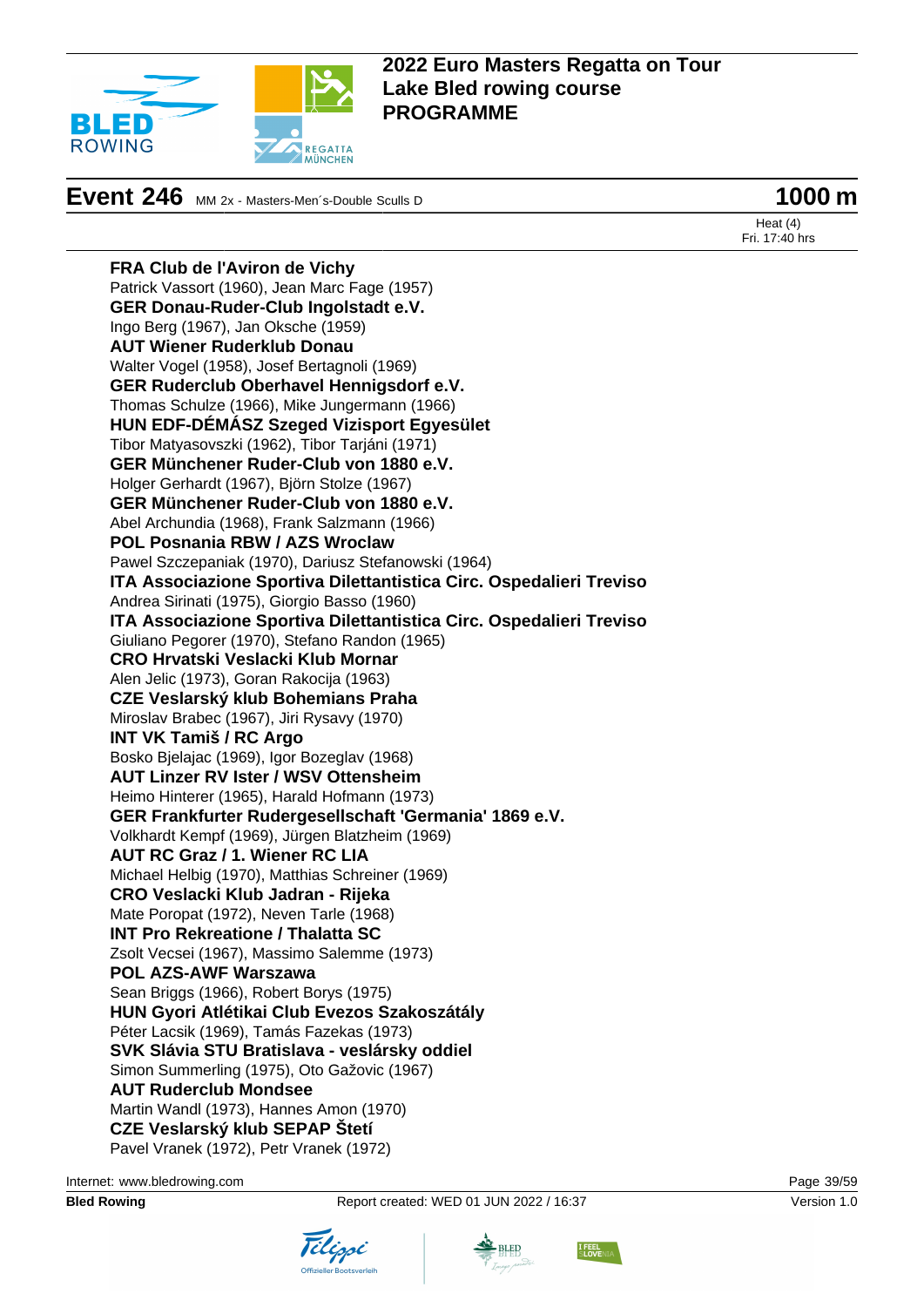# 2022 Euro Masters Regatta on Tour
# Lake Bled rowing course
# PROGRAMME

## Event 246 MM 2x - Masters-Men´s-Double Sculls D — 1000 m

Heat (4)
Fri. 17:40 hrs

**FRA Club de l'Aviron de Vichy**
Patrick Vassort (1960), Jean Marc Fage (1957)

**GER Donau-Ruder-Club Ingolstadt e.V.**
Ingo Berg (1967), Jan Oksche (1959)

**AUT Wiener Ruderklub Donau**
Walter Vogel (1958), Josef Bertagnoli (1969)

**GER Ruderclub Oberhavel Hennigsdorf e.V.**
Thomas Schulze (1966), Mike Jungermann (1966)

**HUN EDF-DÉMÁSZ Szeged Vizisport Egyesület**
Tibor Matyasovszki (1962), Tibor Tarjáni (1971)

**GER Münchener Ruder-Club von 1880 e.V.**
Holger Gerhardt (1967), Björn Stolze (1967)

**GER Münchener Ruder-Club von 1880 e.V.**
Abel Archundia (1968), Frank Salzmann (1966)

**POL Posnania RBW / AZS Wroclaw**
Pawel Szczepaniak (1970), Dariusz Stefanowski (1964)

**ITA Associazione Sportiva Dilettantistica Circ. Ospedalieri Treviso**
Andrea Sirinati (1975), Giorgio Basso (1960)

**ITA Associazione Sportiva Dilettantistica Circ. Ospedalieri Treviso**
Giuliano Pegorer (1970), Stefano Randon (1965)

**CRO Hrvatski Veslacki Klub Mornar**
Alen Jelic (1973), Goran Rakocija (1963)

**CZE Veslarský klub Bohemians Praha**
Miroslav Brabec (1967), Jiri Rysavy (1970)

**INT VK Tamiš / RC Argo**
Bosko Bjelajac (1969), Igor Bozeglav (1968)

**AUT Linzer RV Ister / WSV Ottensheim**
Heimo Hinterer (1965), Harald Hofmann (1973)

**GER Frankfurter Rudergesellschaft 'Germania' 1869 e.V.**
Volkhardt Kempf (1969), Jürgen Blatzheim (1969)

**AUT RC Graz / 1. Wiener RC LIA**
Michael Helbig (1970), Matthias Schreiner (1969)

**CRO Veslacki Klub Jadran - Rijeka**
Mate Poropat (1972), Neven Tarle (1968)

**INT Pro Rekreatione / Thalatta SC**
Zsolt Vecsei (1967), Massimo Salemme (1973)

**POL AZS-AWF Warszawa**
Sean Briggs (1966), Robert Borys (1975)

**HUN Gyori Atlétikai Club Evezos Szakoszátály**
Péter Lacsik (1969), Tamás Fazekas (1973)

**SVK Slávia STU Bratislava - veslársky oddiel**
Simon Summerling (1975), Oto Gažovic (1967)

**AUT Ruderclub Mondsee**
Martin Wandl (1973), Hannes Amon (1970)

**CZE Veslarský klub SEPAP Štetí**
Pavel Vranek (1972), Petr Vranek (1972)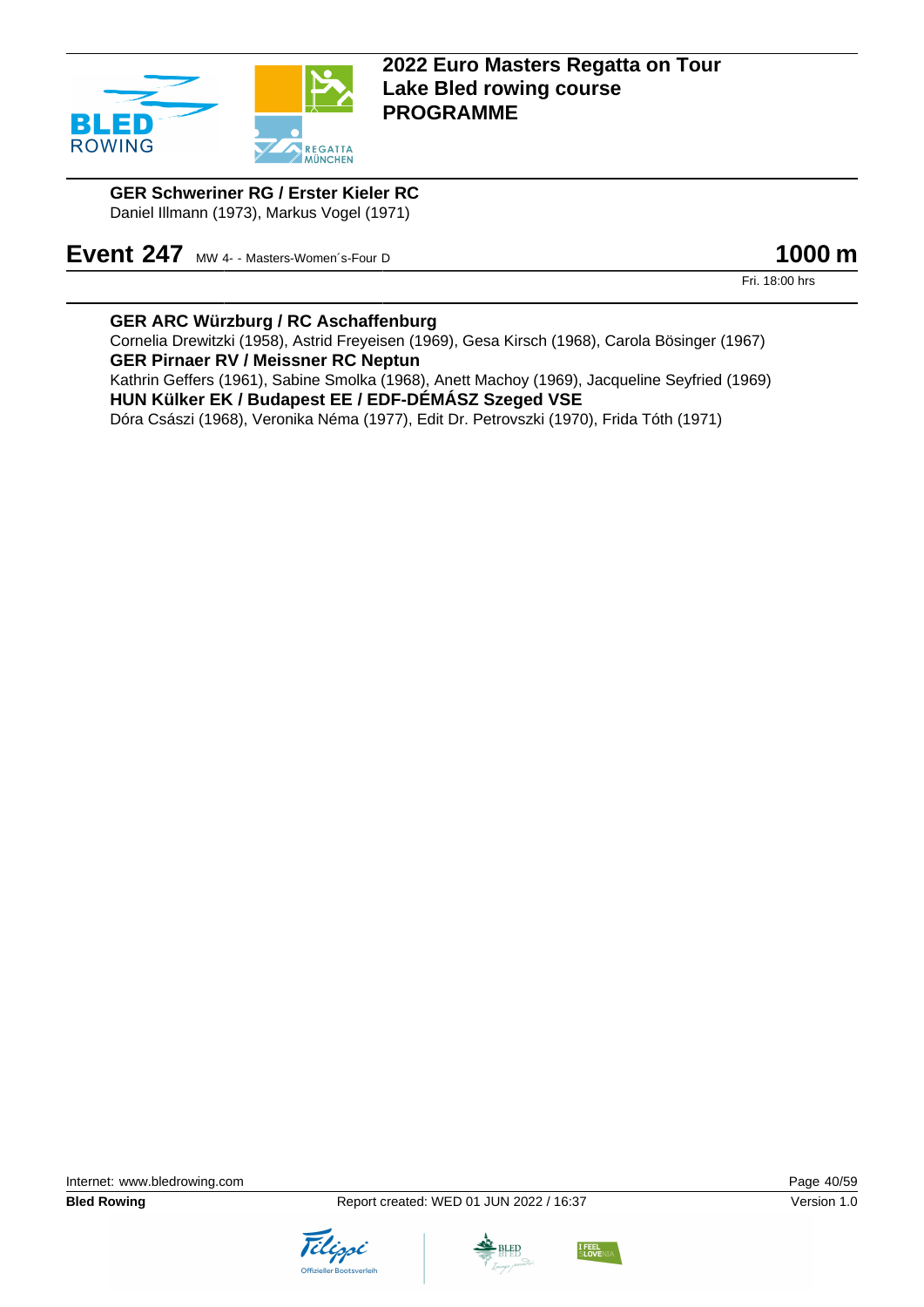**GER Schweriner RG / Erster Kieler RC**
Daniel Illmann (1973), Markus Vogel (1971)

## Event 247 MW 4- - Masters-Women´s-Four D 1000 m

Fri. 18:00 hrs

**GER ARC Würzburg / RC Aschaffenburg**
Cornelia Drewitzki (1958), Astrid Freyeisen (1969), Gesa Kirsch (1968), Carola Bösinger (1967)

**GER Pirnaer RV / Meissner RC Neptun**
Kathrin Geffers (1961), Sabine Smolka (1968), Anett Machoy (1969), Jacqueline Seyfried (1969)

**HUN Külker EK / Budapest EE / EDF-DÉMÁSZ Szeged VSE**
Dóra Császi (1968), Veronika Néma (1977), Edit Dr. Petrovszki (1970), Frida Tóth (1971)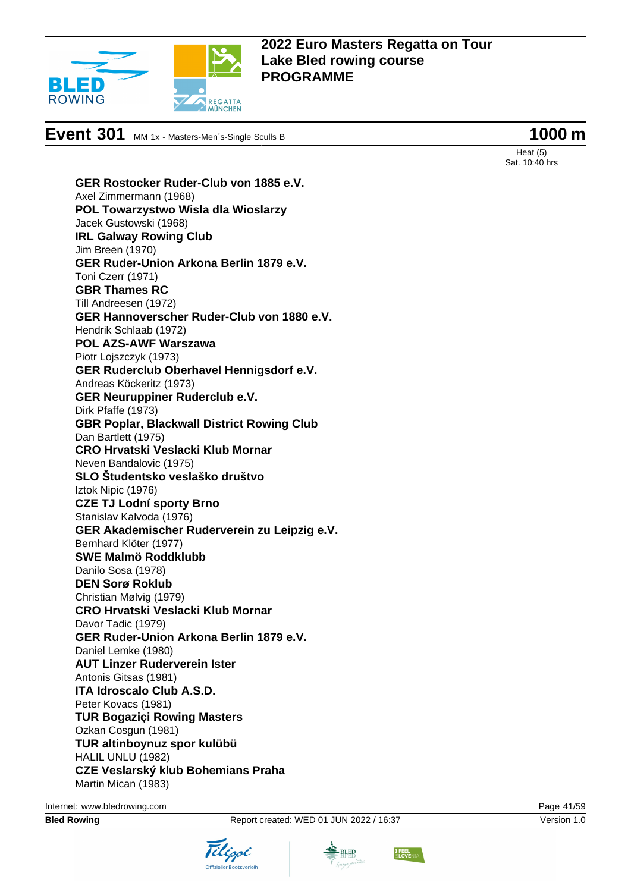# 2022 Euro Masters Regatta on Tour
# Lake Bled rowing course
# PROGRAMME

## Event 301 MM 1x - Masters-Men´s-Single Sculls B — 1000 m

Heat (5)
Sat. 10:40 hrs

**GER Rostocker Ruder-Club von 1885 e.V.**
Axel Zimmermann (1968)
**POL Towarzystwo Wisla dla Wioslarzy**
Jacek Gustowski (1968)
**IRL Galway Rowing Club**
Jim Breen (1970)
**GER Ruder-Union Arkona Berlin 1879 e.V.**
Toni Czerr (1971)
**GBR Thames RC**
Till Andreesen (1972)
**GER Hannoverscher Ruder-Club von 1880 e.V.**
Hendrik Schlaab (1972)
**POL AZS-AWF Warszawa**
Piotr Lojszczyk (1973)
**GER Ruderclub Oberhavel Hennigsdorf e.V.**
Andreas Köckeritz (1973)
**GER Neuruppiner Ruderclub e.V.**
Dirk Pfaffe (1973)
**GBR Poplar, Blackwall District Rowing Club**
Dan Bartlett (1975)
**CRO Hrvatski Veslacki Klub Mornar**
Neven Bandalovic (1975)
**SLO Študentsko veslaško društvo**
Iztok Nipic (1976)
**CZE TJ Lodní sporty Brno**
Stanislav Kalvoda (1976)
**GER Akademischer Ruderverein zu Leipzig e.V.**
Bernhard Klöter (1977)
**SWE Malmö Roddklubb**
Danilo Sosa (1978)
**DEN Sorø Roklub**
Christian Mølvig (1979)
**CRO Hrvatski Veslacki Klub Mornar**
Davor Tadic (1979)
**GER Ruder-Union Arkona Berlin 1879 e.V.**
Daniel Lemke (1980)
**AUT Linzer Ruderverein Ister**
Antonis Gitsas (1981)
**ITA Idroscalo Club A.S.D.**
Peter Kovacs (1981)
**TUR Bogaziçi Rowing Masters**
Ozkan Cosgun (1981)
**TUR altinboynuz spor kulübü**
HALIL UNLU (1982)
**CZE Veslarský klub Bohemians Praha**
Martin Mican (1983)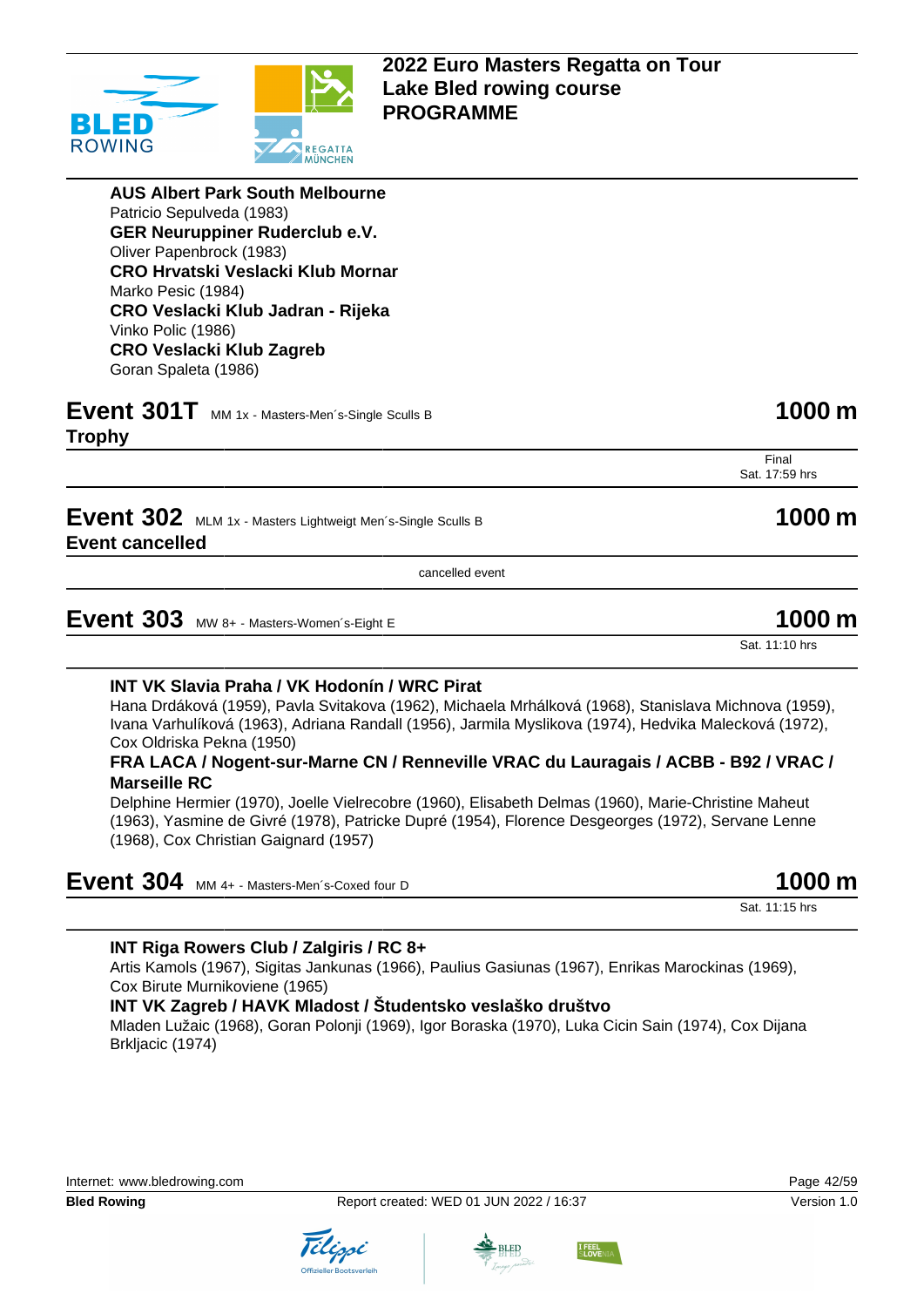**AUS Albert Park South Melbourne**
Patricio Sepulveda (1983)
**GER Neuruppiner Ruderclub e.V.**
Oliver Papenbrock (1983)
**CRO Hrvatski Veslacki Klub Mornar**
Marko Pesic (1984)
**CRO Veslacki Klub Jadran - Rijeka**
Vinko Polic (1986)
**CRO Veslacki Klub Zagreb**
Goran Spaleta (1986)

## Event 301T MM 1x - Masters-Men´s-Single Sculls B — 1000 m

**Trophy**

Final
Sat. 17:59 hrs

## Event 302 MLM 1x - Masters Lightweigt Men´s-Single Sculls B — 1000 m

**Event cancelled**

cancelled event

## Event 303 MW 8+ - Masters-Women´s-Eight E — 1000 m

Sat. 11:10 hrs

**INT VK Slavia Praha / VK Hodonín / WRC Pirat**
Hana Drdáková (1959), Pavla Svitakova (1962), Michaela Mrhálková (1968), Stanislava Michnova (1959), Ivana Varhulíková (1963), Adriana Randall (1956), Jarmila Myslikova (1974), Hedvika Malecková (1972), Cox Oldriska Pekna (1950)
**FRA LACA / Nogent-sur-Marne CN / Renneville VRAC du Lauragais / ACBB - B92 / VRAC / Marseille RC**
Delphine Hermier (1970), Joelle Vielrecobre (1960), Elisabeth Delmas (1960), Marie-Christine Maheut (1963), Yasmine de Givré (1978), Patricke Dupré (1954), Florence Desgeorges (1972), Servane Lenne (1968), Cox Christian Gaignard (1957)

## Event 304 MM 4+ - Masters-Men´s-Coxed four D — 1000 m

Sat. 11:15 hrs

**INT Riga Rowers Club / Zalgiris / RC 8+**
Artis Kamols (1967), Sigitas Jankunas (1966), Paulius Gasiunas (1967), Enrikas Marockinas (1969), Cox Birute Murnikoviene (1965)
**INT VK Zagreb / HAVK Mladost / Študentsko veslaško društvo**
Mladen Lužaic (1968), Goran Polonji (1969), Igor Boraska (1970), Luka Cicin Sain (1974), Cox Dijana Brkljacic (1974)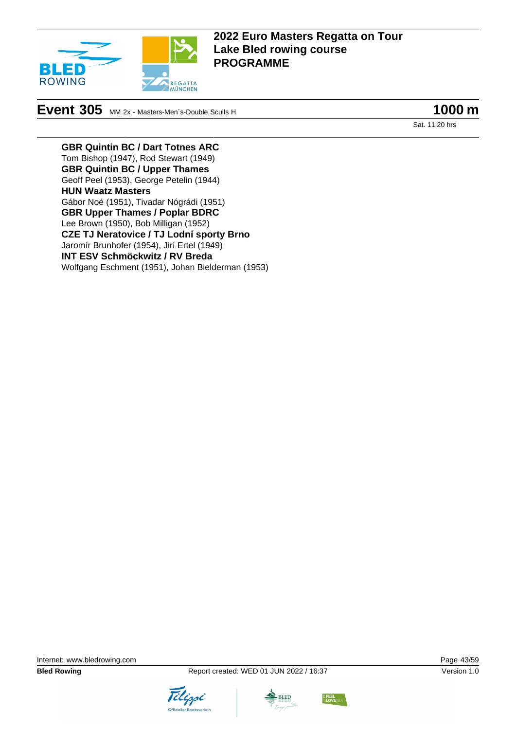# 2022 Euro Masters Regatta on Tour
## Lake Bled rowing course
## PROGRAMME

## Event 305 MM 2x - Masters-Men´s-Double Sculls H

**1000 m**

Sat. 11:20 hrs

**GBR Quintin BC / Dart Totnes ARC**
Tom Bishop (1947), Rod Stewart (1949)

**GBR Quintin BC / Upper Thames**
Geoff Peel (1953), George Petelin (1944)

**HUN Waatz Masters**
Gábor Noé (1951), Tivadar Nógrádi (1951)

**GBR Upper Thames / Poplar BDRC**
Lee Brown (1950), Bob Milligan (1952)

**CZE TJ Neratovice / TJ Lodní sporty Brno**
Jaromír Brunhofer (1954), Jirí Ertel (1949)

**INT ESV Schmöckwitz / RV Breda**
Wolfgang Eschment (1951), Johan Bielderman (1953)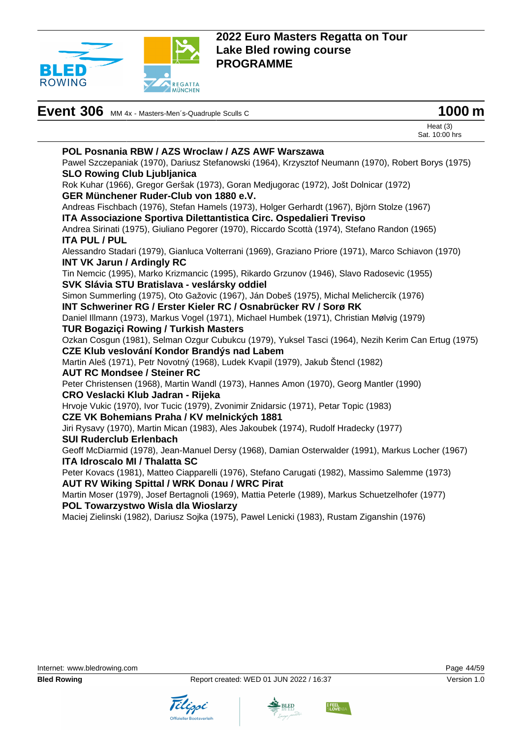# 2022 Euro Masters Regatta on Tour
# Lake Bled rowing course
# PROGRAMME

## Event 306 MM 4x - Masters-Men´s-Quadruple Sculls C — 1000 m

Heat (3)
Sat. 10:00 hrs

**POL Posnania RBW / AZS Wroclaw / AZS AWF Warszawa**
Pawel Szczepaniak (1970), Dariusz Stefanowski (1964), Krzysztof Neumann (1970), Robert Borys (1975)

**SLO Rowing Club Ljubljanica**
Rok Kuhar (1966), Gregor Geršak (1973), Goran Medjugorac (1972), Jošt Dolnicar (1972)

**GER Münchener Ruder-Club von 1880 e.V.**
Andreas Fischbach (1976), Stefan Hamels (1973), Holger Gerhardt (1967), Björn Stolze (1967)

**ITA Associazione Sportiva Dilettantistica Circ. Ospedalieri Treviso**
Andrea Sirinati (1975), Giuliano Pegorer (1970), Riccardo Scottà (1974), Stefano Randon (1965)

**ITA PUL / PUL**
Alessandro Stadari (1979), Gianluca Volterrani (1969), Graziano Priore (1971), Marco Schiavon (1970)

**INT VK Jarun / Ardingly RC**
Tin Nemcic (1995), Marko Krizmancic (1995), Rikardo Grzunov (1946), Slavo Radosevic (1955)

**SVK Slávia STU Bratislava - veslársky oddiel**
Simon Summerling (1975), Oto Gažovic (1967), Ján Dobeš (1975), Michal Melichercík (1976)

**INT Schweriner RG / Erster Kieler RC / Osnabrücker RV / Sorø RK**
Daniel Illmann (1973), Markus Vogel (1971), Michael Humbek (1971), Christian Mølvig (1979)

**TUR Bogaziçi Rowing / Turkish Masters**
Ozkan Cosgun (1981), Selman Ozgur Cubukcu (1979), Yuksel Tasci (1964), Nezih Kerim Can Ertug (1975)

**CZE Klub veslování Kondor Brandýs nad Labem**
Martin Aleš (1971), Petr Novotný (1968), Ludek Kvapil (1979), Jakub Štencl (1982)

**AUT RC Mondsee / Steiner RC**
Peter Christensen (1968), Martin Wandl (1973), Hannes Amon (1970), Georg Mantler (1990)

**CRO Veslacki Klub Jadran - Rijeka**
Hrvoje Vukic (1970), Ivor Tucic (1979), Zvonimir Znidarsic (1971), Petar Topic (1983)

**CZE VK Bohemians Praha / KV melnických 1881**
Jiri Rysavy (1970), Martin Mican (1983), Ales Jakoubek (1974), Rudolf Hradecky (1977)

**SUI Ruderclub Erlenbach**
Geoff McDiarmid (1978), Jean-Manuel Dersy (1968), Damian Osterwalder (1991), Markus Locher (1967)

**ITA Idroscalo MI / Thalatta SC**
Peter Kovacs (1981), Matteo Ciapparelli (1976), Stefano Carugati (1982), Massimo Salemme (1973)

**AUT RV Wiking Spittal / WRK Donau / WRC Pirat**
Martin Moser (1979), Josef Bertagnoli (1969), Mattia Peterle (1989), Markus Schuetzelhofer (1977)

**POL Towarzystwo Wisla dla Wioslarzy**
Maciej Zielinski (1982), Dariusz Sojka (1975), Pawel Lenicki (1983), Rustam Ziganshin (1976)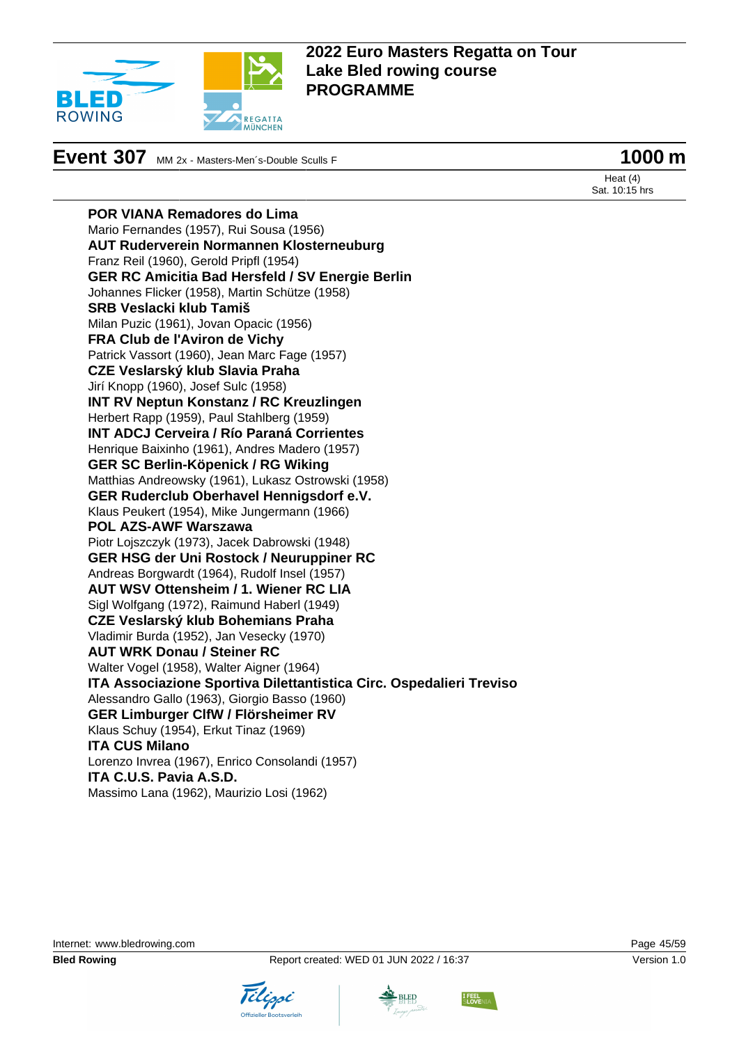# 2022 Euro Masters Regatta on Tour
# Lake Bled rowing course
# PROGRAMME

## Event 307 MM 2x - Masters-Men´s-Double Sculls F — 1000 m

Heat (4)
Sat. 10:15 hrs

**POR VIANA Remadores do Lima**
Mario Fernandes (1957), Rui Sousa (1956)

**AUT Ruderverein Normannen Klosterneuburg**
Franz Reil (1960), Gerold Pripfl (1954)

**GER RC Amicitia Bad Hersfeld / SV Energie Berlin**
Johannes Flicker (1958), Martin Schütze (1958)

**SRB Veslacki klub Tamiš**
Milan Puzic (1961), Jovan Opacic (1956)

**FRA Club de l'Aviron de Vichy**
Patrick Vassort (1960), Jean Marc Fage (1957)

**CZE Veslarský klub Slavia Praha**
Jirí Knopp (1960), Josef Sulc (1958)

**INT RV Neptun Konstanz / RC Kreuzlingen**
Herbert Rapp (1959), Paul Stahlberg (1959)

**INT ADCJ Cerveira / Río Paraná Corrientes**
Henrique Baixinho (1961), Andres Madero (1957)

**GER SC Berlin-Köpenick / RG Wiking**
Matthias Andreowsky (1961), Lukasz Ostrowski (1958)

**GER Ruderclub Oberhavel Hennigsdorf e.V.**
Klaus Peukert (1954), Mike Jungermann (1966)

**POL AZS-AWF Warszawa**
Piotr Lojszczyk (1973), Jacek Dabrowski (1948)

**GER HSG der Uni Rostock / Neuruppiner RC**
Andreas Borgwardt (1964), Rudolf Insel (1957)

**AUT WSV Ottensheim / 1. Wiener RC LIA**
Sigl Wolfgang (1972), Raimund Haberl (1949)

**CZE Veslarský klub Bohemians Praha**
Vladimir Burda (1952), Jan Vesecky (1970)

**AUT WRK Donau / Steiner RC**
Walter Vogel (1958), Walter Aigner (1964)

**ITA Associazione Sportiva Dilettantistica Circ. Ospedalieri Treviso**
Alessandro Gallo (1963), Giorgio Basso (1960)

**GER Limburger ClfW / Flörsheimer RV**
Klaus Schuy (1954), Erkut Tinaz (1969)

**ITA CUS Milano**
Lorenzo Invrea (1967), Enrico Consolandi (1957)

**ITA C.U.S. Pavia A.S.D.**
Massimo Lana (1962), Maurizio Losi (1962)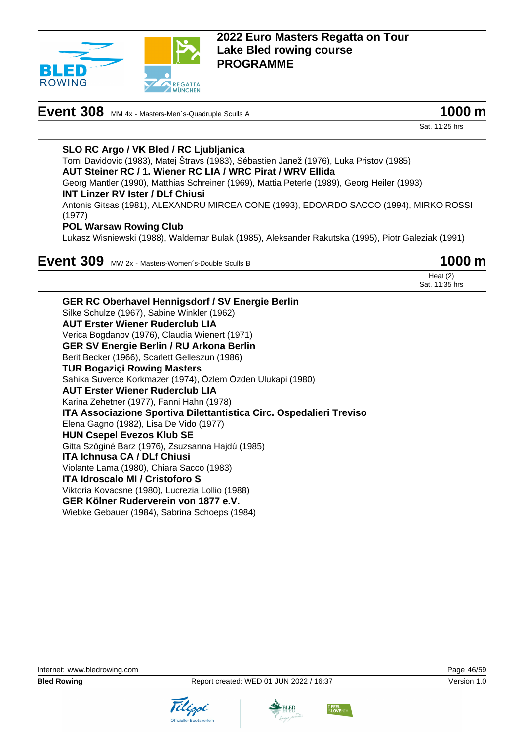# 2022 Euro Masters Regatta on Tour
# Lake Bled rowing course
# PROGRAMME

## Event 308 MM 4x - Masters-Men´s-Quadruple Sculls A — 1000 m

Sat. 11:25 hrs

**SLO RC Argo / VK Bled / RC Ljubljanica**
Tomi Davidovic (1983), Matej Štravs (1983), Sébastien Janež (1976), Luka Pristov (1985)

**AUT Steiner RC / 1. Wiener RC LIA / WRC Pirat / WRV Ellida**
Georg Mantler (1990), Matthias Schreiner (1969), Mattia Peterle (1989), Georg Heiler (1993)

**INT Linzer RV Ister / DLf Chiusi**
Antonis Gitsas (1981), ALEXANDRU MIRCEA CONE (1993), EDOARDO SACCO (1994), MIRKO ROSSI (1977)

**POL Warsaw Rowing Club**
Lukasz Wisniewski (1988), Waldemar Bulak (1985), Aleksander Rakutska (1995), Piotr Galeziak (1991)

## Event 309 MW 2x - Masters-Women´s-Double Sculls B — 1000 m

Heat (2)
Sat. 11:35 hrs

**GER RC Oberhavel Hennigsdorf / SV Energie Berlin**
Silke Schulze (1967), Sabine Winkler (1962)

**AUT Erster Wiener Ruderclub LIA**
Verica Bogdanov (1976), Claudia Wienert (1971)

**GER SV Energie Berlin / RU Arkona Berlin**
Berit Becker (1966), Scarlett Gelleszun (1986)

**TUR Bogaziçi Rowing Masters**
Sahika Suverce Korkmazer (1974), Özlem Özden Ulukapi (1980)

**AUT Erster Wiener Ruderclub LIA**
Karina Zehetner (1977), Fanni Hahn (1978)

**ITA Associazione Sportiva Dilettantistica Circ. Ospedalieri Treviso**
Elena Gagno (1982), Lisa De Vido (1977)

**HUN Csepel Evezos Klub SE**
Gitta Szöginé Barz (1976), Zsuzsanna Hajdú (1985)

**ITA Ichnusa CA / DLf Chiusi**
Violante Lama (1980), Chiara Sacco (1983)

**ITA Idroscalo MI / Cristoforo S**
Viktoria Kovacsne (1980), Lucrezia Lollio (1988)

**GER Kölner Ruderverein von 1877 e.V.**
Wiebke Gebauer (1984), Sabrina Schoeps (1984)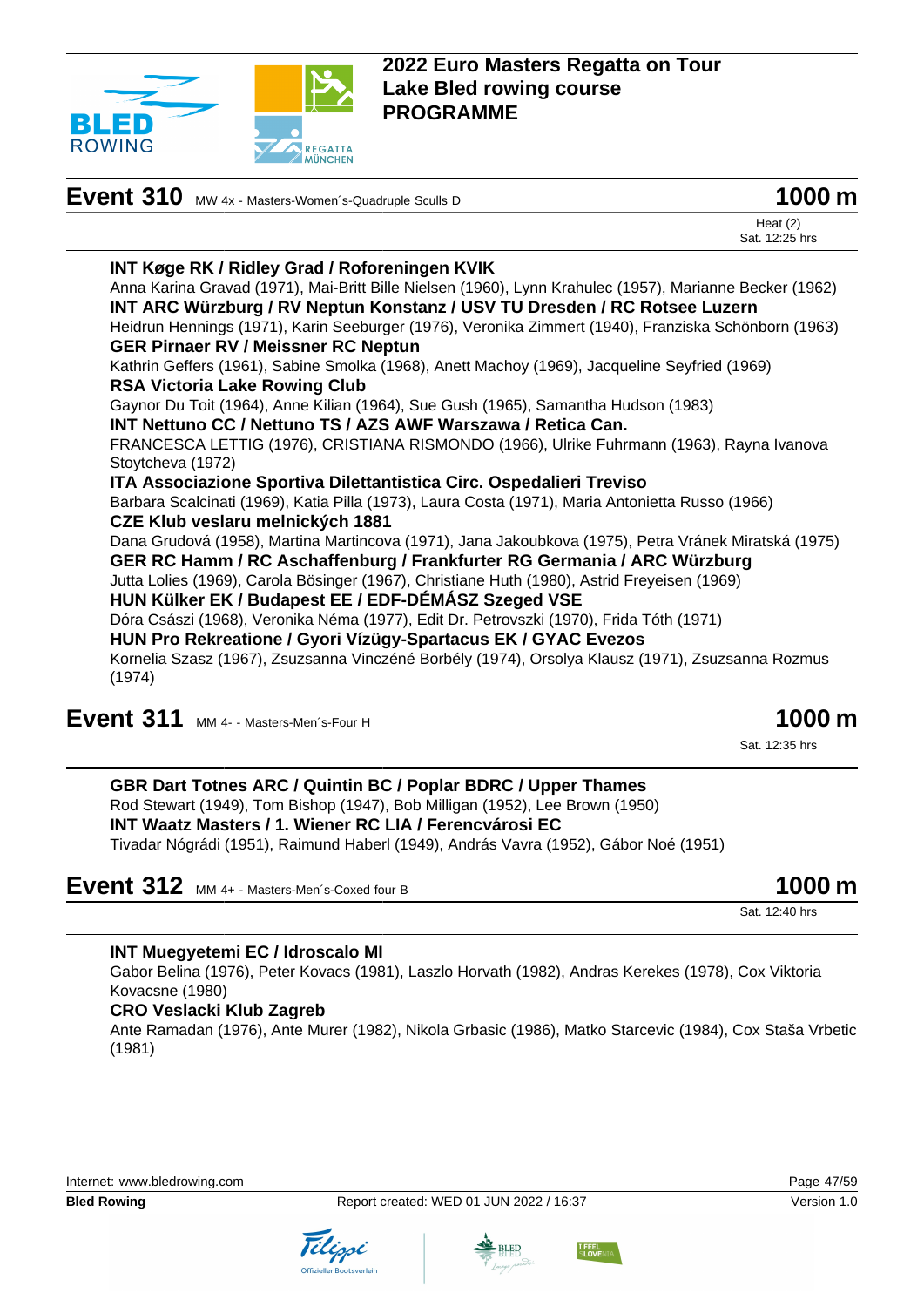# 2022 Euro Masters Regatta on Tour
# Lake Bled rowing course
# PROGRAMME

## Event 310 MW 4x - Masters-Women´s-Quadruple Sculls D — 1000 m

Heat (2)
Sat. 12:25 hrs

**INT Køge RK / Ridley Grad / Roforeningen KVIK**
Anna Karina Gravad (1971), Mai-Britt Bille Nielsen (1960), Lynn Krahulec (1957), Marianne Becker (1962)

**INT ARC Würzburg / RV Neptun Konstanz / USV TU Dresden / RC Rotsee Luzern**
Heidrun Hennings (1971), Karin Seeburger (1976), Veronika Zimmert (1940), Franziska Schönborn (1963)

**GER Pirnaer RV / Meissner RC Neptun**
Kathrin Geffers (1961), Sabine Smolka (1968), Anett Machoy (1969), Jacqueline Seyfried (1969)

**RSA Victoria Lake Rowing Club**
Gaynor Du Toit (1964), Anne Kilian (1964), Sue Gush (1965), Samantha Hudson (1983)

**INT Nettuno CC / Nettuno TS / AZS AWF Warszawa / Retica Can.**
FRANCESCA LETTIG (1976), CRISTIANA RISMONDO (1966), Ulrike Fuhrmann (1963), Rayna Ivanova Stoytcheva (1972)

**ITA Associazione Sportiva Dilettantistica Circ. Ospedalieri Treviso**
Barbara Scalcinati (1969), Katia Pilla (1973), Laura Costa (1971), Maria Antonietta Russo (1966)

**CZE Klub veslaru melnických 1881**
Dana Grudová (1958), Martina Martincova (1971), Jana Jakoubkova (1975), Petra Vránek Miratská (1975)

**GER RC Hamm / RC Aschaffenburg / Frankfurter RG Germania / ARC Würzburg**
Jutta Lolies (1969), Carola Bösinger (1967), Christiane Huth (1980), Astrid Freyeisen (1969)

**HUN Külker EK / Budapest EE / EDF-DÉMÁSZ Szeged VSE**
Dóra Császi (1968), Veronika Néma (1977), Edit Dr. Petrovszki (1970), Frida Tóth (1971)

**HUN Pro Rekreatione / Gyori Vízügy-Spartacus EK / GYAC Evezos**
Kornelia Szasz (1967), Zsuzsanna Vinczéné Borbély (1974), Orsolya Klausz (1971), Zsuzsanna Rozmus (1974)

## Event 311 MM 4- - Masters-Men´s-Four H — 1000 m

Sat. 12:35 hrs

**GBR Dart Totnes ARC / Quintin BC / Poplar BDRC / Upper Thames**
Rod Stewart (1949), Tom Bishop (1947), Bob Milligan (1952), Lee Brown (1950)

**INT Waatz Masters / 1. Wiener RC LIA / Ferencvárosi EC**
Tivadar Nógrádi (1951), Raimund Haberl (1949), András Vavra (1952), Gábor Noé (1951)

## Event 312 MM 4+ - Masters-Men´s-Coxed four B — 1000 m

Sat. 12:40 hrs

**INT Muegyetemi EC / Idroscalo MI**
Gabor Belina (1976), Peter Kovacs (1981), Laszlo Horvath (1982), Andras Kerekes (1978), Cox Viktoria Kovacsne (1980)

**CRO Veslacki Klub Zagreb**
Ante Ramadan (1976), Ante Murer (1982), Nikola Grbasic (1986), Matko Starcevic (1984), Cox Staša Vrbetic (1981)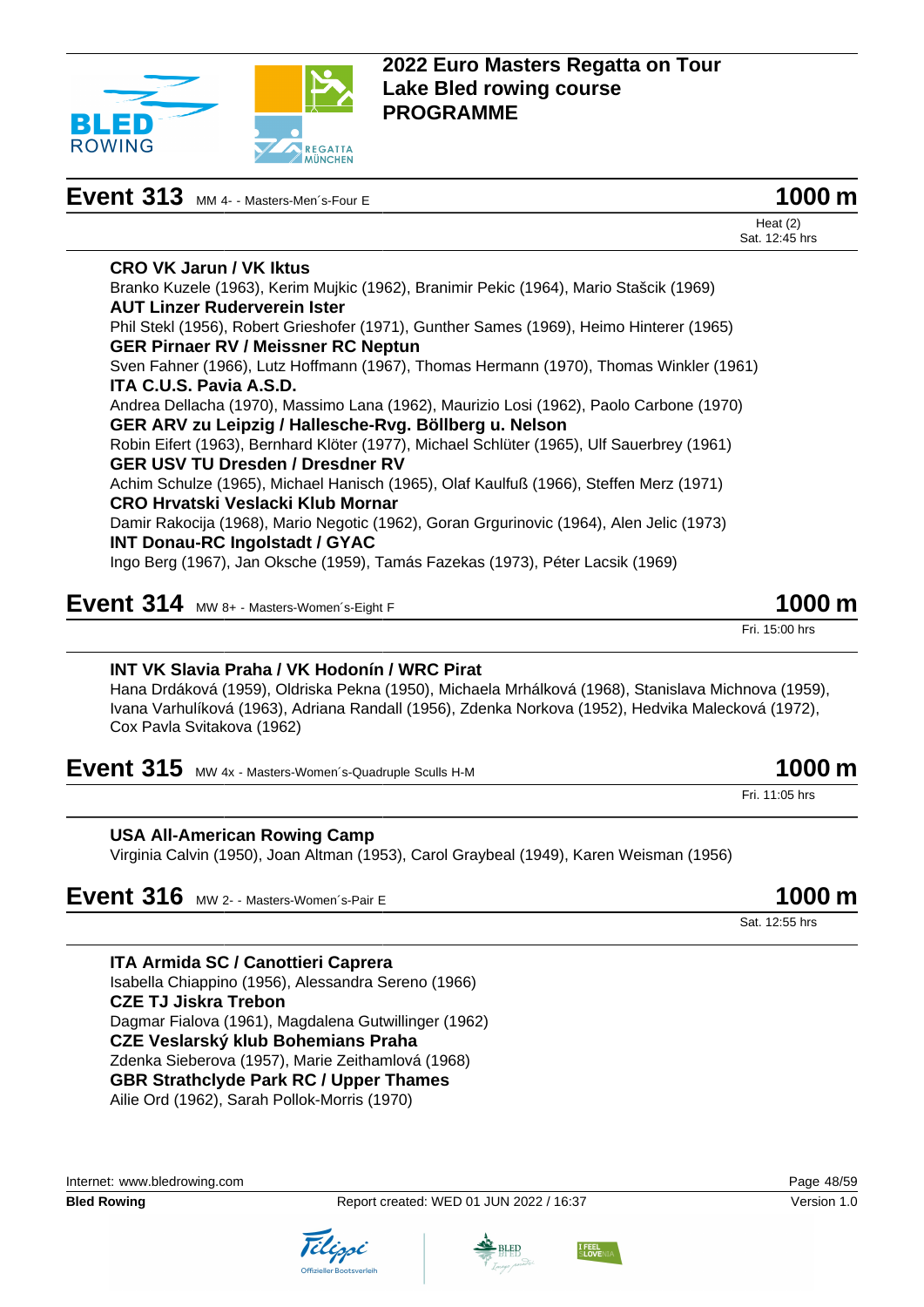# 2022 Euro Masters Regatta on Tour
# Lake Bled rowing course
# PROGRAMME

## Event 313 MM 4- - Masters-Men´s-Four E — 1000 m

Heat (2)
Sat. 12:45 hrs

**CRO VK Jarun / VK Iktus**
Branko Kuzele (1963), Kerim Mujkic (1962), Branimir Pekic (1964), Mario Stašcik (1969)

**AUT Linzer Ruderverein Ister**
Phil Stekl (1956), Robert Grieshofer (1971), Gunther Sames (1969), Heimo Hinterer (1965)

**GER Pirnaer RV / Meissner RC Neptun**
Sven Fahner (1966), Lutz Hoffmann (1967), Thomas Hermann (1970), Thomas Winkler (1961)

**ITA C.U.S. Pavia A.S.D.**
Andrea Dellacha (1970), Massimo Lana (1962), Maurizio Losi (1962), Paolo Carbone (1970)

**GER ARV zu Leipzig / Hallesche-Rvg. Böllberg u. Nelson**
Robin Eifert (1963), Bernhard Klöter (1977), Michael Schlüter (1965), Ulf Sauerbrey (1961)

**GER USV TU Dresden / Dresdner RV**
Achim Schulze (1965), Michael Hanisch (1965), Olaf Kaulfuß (1966), Steffen Merz (1971)

**CRO Hrvatski Veslacki Klub Mornar**
Damir Rakocija (1968), Mario Negotic (1962), Goran Grgurinovic (1964), Alen Jelic (1973)

**INT Donau-RC Ingolstadt / GYAC**
Ingo Berg (1967), Jan Oksche (1959), Tamás Fazekas (1973), Péter Lacsik (1969)

## Event 314 MW 8+ - Masters-Women´s-Eight F — 1000 m

Fri. 15:00 hrs

**INT VK Slavia Praha / VK Hodonín / WRC Pirat**
Hana Drdáková (1959), Oldriska Pekna (1950), Michaela Mrhálková (1968), Stanislava Michnova (1959), Ivana Varhulíková (1963), Adriana Randall (1956), Zdenka Norkova (1952), Hedvika Malecková (1972), Cox Pavla Svitakova (1962)

## Event 315 MW 4x - Masters-Women´s-Quadruple Sculls H-M — 1000 m

Fri. 11:05 hrs

**USA All-American Rowing Camp**
Virginia Calvin (1950), Joan Altman (1953), Carol Graybeal (1949), Karen Weisman (1956)

## Event 316 MW 2- - Masters-Women´s-Pair E — 1000 m

Sat. 12:55 hrs

**ITA Armida SC / Canottieri Caprera**
Isabella Chiappino (1956), Alessandra Sereno (1966)

**CZE TJ Jiskra Trebon**
Dagmar Fialova (1961), Magdalena Gutwillinger (1962)

**CZE Veslarský klub Bohemians Praha**
Zdenka Sieberova (1957), Marie Zeithamlová (1968)

**GBR Strathclyde Park RC / Upper Thames**
Ailie Ord (1962), Sarah Pollok-Morris (1970)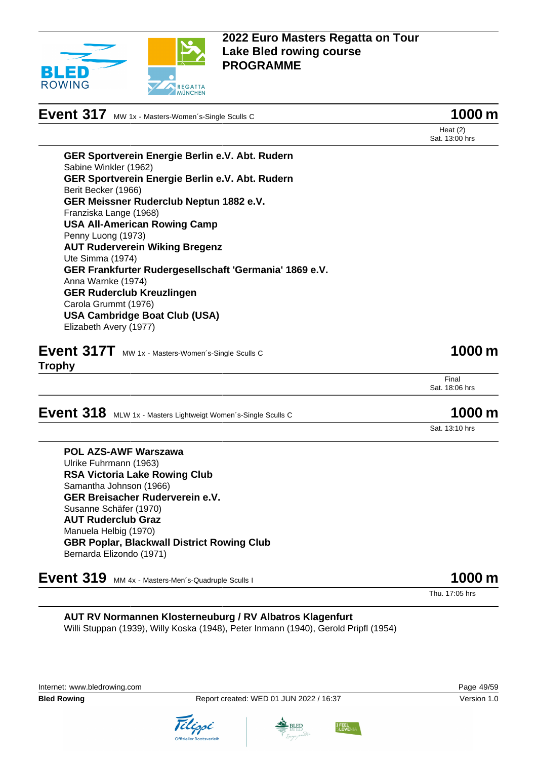# Event 317 MW 1x - Masters-Women´s-Single Sculls C — 1000 m

Heat (2)
Sat. 13:00 hrs

**GER Sportverein Energie Berlin e.V. Abt. Rudern**
Sabine Winkler (1962)
**GER Sportverein Energie Berlin e.V. Abt. Rudern**
Berit Becker (1966)
**GER Meissner Ruderclub Neptun 1882 e.V.**
Franziska Lange (1968)
**USA All-American Rowing Camp**
Penny Luong (1973)
**AUT Ruderverein Wiking Bregenz**
Ute Simma (1974)
**GER Frankfurter Rudergesellschaft 'Germania' 1869 e.V.**
Anna Warnke (1974)
**GER Ruderclub Kreuzlingen**
Carola Grummt (1976)
**USA Cambridge Boat Club (USA)**
Elizabeth Avery (1977)

# Event 317T MW 1x - Masters-Women´s-Single Sculls C Trophy — 1000 m

Final
Sat. 18:06 hrs

# Event 318 MLW 1x - Masters Lightweigt Women´s-Single Sculls C — 1000 m

Sat. 13:10 hrs

**POL AZS-AWF Warszawa**
Ulrike Fuhrmann (1963)
**RSA Victoria Lake Rowing Club**
Samantha Johnson (1966)
**GER Breisacher Ruderverein e.V.**
Susanne Schäfer (1970)
**AUT Ruderclub Graz**
Manuela Helbig (1970)
**GBR Poplar, Blackwall District Rowing Club**
Bernarda Elizondo (1971)

# Event 319 MM 4x - Masters-Men´s-Quadruple Sculls I — 1000 m

Thu. 17:05 hrs

**AUT RV Normannen Klosterneuburg / RV Albatros Klagenfurt**
Willi Stuppan (1939), Willy Koska (1948), Peter Inmann (1940), Gerold Pripfl (1954)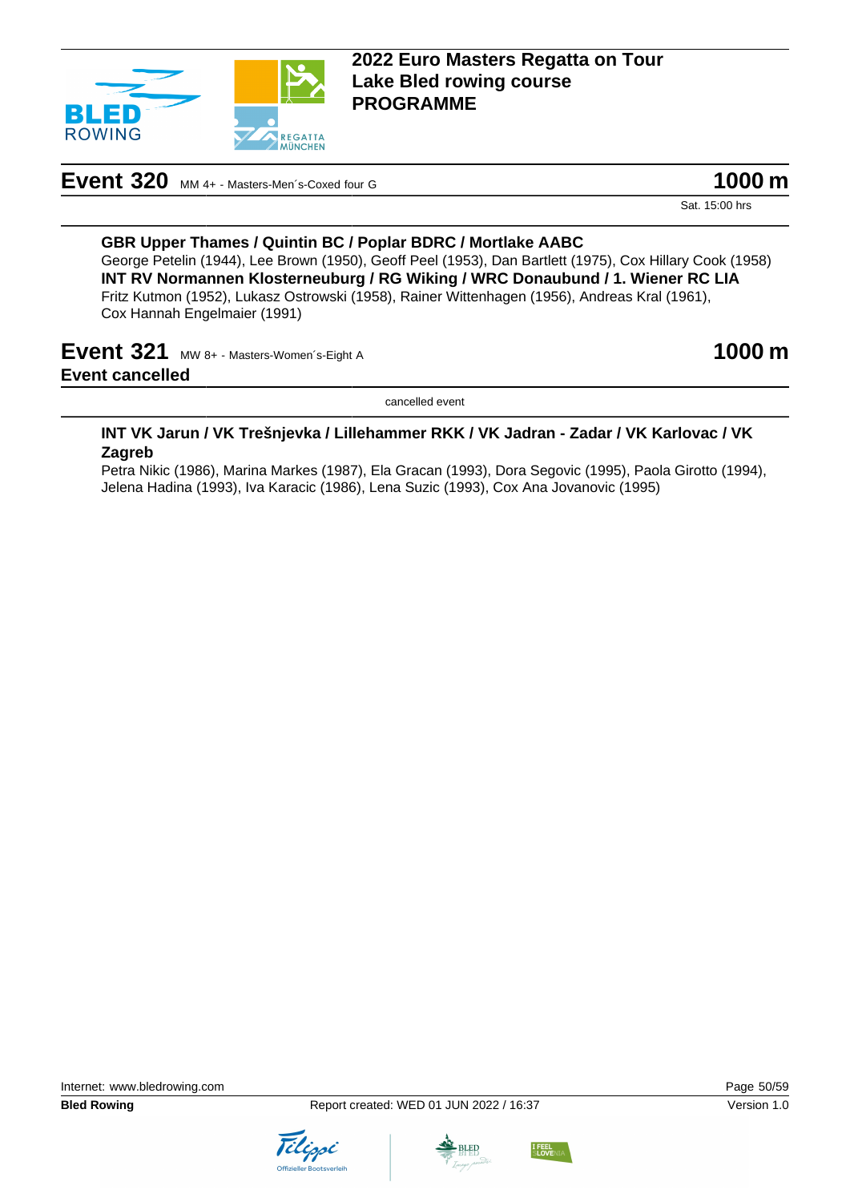# 2022 Euro Masters Regatta on Tour
# Lake Bled rowing course
# PROGRAMME

## Event 320 MM 4+ - Masters-Men´s-Coxed four G — 1000 m

Sat. 15:00 hrs

**GBR Upper Thames / Quintin BC / Poplar BDRC / Mortlake AABC**
George Petelin (1944), Lee Brown (1950), Geoff Peel (1953), Dan Bartlett (1975), Cox Hillary Cook (1958)

**INT RV Normannen Klosterneuburg / RG Wiking / WRC Donaubund / 1. Wiener RC LIA**
Fritz Kutmon (1952), Lukasz Ostrowski (1958), Rainer Wittenhagen (1956), Andreas Kral (1961), Cox Hannah Engelmaier (1991)

## Event 321 MW 8+ - Masters-Women´s-Eight A — 1000 m

**Event cancelled**

cancelled event

**INT VK Jarun / VK Trešnjevka / Lillehammer RKK / VK Jadran - Zadar / VK Karlovac / VK Zagreb**
Petra Nikic (1986), Marina Markes (1987), Ela Gracan (1993), Dora Segovic (1995), Paola Girotto (1994), Jelena Hadina (1993), Iva Karacic (1986), Lena Suzic (1993), Cox Ana Jovanovic (1995)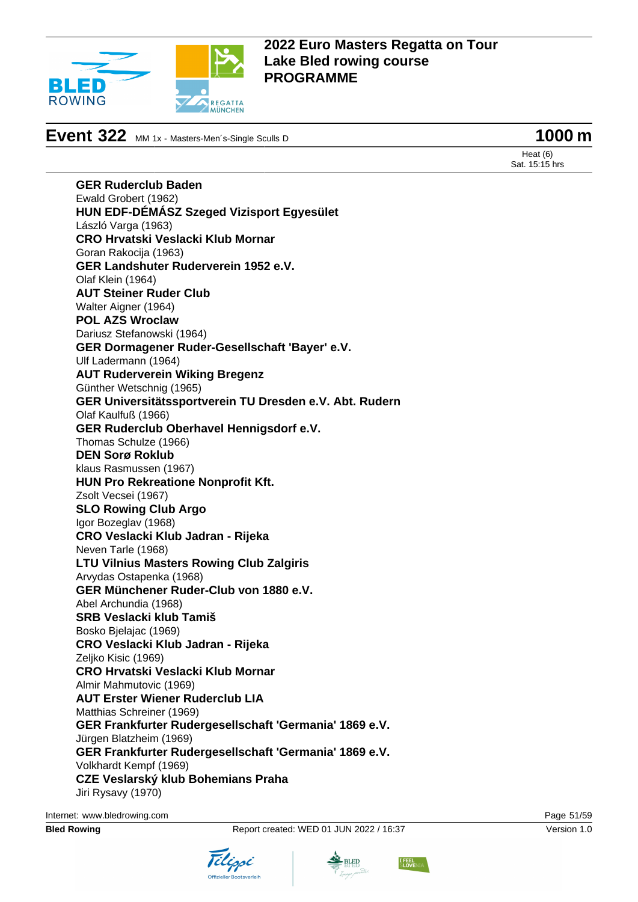# 2022 Euro Masters Regatta on Tour
# Lake Bled rowing course
# PROGRAMME

## Event 322 MM 1x - Masters-Men´s-Single Sculls D — 1000 m

Heat (6)
Sat. 15:15 hrs

**GER Ruderclub Baden**
Ewald Grobert (1962)
**HUN EDF-DÉMÁSZ Szeged Vizisport Egyesület**
László Varga (1963)
**CRO Hrvatski Veslacki Klub Mornar**
Goran Rakocija (1963)
**GER Landshuter Ruderverein 1952 e.V.**
Olaf Klein (1964)
**AUT Steiner Ruder Club**
Walter Aigner (1964)
**POL AZS Wroclaw**
Dariusz Stefanowski (1964)
**GER Dormagener Ruder-Gesellschaft 'Bayer' e.V.**
Ulf Ladermann (1964)
**AUT Ruderverein Wiking Bregenz**
Günther Wetschnig (1965)
**GER Universitätssportverein TU Dresden e.V. Abt. Rudern**
Olaf Kaulfuß (1966)
**GER Ruderclub Oberhavel Hennigsdorf e.V.**
Thomas Schulze (1966)
**DEN Sorø Roklub**
klaus Rasmussen (1967)
**HUN Pro Rekreatione Nonprofit Kft.**
Zsolt Vecsei (1967)
**SLO Rowing Club Argo**
Igor Bozeglav (1968)
**CRO Veslacki Klub Jadran - Rijeka**
Neven Tarle (1968)
**LTU Vilnius Masters Rowing Club Zalgiris**
Arvydas Ostapenka (1968)
**GER Münchener Ruder-Club von 1880 e.V.**
Abel Archundia (1968)
**SRB Veslacki klub Tamiš**
Bosko Bjelajac (1969)
**CRO Veslacki Klub Jadran - Rijeka**
Zeljko Kisic (1969)
**CRO Hrvatski Veslacki Klub Mornar**
Almir Mahmutovic (1969)
**AUT Erster Wiener Ruderclub LIA**
Matthias Schreiner (1969)
**GER Frankfurter Rudergesellschaft 'Germania' 1869 e.V.**
Jürgen Blatzheim (1969)
**GER Frankfurter Rudergesellschaft 'Germania' 1869 e.V.**
Volkhardt Kempf (1969)
**CZE Veslarský klub Bohemians Praha**
Jiri Rysavy (1970)

Internet: www.bledrowing.com
**Bled Rowing** Report created: WED 01 JUN 2022 / 16:37 Version 1.0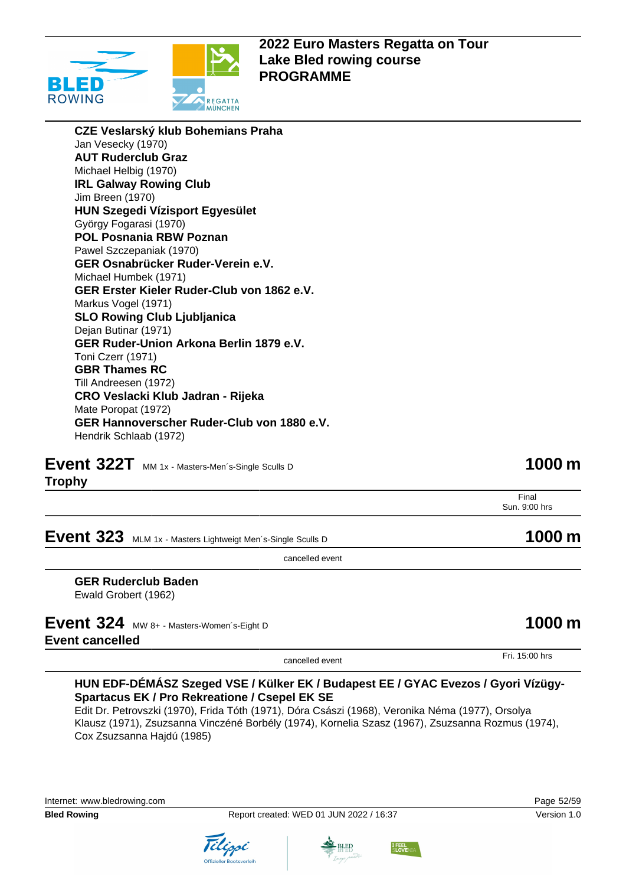**CZE Veslarský klub Bohemians Praha**
Jan Vesecky (1970)
**AUT Ruderclub Graz**
Michael Helbig (1970)
**IRL Galway Rowing Club**
Jim Breen (1970)
**HUN Szegedi Vízisport Egyesület**
György Fogarasi (1970)
**POL Posnania RBW Poznan**
Pawel Szczepaniak (1970)
**GER Osnabrücker Ruder-Verein e.V.**
Michael Humbek (1971)
**GER Erster Kieler Ruder-Club von 1862 e.V.**
Markus Vogel (1971)
**SLO Rowing Club Ljubljanica**
Dejan Butinar (1971)
**GER Ruder-Union Arkona Berlin 1879 e.V.**
Toni Czerr (1971)
**GBR Thames RC**
Till Andreesen (1972)
**CRO Veslacki Klub Jadran - Rijeka**
Mate Poropat (1972)
**GER Hannoverscher Ruder-Club von 1880 e.V.**
Hendrik Schlaab (1972)

## Event 322T MM 1x - Masters-Men´s-Single Sculls D — 1000 m
**Trophy**

Final
Sun. 9:00 hrs

## Event 323 MLM 1x - Masters Lightweigt Men´s-Single Sculls D — 1000 m

cancelled event

**GER Ruderclub Baden**
Ewald Grobert (1962)

## Event 324 MW 8+ - Masters-Women´s-Eight D — 1000 m
**Event cancelled**

cancelled event — Fri. 15:00 hrs

**HUN EDF-DÉMÁSZ Szeged VSE / Külker EK / Budapest EE / GYAC Evezos / Gyori Vízügy-Spartacus EK / Pro Rekreatione / Csepel EK SE**
Edit Dr. Petrovszki (1970), Frida Tóth (1971), Dóra Császi (1968), Veronika Néma (1977), Orsolya Klausz (1971), Zsuzsanna Vinczéné Borbély (1974), Kornelia Szasz (1967), Zsuzsanna Rozmus (1974), Cox Zsuzsanna Hajdú (1985)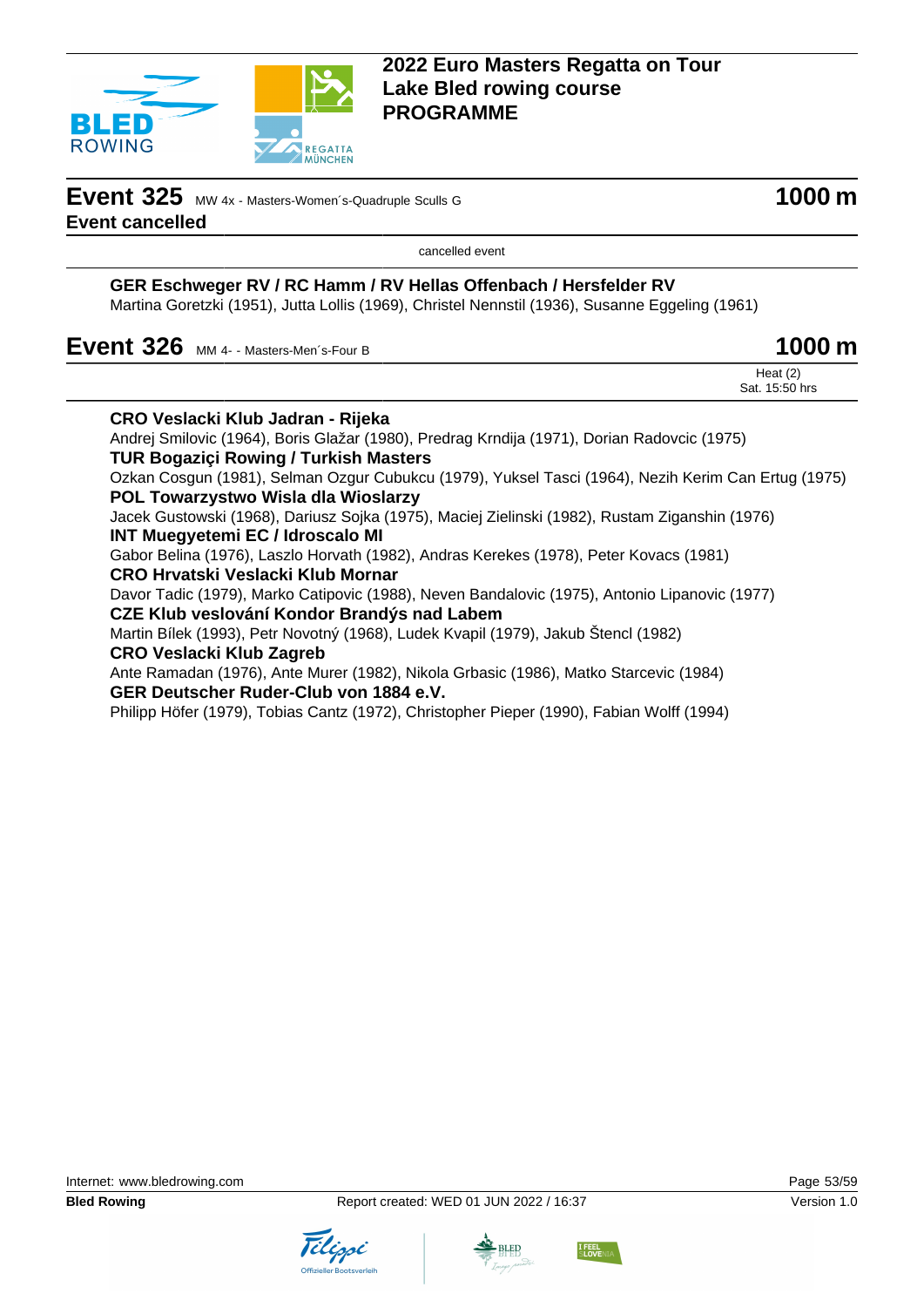# 2022 Euro Masters Regatta on Tour
# Lake Bled rowing course
# PROGRAMME

## Event 325 MW 4x - Masters-Women´s-Quadruple Sculls G — 1000 m

**Event cancelled**

cancelled event

**GER Eschweger RV / RC Hamm / RV Hellas Offenbach / Hersfelder RV**
Martina Goretzki (1951), Jutta Lollis (1969), Christel Nennstil (1936), Susanne Eggeling (1961)

## Event 326 MM 4- - Masters-Men´s-Four B — 1000 m

Heat (2)
Sat. 15:50 hrs

**CRO Veslacki Klub Jadran - Rijeka**
Andrej Smilovic (1964), Boris Glažar (1980), Predrag Krndija (1971), Dorian Radovcic (1975)

**TUR Bogaziçi Rowing / Turkish Masters**
Ozkan Cosgun (1981), Selman Ozgur Cubukcu (1979), Yuksel Tasci (1964), Nezih Kerim Can Ertug (1975)

**POL Towarzystwo Wisla dla Wioslarzy**
Jacek Gustowski (1968), Dariusz Sojka (1975), Maciej Zielinski (1982), Rustam Ziganshin (1976)

**INT Muegyetemi EC / Idroscalo MI**
Gabor Belina (1976), Laszlo Horvath (1982), Andras Kerekes (1978), Peter Kovacs (1981)

**CRO Hrvatski Veslacki Klub Mornar**
Davor Tadic (1979), Marko Catipovic (1988), Neven Bandalovic (1975), Antonio Lipanovic (1977)

**CZE Klub veslování Kondor Brandýs nad Labem**
Martin Bílek (1993), Petr Novotný (1968), Ludek Kvapil (1979), Jakub Štencl (1982)

**CRO Veslacki Klub Zagreb**
Ante Ramadan (1976), Ante Murer (1982), Nikola Grbasic (1986), Matko Starcevic (1984)

**GER Deutscher Ruder-Club von 1884 e.V.**
Philipp Höfer (1979), Tobias Cantz (1972), Christopher Pieper (1990), Fabian Wolff (1994)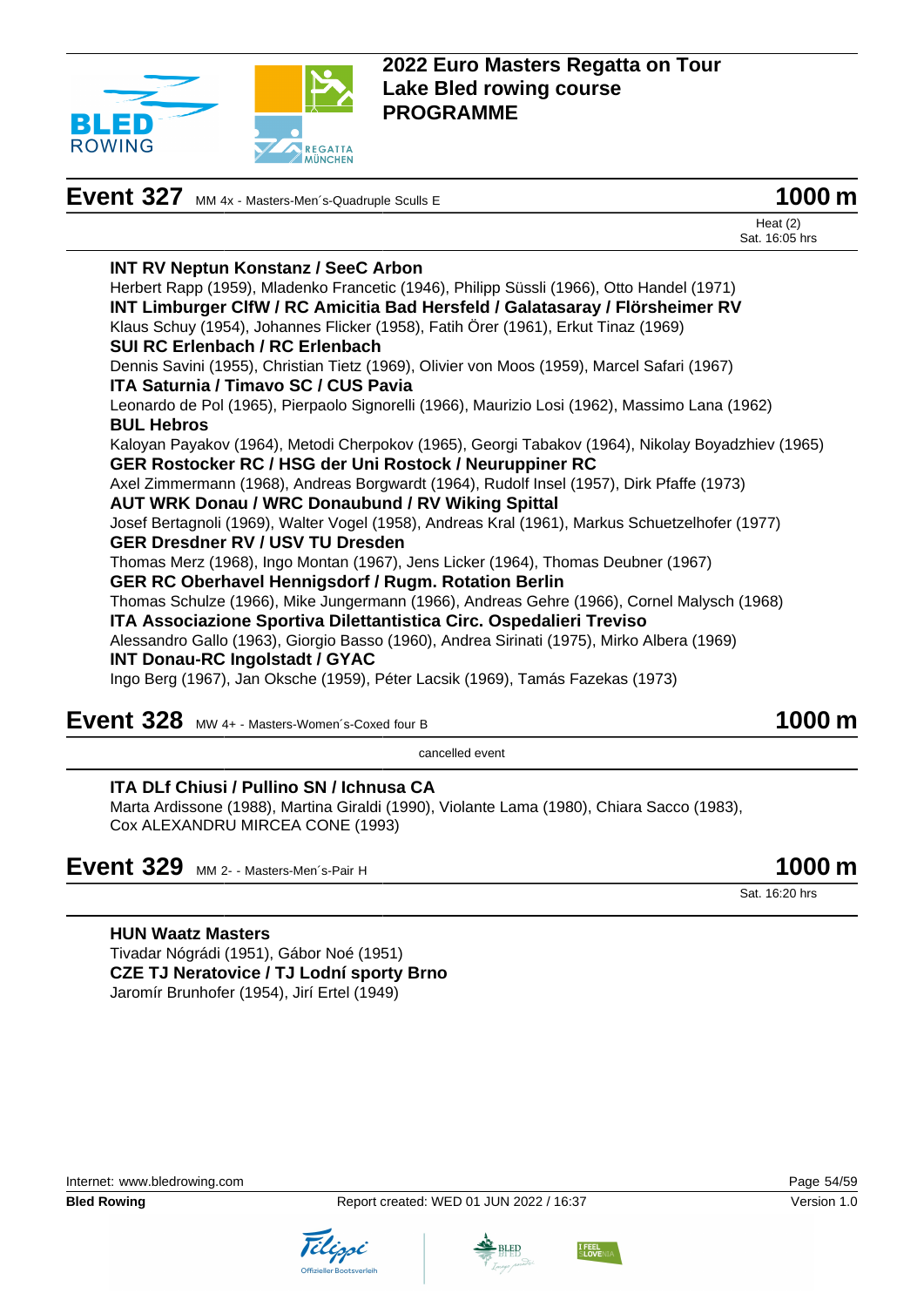# 2022 Euro Masters Regatta on Tour
# Lake Bled rowing course
# PROGRAMME

## Event 327 MM 4x - Masters-Men´s-Quadruple Sculls E — 1000 m

Heat (2)
Sat. 16:05 hrs

**INT RV Neptun Konstanz / SeeC Arbon**
Herbert Rapp (1959), Mladenko Francetic (1946), Philipp Süssli (1966), Otto Handel (1971)

**INT Limburger ClfW / RC Amicitia Bad Hersfeld / Galatasaray / Flörsheimer RV**
Klaus Schuy (1954), Johannes Flicker (1958), Fatih Örer (1961), Erkut Tinaz (1969)

**SUI RC Erlenbach / RC Erlenbach**
Dennis Savini (1955), Christian Tietz (1969), Olivier von Moos (1959), Marcel Safari (1967)

**ITA Saturnia / Timavo SC / CUS Pavia**
Leonardo de Pol (1965), Pierpaolo Signorelli (1966), Maurizio Losi (1962), Massimo Lana (1962)

**BUL Hebros**
Kaloyan Payakov (1964), Metodi Cherpokov (1965), Georgi Tabakov (1964), Nikolay Boyadzhiev (1965)

**GER Rostocker RC / HSG der Uni Rostock / Neuruppiner RC**
Axel Zimmermann (1968), Andreas Borgwardt (1964), Rudolf Insel (1957), Dirk Pfaffe (1973)

**AUT WRK Donau / WRC Donaubund / RV Wiking Spittal**
Josef Bertagnoli (1969), Walter Vogel (1958), Andreas Kral (1961), Markus Schuetzelhofer (1977)

**GER Dresdner RV / USV TU Dresden**
Thomas Merz (1968), Ingo Montan (1967), Jens Licker (1964), Thomas Deubner (1967)

**GER RC Oberhavel Hennigsdorf / Rugm. Rotation Berlin**
Thomas Schulze (1966), Mike Jungermann (1966), Andreas Gehre (1966), Cornel Malysch (1968)

**ITA Associazione Sportiva Dilettantistica Circ. Ospedalieri Treviso**
Alessandro Gallo (1963), Giorgio Basso (1960), Andrea Sirinati (1975), Mirko Albera (1969)

**INT Donau-RC Ingolstadt / GYAC**
Ingo Berg (1967), Jan Oksche (1959), Péter Lacsik (1969), Tamás Fazekas (1973)

## Event 328 MW 4+ - Masters-Women´s-Coxed four B — 1000 m

cancelled event

**ITA DLf Chiusi / Pullino SN / Ichnusa CA**
Marta Ardissone (1988), Martina Giraldi (1990), Violante Lama (1980), Chiara Sacco (1983), Cox ALEXANDRU MIRCEA CONE (1993)

## Event 329 MM 2- - Masters-Men´s-Pair H — 1000 m

Sat. 16:20 hrs

**HUN Waatz Masters**
Tivadar Nógrádi (1951), Gábor Noé (1951)

**CZE TJ Neratovice / TJ Lodní sporty Brno**
Jaromír Brunhofer (1954), Jirí Ertel (1949)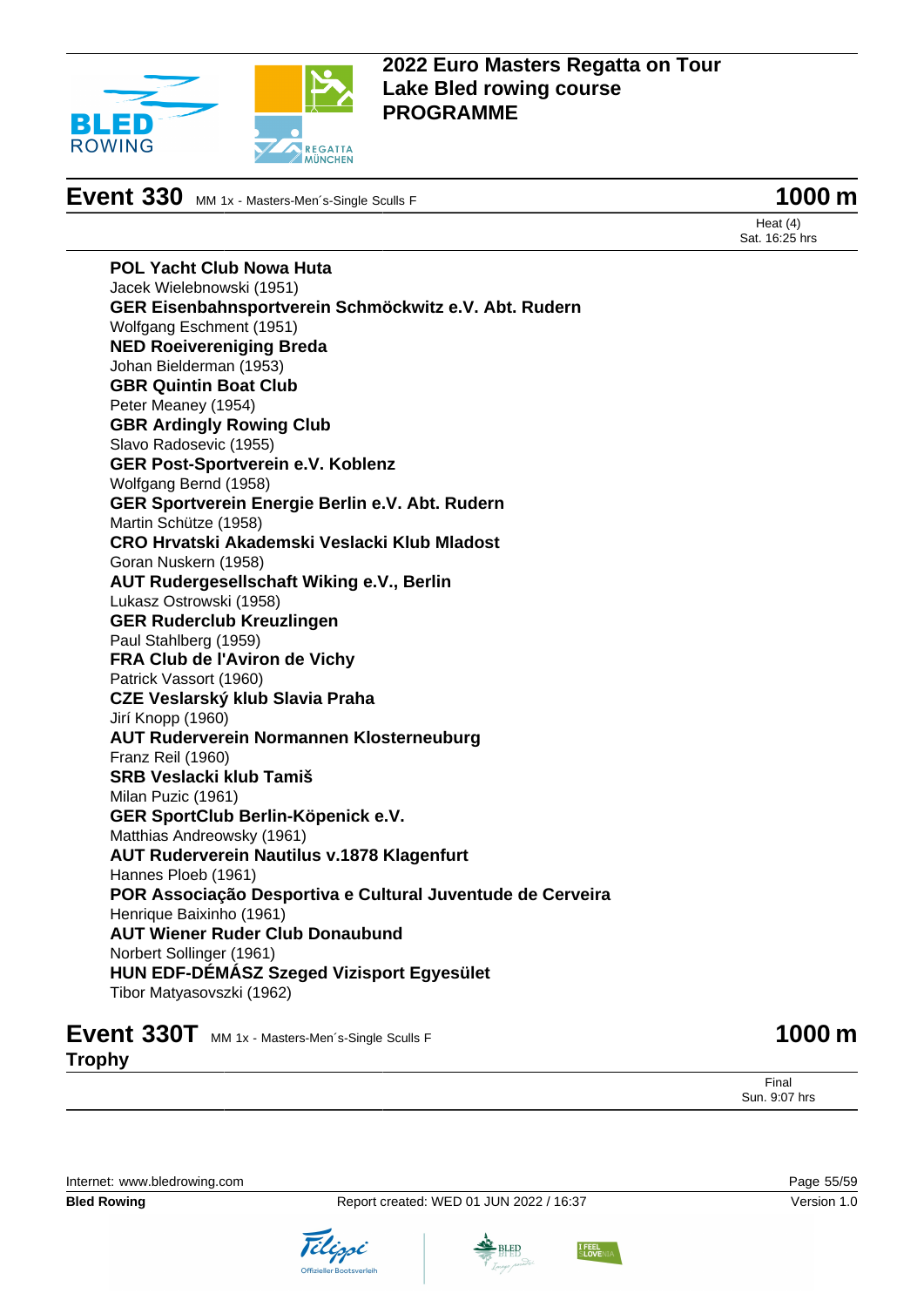## Event 330 MM 1x - Masters-Men´s-Single Sculls F

**1000 m**

Heat (4)
Sat. 16:25 hrs

**POL Yacht Club Nowa Huta**
Jacek Wielebnowski (1951)

**GER Eisenbahnsportverein Schmöckwitz e.V. Abt. Rudern**
Wolfgang Eschment (1951)

**NED Roeivereniging Breda**
Johan Bielderman (1953)

**GBR Quintin Boat Club**
Peter Meaney (1954)

**GBR Ardingly Rowing Club**
Slavo Radosevic (1955)

**GER Post-Sportverein e.V. Koblenz**
Wolfgang Bernd (1958)

**GER Sportverein Energie Berlin e.V. Abt. Rudern**
Martin Schütze (1958)

**CRO Hrvatski Akademski Veslacki Klub Mladost**
Goran Nuskern (1958)

**AUT Rudergesellschaft Wiking e.V., Berlin**
Lukasz Ostrowski (1958)

**GER Ruderclub Kreuzlingen**
Paul Stahlberg (1959)

**FRA Club de l'Aviron de Vichy**
Patrick Vassort (1960)

**CZE Veslarský klub Slavia Praha**
Jirí Knopp (1960)

**AUT Ruderverein Normannen Klosterneuburg**
Franz Reil (1960)

**SRB Veslacki klub Tamiš**
Milan Puzic (1961)

**GER SportClub Berlin-Köpenick e.V.**
Matthias Andreowsky (1961)

**AUT Ruderverein Nautilus v.1878 Klagenfurt**
Hannes Ploeb (1961)

**POR Associação Desportiva e Cultural Juventude de Cerveira**
Henrique Baixinho (1961)

**AUT Wiener Ruder Club Donaubund**
Norbert Sollinger (1961)

**HUN EDF-DÉMÁSZ Szeged Vizisport Egyesület**
Tibor Matyasovszki (1962)

## Event 330T MM 1x - Masters-Men´s-Single Sculls F

**Trophy**

**1000 m**

Final
Sun. 9:07 hrs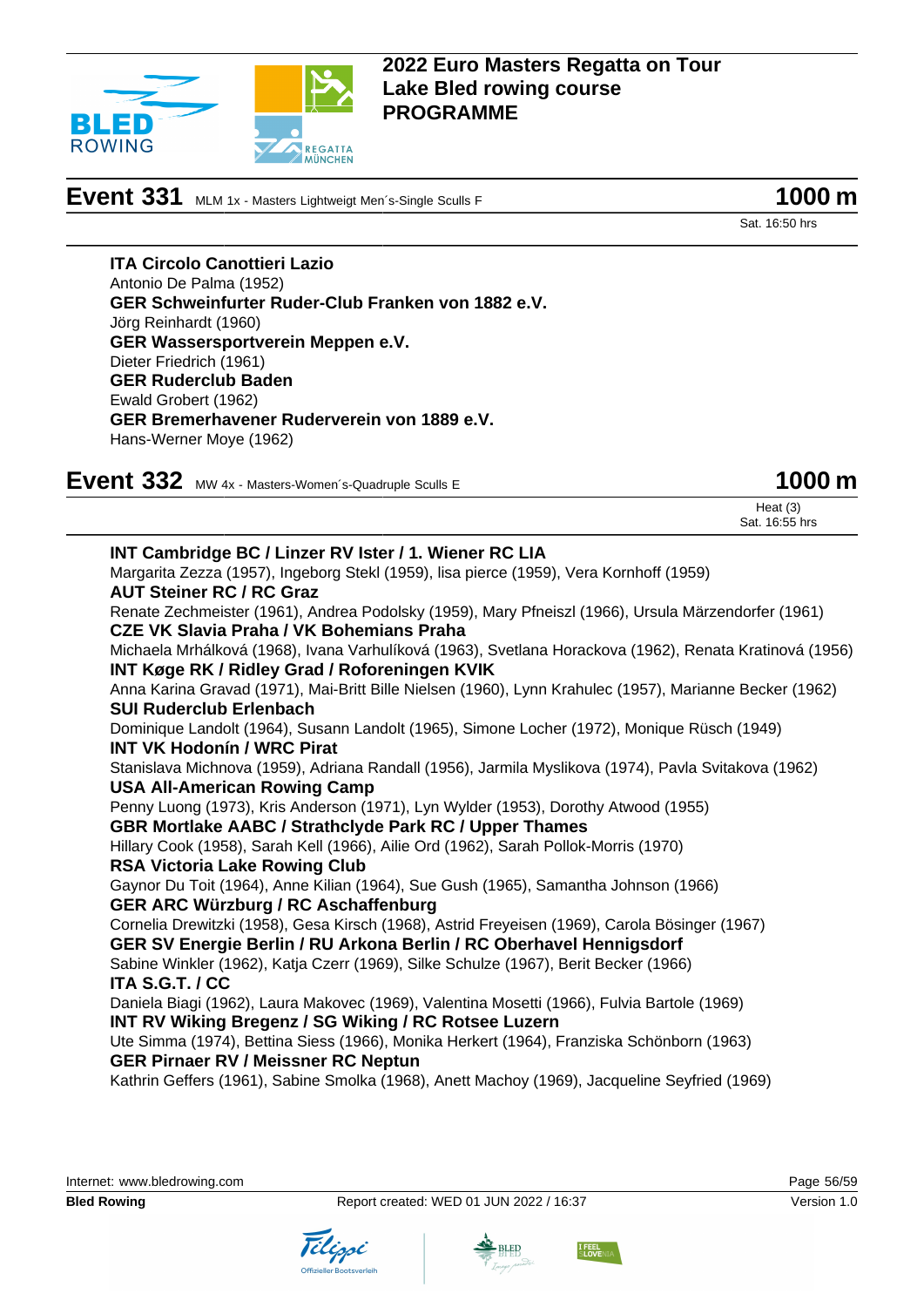# 2022 Euro Masters Regatta on Tour
# Lake Bled rowing course
# PROGRAMME

## Event 331 MLM 1x - Masters Lightweigt Men´s-Single Sculls F — 1000 m

Sat. 16:50 hrs

**ITA Circolo Canottieri Lazio**
Antonio De Palma (1952)
**GER Schweinfurter Ruder-Club Franken von 1882 e.V.**
Jörg Reinhardt (1960)
**GER Wassersportverein Meppen e.V.**
Dieter Friedrich (1961)
**GER Ruderclub Baden**
Ewald Grobert (1962)
**GER Bremerhavener Ruderverein von 1889 e.V.**
Hans-Werner Moye (1962)

## Event 332 MW 4x - Masters-Women´s-Quadruple Sculls E — 1000 m

Heat (3)
Sat. 16:55 hrs

**INT Cambridge BC / Linzer RV Ister / 1. Wiener RC LIA**
Margarita Zezza (1957), Ingeborg Stekl (1959), lisa pierce (1959), Vera Kornhoff (1959)
**AUT Steiner RC / RC Graz**
Renate Zechmeister (1961), Andrea Podolsky (1959), Mary Pfneiszl (1966), Ursula Märzendorfer (1961)
**CZE VK Slavia Praha / VK Bohemians Praha**
Michaela Mrhálková (1968), Ivana Varhulíková (1963), Svetlana Horackova (1962), Renata Kratinová (1956)
**INT Køge RK / Ridley Grad / Roforeningen KVIK**
Anna Karina Gravad (1971), Mai-Britt Bille Nielsen (1960), Lynn Krahulec (1957), Marianne Becker (1962)
**SUI Ruderclub Erlenbach**
Dominique Landolt (1964), Susann Landolt (1965), Simone Locher (1972), Monique Rüsch (1949)
**INT VK Hodonín / WRC Pirat**
Stanislava Michnova (1959), Adriana Randall (1956), Jarmila Myslikova (1974), Pavla Svitakova (1962)
**USA All-American Rowing Camp**
Penny Luong (1973), Kris Anderson (1971), Lyn Wylder (1953), Dorothy Atwood (1955)
**GBR Mortlake AABC / Strathclyde Park RC / Upper Thames**
Hillary Cook (1958), Sarah Kell (1966), Ailie Ord (1962), Sarah Pollok-Morris (1970)
**RSA Victoria Lake Rowing Club**
Gaynor Du Toit (1964), Anne Kilian (1964), Sue Gush (1965), Samantha Johnson (1966)
**GER ARC Würzburg / RC Aschaffenburg**
Cornelia Drewitzki (1958), Gesa Kirsch (1968), Astrid Freyeisen (1969), Carola Bösinger (1967)
**GER SV Energie Berlin / RU Arkona Berlin / RC Oberhavel Hennigsdorf**
Sabine Winkler (1962), Katja Czerr (1969), Silke Schulze (1967), Berit Becker (1966)
**ITA S.G.T. / CC**
Daniela Biagi (1962), Laura Makovec (1969), Valentina Mosetti (1966), Fulvia Bartole (1969)
**INT RV Wiking Bregenz / SG Wiking / RC Rotsee Luzern**
Ute Simma (1974), Bettina Siess (1966), Monika Herkert (1964), Franziska Schönborn (1963)
**GER Pirnaer RV / Meissner RC Neptun**
Kathrin Geffers (1961), Sabine Smolka (1968), Anett Machoy (1969), Jacqueline Seyfried (1969)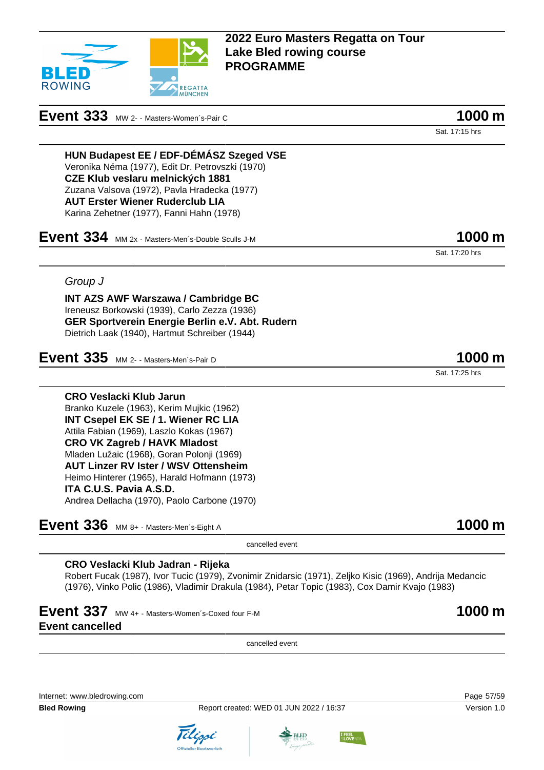# 2022 Euro Masters Regatta on Tour
# Lake Bled rowing course
# PROGRAMME

## Event 333 MW 2- - Masters-Women´s-Pair C — 1000 m

Sat. 17:15 hrs

**HUN Budapest EE / EDF-DÉMÁSZ Szeged VSE**
Veronika Néma (1977), Edit Dr. Petrovszki (1970)
**CZE Klub veslaru melnických 1881**
Zuzana Valsova (1972), Pavla Hradecka (1977)
**AUT Erster Wiener Ruderclub LIA**
Karina Zehetner (1977), Fanni Hahn (1978)

## Event 334 MM 2x - Masters-Men´s-Double Sculls J-M — 1000 m

Sat. 17:20 hrs

*Group J*

**INT AZS AWF Warszawa / Cambridge BC**
Ireneusz Borkowski (1939), Carlo Zezza (1936)
**GER Sportverein Energie Berlin e.V. Abt. Rudern**
Dietrich Laak (1940), Hartmut Schreiber (1944)

## Event 335 MM 2- - Masters-Men´s-Pair D — 1000 m

Sat. 17:25 hrs

**CRO Veslacki Klub Jarun**
Branko Kuzele (1963), Kerim Mujkic (1962)
**INT Csepel EK SE / 1. Wiener RC LIA**
Attila Fabian (1969), Laszlo Kokas (1967)
**CRO VK Zagreb / HAVK Mladost**
Mladen Lužaic (1968), Goran Polonji (1969)
**AUT Linzer RV Ister / WSV Ottensheim**
Heimo Hinterer (1965), Harald Hofmann (1973)
**ITA C.U.S. Pavia A.S.D.**
Andrea Dellacha (1970), Paolo Carbone (1970)

## Event 336 MM 8+ - Masters-Men´s-Eight A — 1000 m

cancelled event

**CRO Veslacki Klub Jadran - Rijeka**
Robert Fucak (1987), Ivor Tucic (1979), Zvonimir Znidarsic (1971), Zeljko Kisic (1969), Andrija Medancic (1976), Vinko Polic (1986), Vladimir Drakula (1984), Petar Topic (1983), Cox Damir Kvajo (1983)

## Event 337 MW 4+ - Masters-Women´s-Coxed four F-M — 1000 m

**Event cancelled**

cancelled event

Internet: www.bledrowing.com

**Bled Rowing** — Report created: WED 01 JUN 2022 / 16:37 — Version 1.0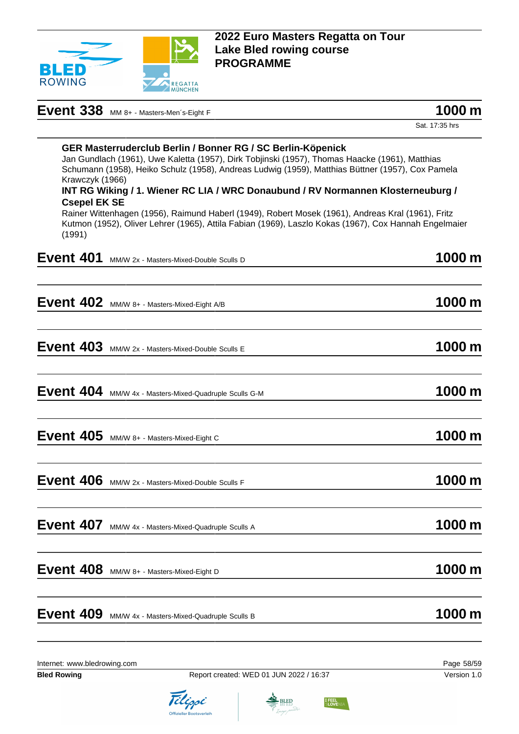## Event 338 MM 8+ - Masters-Men´s-Eight F

**1000 m**

Sat. 17:35 hrs

**GER Masterruderclub Berlin / Bonner RG / SC Berlin-Köpenick**
Jan Gundlach (1961), Uwe Kaletta (1957), Dirk Tobjinski (1957), Thomas Haacke (1961), Matthias Schumann (1958), Heiko Schulz (1958), Andreas Ludwig (1959), Matthias Büttner (1957), Cox Pamela Krawczyk (1966)

**INT RG Wiking / 1. Wiener RC LIA / WRC Donaubund / RV Normannen Klosterneuburg / Csepel EK SE**
Rainer Wittenhagen (1956), Raimund Haberl (1949), Robert Mosek (1961), Andreas Kral (1961), Fritz Kutmon (1952), Oliver Lehrer (1965), Attila Fabian (1969), Laszlo Kokas (1967), Cox Hannah Engelmaier (1991)

## Event 401 MM/W 2x - Masters-Mixed-Double Sculls D

**1000 m**

## Event 402 MM/W 8+ - Masters-Mixed-Eight A/B

**1000 m**

## Event 403 MM/W 2x - Masters-Mixed-Double Sculls E

**1000 m**

## Event 404 MM/W 4x - Masters-Mixed-Quadruple Sculls G-M

**1000 m**

## Event 405 MM/W 8+ - Masters-Mixed-Eight C

**1000 m**

## Event 406 MM/W 2x - Masters-Mixed-Double Sculls F

**1000 m**

## Event 407 MM/W 4x - Masters-Mixed-Quadruple Sculls A

**1000 m**

## Event 408 MM/W 8+ - Masters-Mixed-Eight D

**1000 m**

## Event 409 MM/W 4x - Masters-Mixed-Quadruple Sculls B

**1000 m**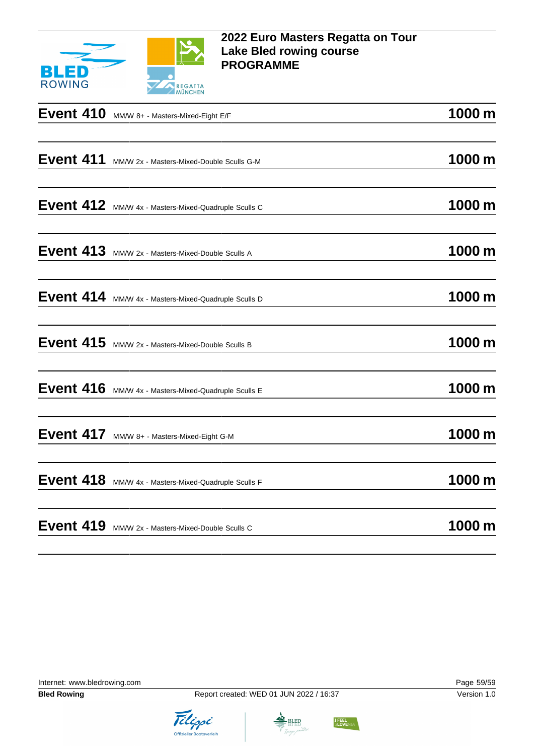## Event 410 MM/W 8+ - Masters-Mixed-Eight E/F — 1000 m

## Event 411 MM/W 2x - Masters-Mixed-Double Sculls G-M — 1000 m

## Event 412 MM/W 4x - Masters-Mixed-Quadruple Sculls C — 1000 m

## Event 413 MM/W 2x - Masters-Mixed-Double Sculls A — 1000 m

## Event 414 MM/W 4x - Masters-Mixed-Quadruple Sculls D — 1000 m

## Event 415 MM/W 2x - Masters-Mixed-Double Sculls B — 1000 m

## Event 416 MM/W 4x - Masters-Mixed-Quadruple Sculls E — 1000 m

## Event 417 MM/W 8+ - Masters-Mixed-Eight G-M — 1000 m

## Event 418 MM/W 4x - Masters-Mixed-Quadruple Sculls F — 1000 m

## Event 419 MM/W 2x - Masters-Mixed-Double Sculls C — 1000 m